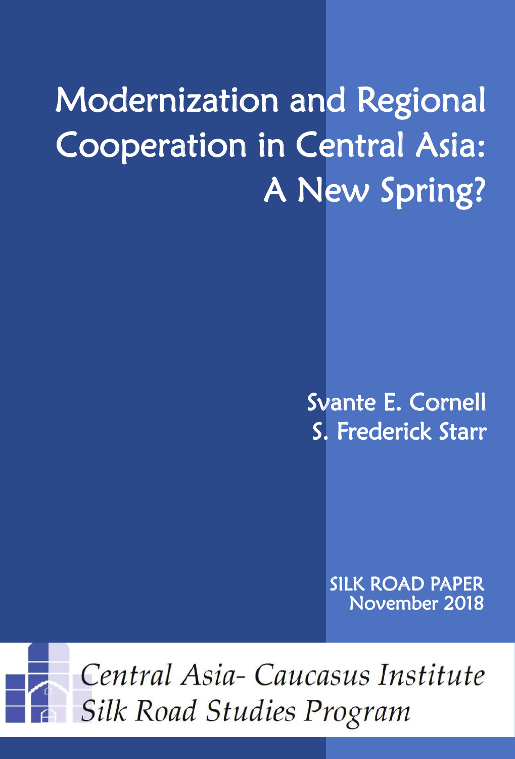# Modernization and Regional Cooperation in Central Asia: A New Spring?

Svante E. Cornell
S. Frederick Starr

SILK ROAD PAPER
November 2018

*Central Asia- Caucasus Institute*
*Silk Road Studies Program*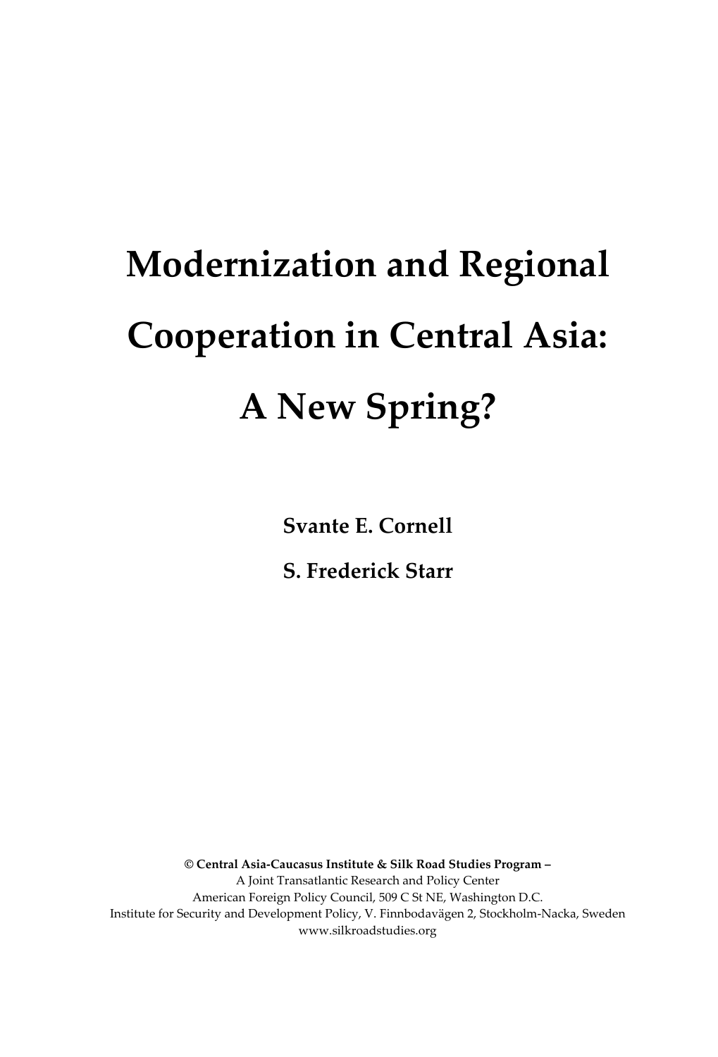# Modernization and Regional Cooperation in Central Asia: A New Spring?

**Svante E. Cornell**

**S. Frederick Starr**

**© Central Asia-Caucasus Institute & Silk Road Studies Program –**
A Joint Transatlantic Research and Policy Center
American Foreign Policy Council, 509 C St NE, Washington D.C.
Institute for Security and Development Policy, V. Finnbodavägen 2, Stockholm-Nacka, Sweden
www.silkroadstudies.org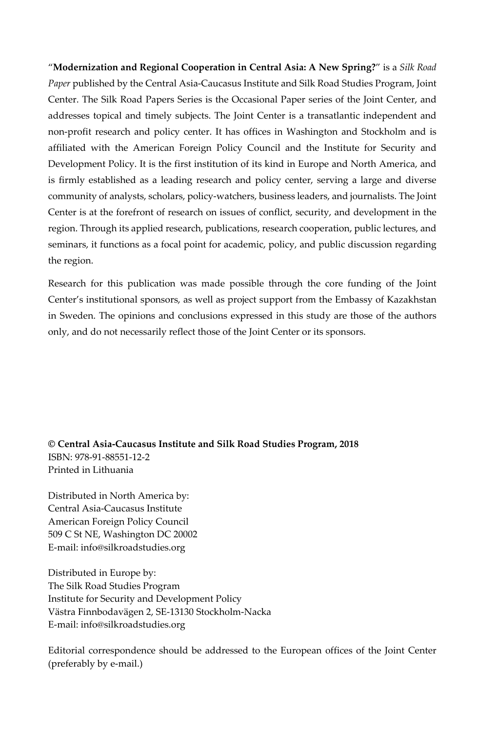"**Modernization and Regional Cooperation in Central Asia: A New Spring?**" is a *Silk Road Paper* published by the Central Asia-Caucasus Institute and Silk Road Studies Program, Joint Center. The Silk Road Papers Series is the Occasional Paper series of the Joint Center, and addresses topical and timely subjects. The Joint Center is a transatlantic independent and non-profit research and policy center. It has offices in Washington and Stockholm and is affiliated with the American Foreign Policy Council and the Institute for Security and Development Policy. It is the first institution of its kind in Europe and North America, and is firmly established as a leading research and policy center, serving a large and diverse community of analysts, scholars, policy-watchers, business leaders, and journalists. The Joint Center is at the forefront of research on issues of conflict, security, and development in the region. Through its applied research, publications, research cooperation, public lectures, and seminars, it functions as a focal point for academic, policy, and public discussion regarding the region.

Research for this publication was made possible through the core funding of the Joint Center's institutional sponsors, as well as project support from the Embassy of Kazakhstan in Sweden. The opinions and conclusions expressed in this study are those of the authors only, and do not necessarily reflect those of the Joint Center or its sponsors.

**© Central Asia-Caucasus Institute and Silk Road Studies Program, 2018**
ISBN: 978-91-88551-12-2
Printed in Lithuania

Distributed in North America by:
Central Asia-Caucasus Institute
American Foreign Policy Council
509 C St NE, Washington DC 20002
E-mail: info@silkroadstudies.org

Distributed in Europe by:
The Silk Road Studies Program
Institute for Security and Development Policy
Västra Finnbodavägen 2, SE-13130 Stockholm-Nacka
E-mail: info@silkroadstudies.org

Editorial correspondence should be addressed to the European offices of the Joint Center (preferably by e-mail.)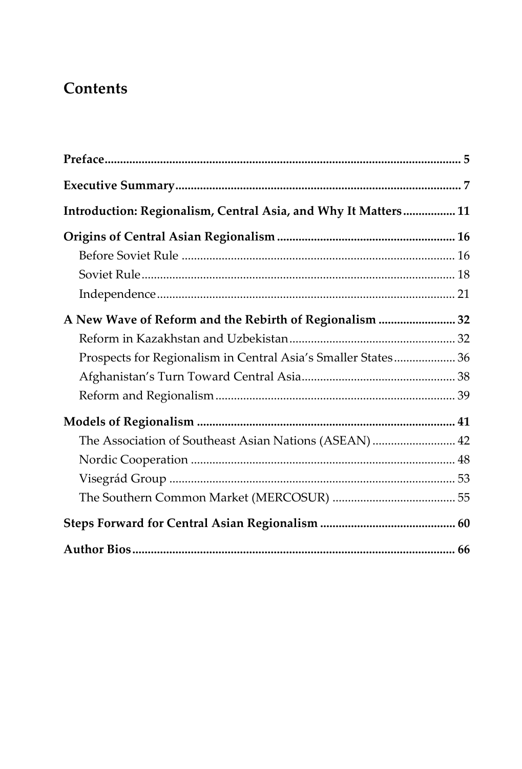# Contents

**Preface** ..... **5**

**Executive Summary** ..... **7**

**Introduction: Regionalism, Central Asia, and Why It Matters** ..... **11**

**Origins of Central Asian Regionalism** ..... **16**

- Before Soviet Rule ..... 16
- Soviet Rule ..... 18
- Independence ..... 21

**A New Wave of Reform and the Rebirth of Regionalism** ..... **32**

- Reform in Kazakhstan and Uzbekistan ..... 32
- Prospects for Regionalism in Central Asia's Smaller States ..... 36
- Afghanistan's Turn Toward Central Asia ..... 38
- Reform and Regionalism ..... 39

**Models of Regionalism** ..... **41**

- The Association of Southeast Asian Nations (ASEAN) ..... 42
- Nordic Cooperation ..... 48
- Visegrád Group ..... 53
- The Southern Common Market (MERCOSUR) ..... 55

**Steps Forward for Central Asian Regionalism** ..... **60**

**Author Bios** ..... **66**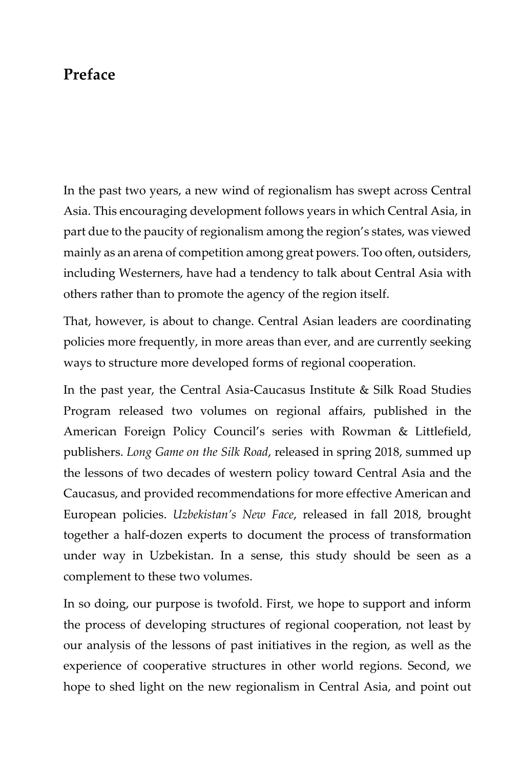# Preface

In the past two years, a new wind of regionalism has swept across Central Asia. This encouraging development follows years in which Central Asia, in part due to the paucity of regionalism among the region's states, was viewed mainly as an arena of competition among great powers. Too often, outsiders, including Westerners, have had a tendency to talk about Central Asia with others rather than to promote the agency of the region itself.

That, however, is about to change. Central Asian leaders are coordinating policies more frequently, in more areas than ever, and are currently seeking ways to structure more developed forms of regional cooperation.

In the past year, the Central Asia-Caucasus Institute & Silk Road Studies Program released two volumes on regional affairs, published in the American Foreign Policy Council's series with Rowman & Littlefield, publishers. *Long Game on the Silk Road*, released in spring 2018, summed up the lessons of two decades of western policy toward Central Asia and the Caucasus, and provided recommendations for more effective American and European policies. *Uzbekistan's New Face*, released in fall 2018, brought together a half-dozen experts to document the process of transformation under way in Uzbekistan. In a sense, this study should be seen as a complement to these two volumes.

In so doing, our purpose is twofold. First, we hope to support and inform the process of developing structures of regional cooperation, not least by our analysis of the lessons of past initiatives in the region, as well as the experience of cooperative structures in other world regions. Second, we hope to shed light on the new regionalism in Central Asia, and point out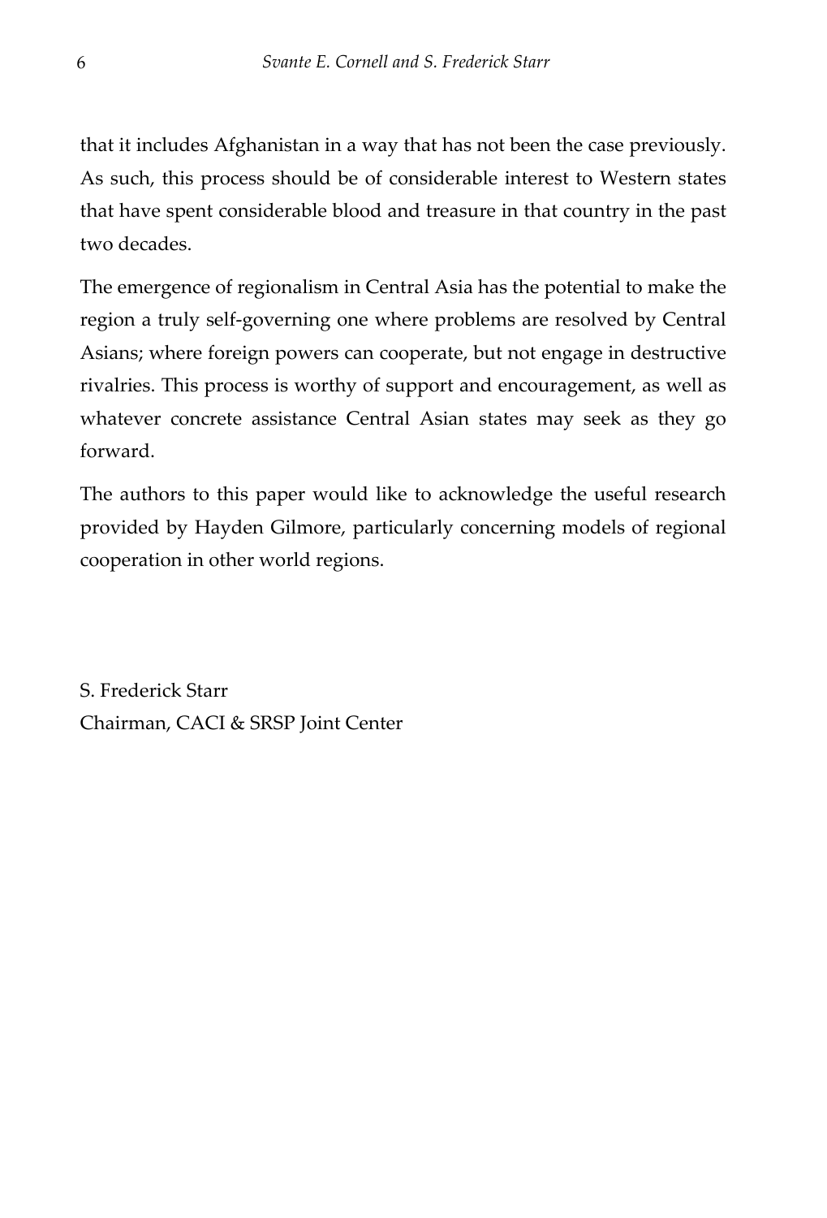that it includes Afghanistan in a way that has not been the case previously. As such, this process should be of considerable interest to Western states that have spent considerable blood and treasure in that country in the past two decades.

The emergence of regionalism in Central Asia has the potential to make the region a truly self-governing one where problems are resolved by Central Asians; where foreign powers can cooperate, but not engage in destructive rivalries. This process is worthy of support and encouragement, as well as whatever concrete assistance Central Asian states may seek as they go forward.

The authors to this paper would like to acknowledge the useful research provided by Hayden Gilmore, particularly concerning models of regional cooperation in other world regions.

S. Frederick Starr
Chairman, CACI & SRSP Joint Center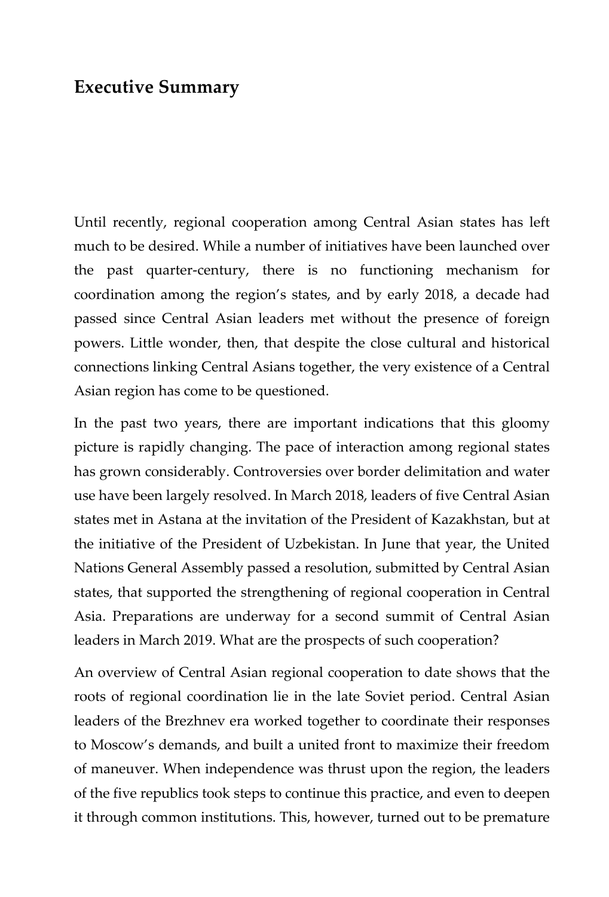# Executive Summary

Until recently, regional cooperation among Central Asian states has left much to be desired. While a number of initiatives have been launched over the past quarter-century, there is no functioning mechanism for coordination among the region's states, and by early 2018, a decade had passed since Central Asian leaders met without the presence of foreign powers. Little wonder, then, that despite the close cultural and historical connections linking Central Asians together, the very existence of a Central Asian region has come to be questioned.

In the past two years, there are important indications that this gloomy picture is rapidly changing. The pace of interaction among regional states has grown considerably. Controversies over border delimitation and water use have been largely resolved. In March 2018, leaders of five Central Asian states met in Astana at the invitation of the President of Kazakhstan, but at the initiative of the President of Uzbekistan. In June that year, the United Nations General Assembly passed a resolution, submitted by Central Asian states, that supported the strengthening of regional cooperation in Central Asia. Preparations are underway for a second summit of Central Asian leaders in March 2019. What are the prospects of such cooperation?

An overview of Central Asian regional cooperation to date shows that the roots of regional coordination lie in the late Soviet period. Central Asian leaders of the Brezhnev era worked together to coordinate their responses to Moscow's demands, and built a united front to maximize their freedom of maneuver. When independence was thrust upon the region, the leaders of the five republics took steps to continue this practice, and even to deepen it through common institutions. This, however, turned out to be premature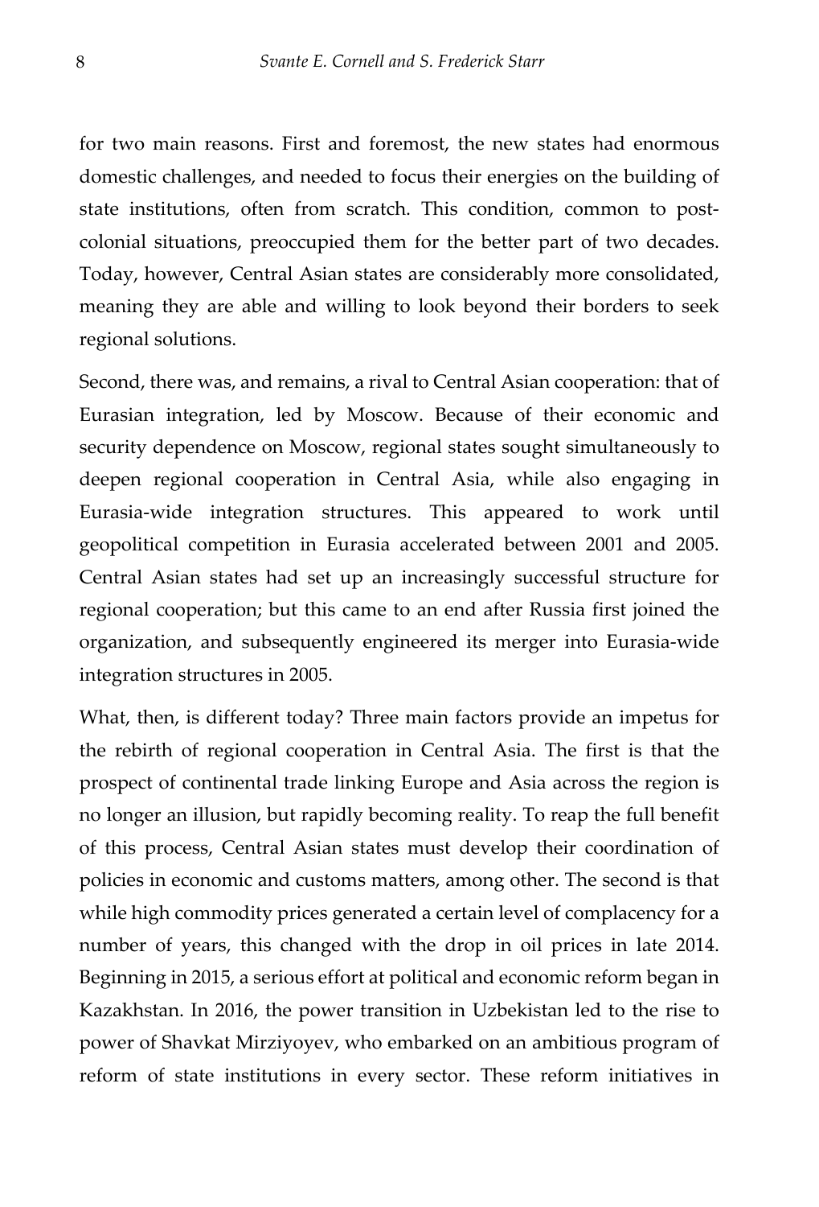for two main reasons. First and foremost, the new states had enormous domestic challenges, and needed to focus their energies on the building of state institutions, often from scratch. This condition, common to post-colonial situations, preoccupied them for the better part of two decades. Today, however, Central Asian states are considerably more consolidated, meaning they are able and willing to look beyond their borders to seek regional solutions.

Second, there was, and remains, a rival to Central Asian cooperation: that of Eurasian integration, led by Moscow. Because of their economic and security dependence on Moscow, regional states sought simultaneously to deepen regional cooperation in Central Asia, while also engaging in Eurasia-wide integration structures. This appeared to work until geopolitical competition in Eurasia accelerated between 2001 and 2005. Central Asian states had set up an increasingly successful structure for regional cooperation; but this came to an end after Russia first joined the organization, and subsequently engineered its merger into Eurasia-wide integration structures in 2005.

What, then, is different today? Three main factors provide an impetus for the rebirth of regional cooperation in Central Asia. The first is that the prospect of continental trade linking Europe and Asia across the region is no longer an illusion, but rapidly becoming reality. To reap the full benefit of this process, Central Asian states must develop their coordination of policies in economic and customs matters, among other. The second is that while high commodity prices generated a certain level of complacency for a number of years, this changed with the drop in oil prices in late 2014. Beginning in 2015, a serious effort at political and economic reform began in Kazakhstan. In 2016, the power transition in Uzbekistan led to the rise to power of Shavkat Mirziyoyev, who embarked on an ambitious program of reform of state institutions in every sector. These reform initiatives in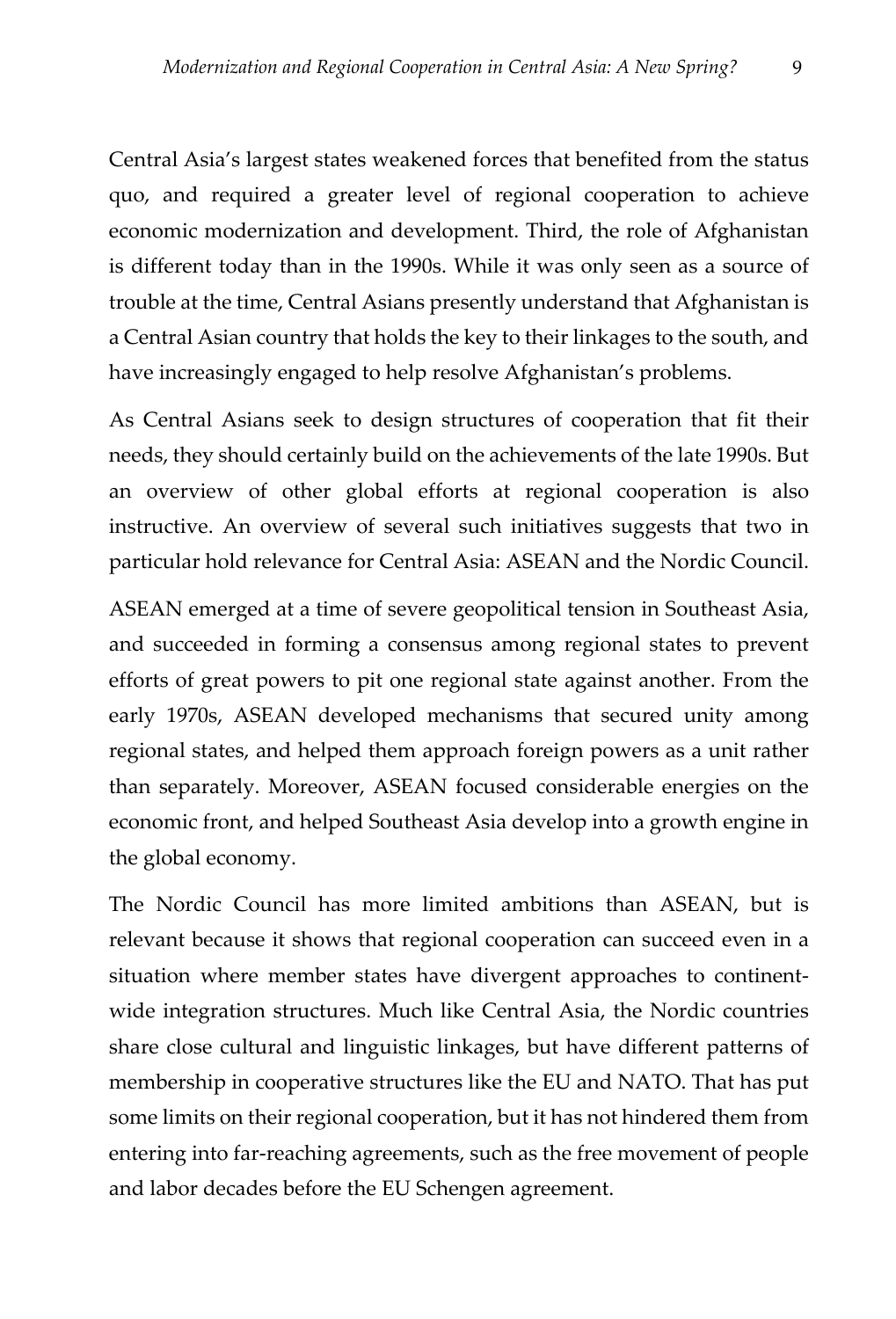Central Asia's largest states weakened forces that benefited from the status quo, and required a greater level of regional cooperation to achieve economic modernization and development. Third, the role of Afghanistan is different today than in the 1990s. While it was only seen as a source of trouble at the time, Central Asians presently understand that Afghanistan is a Central Asian country that holds the key to their linkages to the south, and have increasingly engaged to help resolve Afghanistan's problems.

As Central Asians seek to design structures of cooperation that fit their needs, they should certainly build on the achievements of the late 1990s. But an overview of other global efforts at regional cooperation is also instructive. An overview of several such initiatives suggests that two in particular hold relevance for Central Asia: ASEAN and the Nordic Council.

ASEAN emerged at a time of severe geopolitical tension in Southeast Asia, and succeeded in forming a consensus among regional states to prevent efforts of great powers to pit one regional state against another. From the early 1970s, ASEAN developed mechanisms that secured unity among regional states, and helped them approach foreign powers as a unit rather than separately. Moreover, ASEAN focused considerable energies on the economic front, and helped Southeast Asia develop into a growth engine in the global economy.

The Nordic Council has more limited ambitions than ASEAN, but is relevant because it shows that regional cooperation can succeed even in a situation where member states have divergent approaches to continent-wide integration structures. Much like Central Asia, the Nordic countries share close cultural and linguistic linkages, but have different patterns of membership in cooperative structures like the EU and NATO. That has put some limits on their regional cooperation, but it has not hindered them from entering into far-reaching agreements, such as the free movement of people and labor decades before the EU Schengen agreement.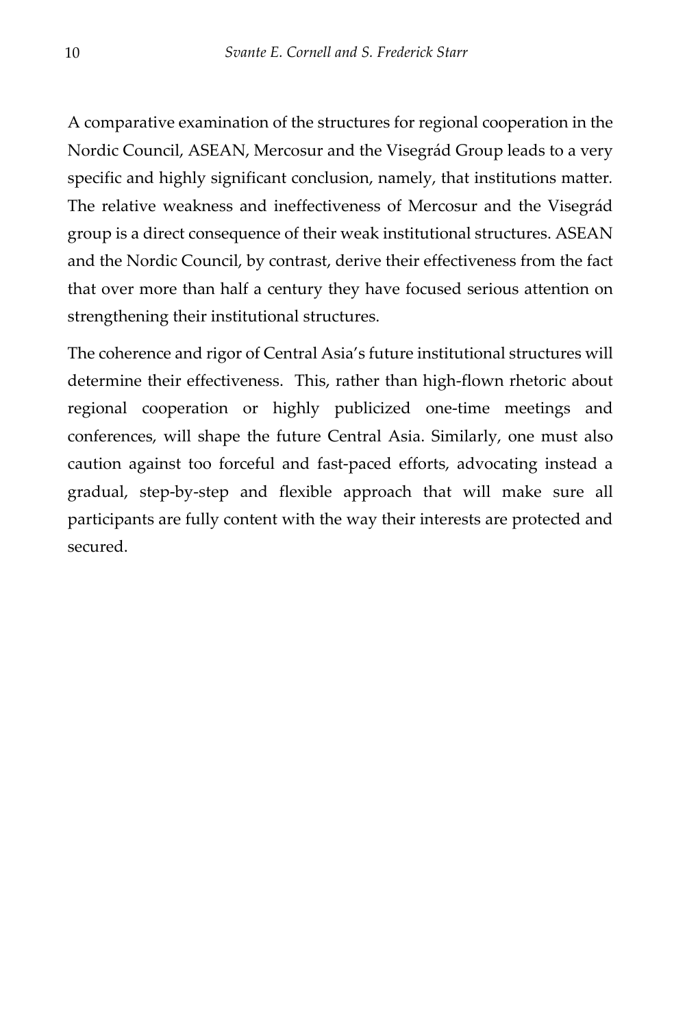A comparative examination of the structures for regional cooperation in the Nordic Council, ASEAN, Mercosur and the Visegrád Group leads to a very specific and highly significant conclusion, namely, that institutions matter. The relative weakness and ineffectiveness of Mercosur and the Visegrád group is a direct consequence of their weak institutional structures. ASEAN and the Nordic Council, by contrast, derive their effectiveness from the fact that over more than half a century they have focused serious attention on strengthening their institutional structures.

The coherence and rigor of Central Asia's future institutional structures will determine their effectiveness. This, rather than high-flown rhetoric about regional cooperation or highly publicized one-time meetings and conferences, will shape the future Central Asia. Similarly, one must also caution against too forceful and fast-paced efforts, advocating instead a gradual, step-by-step and flexible approach that will make sure all participants are fully content with the way their interests are protected and secured.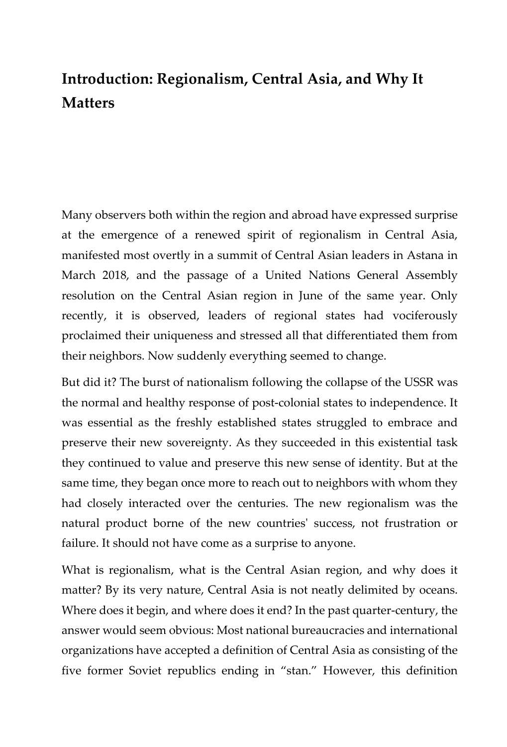# Introduction: Regionalism, Central Asia, and Why It Matters

Many observers both within the region and abroad have expressed surprise at the emergence of a renewed spirit of regionalism in Central Asia, manifested most overtly in a summit of Central Asian leaders in Astana in March 2018, and the passage of a United Nations General Assembly resolution on the Central Asian region in June of the same year. Only recently, it is observed, leaders of regional states had vociferously proclaimed their uniqueness and stressed all that differentiated them from their neighbors. Now suddenly everything seemed to change.

But did it? The burst of nationalism following the collapse of the USSR was the normal and healthy response of post-colonial states to independence. It was essential as the freshly established states struggled to embrace and preserve their new sovereignty. As they succeeded in this existential task they continued to value and preserve this new sense of identity. But at the same time, they began once more to reach out to neighbors with whom they had closely interacted over the centuries. The new regionalism was the natural product borne of the new countries' success, not frustration or failure. It should not have come as a surprise to anyone.

What is regionalism, what is the Central Asian region, and why does it matter? By its very nature, Central Asia is not neatly delimited by oceans. Where does it begin, and where does it end? In the past quarter-century, the answer would seem obvious: Most national bureaucracies and international organizations have accepted a definition of Central Asia as consisting of the five former Soviet republics ending in "stan." However, this definition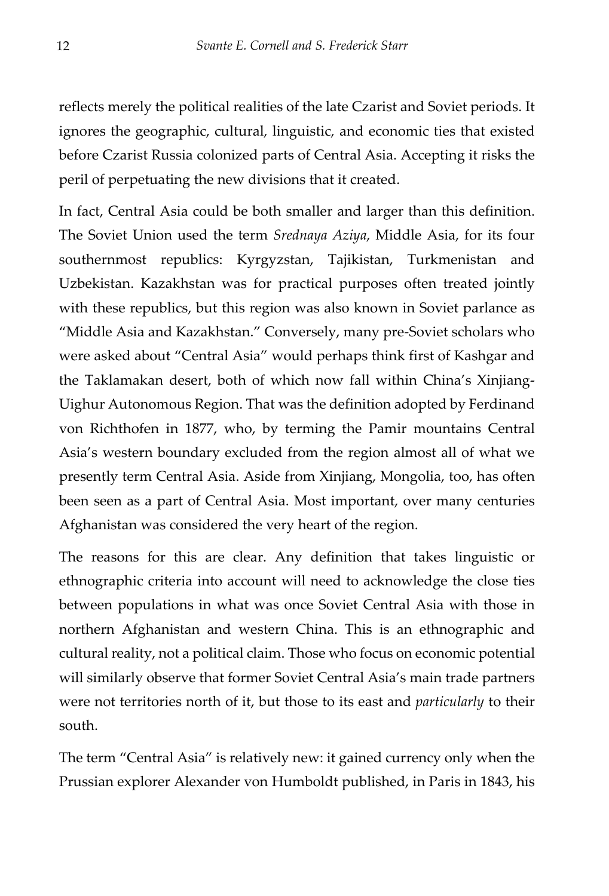reflects merely the political realities of the late Czarist and Soviet periods. It ignores the geographic, cultural, linguistic, and economic ties that existed before Czarist Russia colonized parts of Central Asia. Accepting it risks the peril of perpetuating the new divisions that it created.

In fact, Central Asia could be both smaller and larger than this definition. The Soviet Union used the term *Srednaya Aziya*, Middle Asia, for its four southernmost republics: Kyrgyzstan, Tajikistan, Turkmenistan and Uzbekistan. Kazakhstan was for practical purposes often treated jointly with these republics, but this region was also known in Soviet parlance as "Middle Asia and Kazakhstan." Conversely, many pre-Soviet scholars who were asked about "Central Asia" would perhaps think first of Kashgar and the Taklamakan desert, both of which now fall within China's Xinjiang-Uighur Autonomous Region. That was the definition adopted by Ferdinand von Richthofen in 1877, who, by terming the Pamir mountains Central Asia's western boundary excluded from the region almost all of what we presently term Central Asia. Aside from Xinjiang, Mongolia, too, has often been seen as a part of Central Asia. Most important, over many centuries Afghanistan was considered the very heart of the region.

The reasons for this are clear. Any definition that takes linguistic or ethnographic criteria into account will need to acknowledge the close ties between populations in what was once Soviet Central Asia with those in northern Afghanistan and western China. This is an ethnographic and cultural reality, not a political claim. Those who focus on economic potential will similarly observe that former Soviet Central Asia's main trade partners were not territories north of it, but those to its east and *particularly* to their south.

The term "Central Asia" is relatively new: it gained currency only when the Prussian explorer Alexander von Humboldt published, in Paris in 1843, his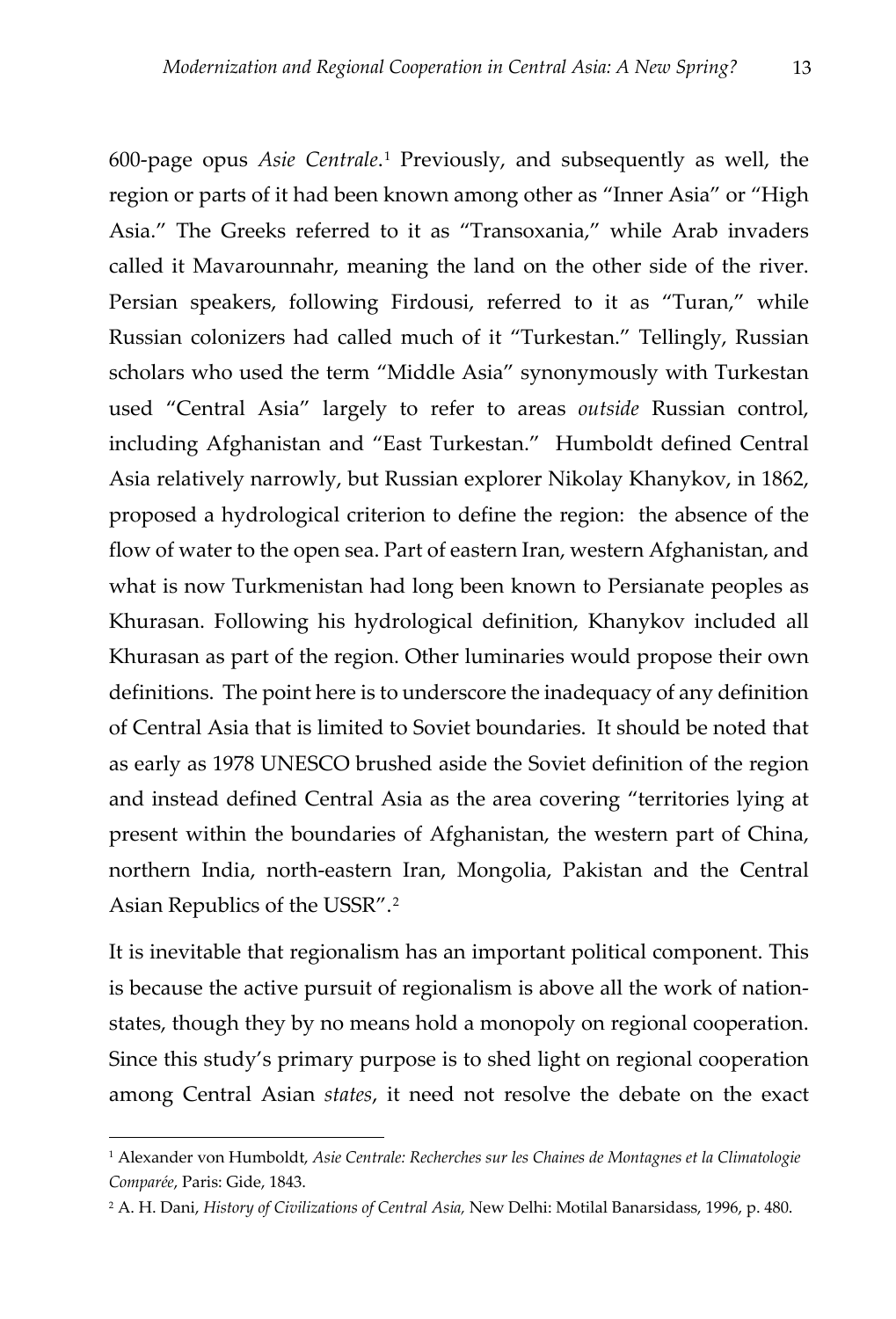600-page opus *Asie Centrale*.[1] Previously, and subsequently as well, the region or parts of it had been known among other as "Inner Asia" or "High Asia." The Greeks referred to it as "Transoxania," while Arab invaders called it Mavarounnahr, meaning the land on the other side of the river. Persian speakers, following Firdousi, referred to it as "Turan," while Russian colonizers had called much of it "Turkestan." Tellingly, Russian scholars who used the term "Middle Asia" synonymously with Turkestan used "Central Asia" largely to refer to areas *outside* Russian control, including Afghanistan and "East Turkestan." Humboldt defined Central Asia relatively narrowly, but Russian explorer Nikolay Khanykov, in 1862, proposed a hydrological criterion to define the region: the absence of the flow of water to the open sea. Part of eastern Iran, western Afghanistan, and what is now Turkmenistan had long been known to Persianate peoples as Khurasan. Following his hydrological definition, Khanykov included all Khurasan as part of the region. Other luminaries would propose their own definitions. The point here is to underscore the inadequacy of any definition of Central Asia that is limited to Soviet boundaries. It should be noted that as early as 1978 UNESCO brushed aside the Soviet definition of the region and instead defined Central Asia as the area covering "territories lying at present within the boundaries of Afghanistan, the western part of China, northern India, north-eastern Iran, Mongolia, Pakistan and the Central Asian Republics of the USSR".[2]

It is inevitable that regionalism has an important political component. This is because the active pursuit of regionalism is above all the work of nation-states, though they by no means hold a monopoly on regional cooperation. Since this study's primary purpose is to shed light on regional cooperation among Central Asian *states*, it need not resolve the debate on the exact

---

[1] Alexander von Humboldt, *Asie Centrale: Recherches sur les Chaines de Montagnes et la Climatologie Comparée*, Paris: Gide, 1843.

[2] A. H. Dani, *History of Civilizations of Central Asia,* New Delhi: Motilal Banarsidass, 1996, p. 480.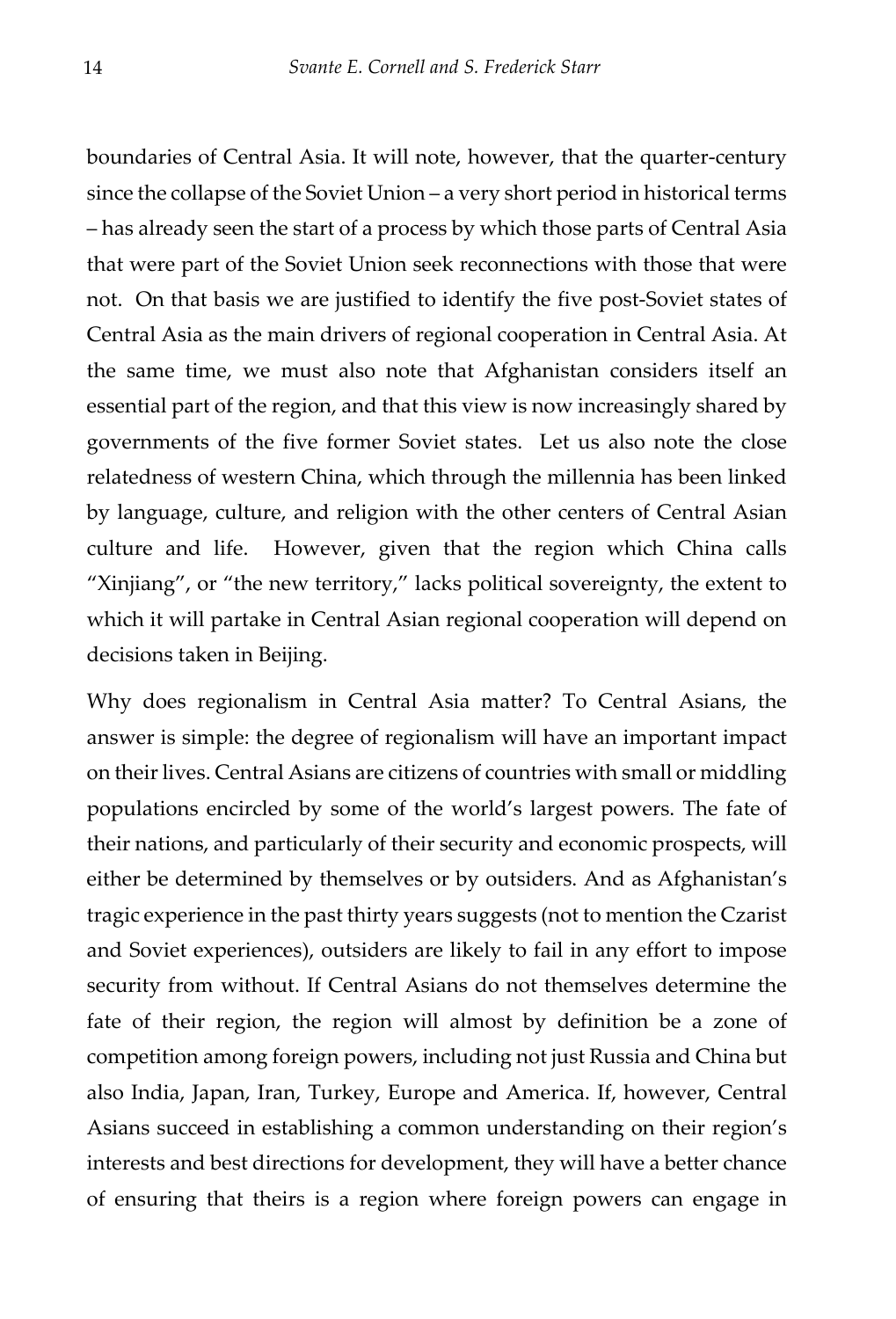boundaries of Central Asia. It will note, however, that the quarter-century since the collapse of the Soviet Union – a very short period in historical terms – has already seen the start of a process by which those parts of Central Asia that were part of the Soviet Union seek reconnections with those that were not. On that basis we are justified to identify the five post-Soviet states of Central Asia as the main drivers of regional cooperation in Central Asia. At the same time, we must also note that Afghanistan considers itself an essential part of the region, and that this view is now increasingly shared by governments of the five former Soviet states. Let us also note the close relatedness of western China, which through the millennia has been linked by language, culture, and religion with the other centers of Central Asian culture and life. However, given that the region which China calls "Xinjiang", or "the new territory," lacks political sovereignty, the extent to which it will partake in Central Asian regional cooperation will depend on decisions taken in Beijing.

Why does regionalism in Central Asia matter? To Central Asians, the answer is simple: the degree of regionalism will have an important impact on their lives. Central Asians are citizens of countries with small or middling populations encircled by some of the world's largest powers. The fate of their nations, and particularly of their security and economic prospects, will either be determined by themselves or by outsiders. And as Afghanistan's tragic experience in the past thirty years suggests (not to mention the Czarist and Soviet experiences), outsiders are likely to fail in any effort to impose security from without. If Central Asians do not themselves determine the fate of their region, the region will almost by definition be a zone of competition among foreign powers, including not just Russia and China but also India, Japan, Iran, Turkey, Europe and America. If, however, Central Asians succeed in establishing a common understanding on their region's interests and best directions for development, they will have a better chance of ensuring that theirs is a region where foreign powers can engage in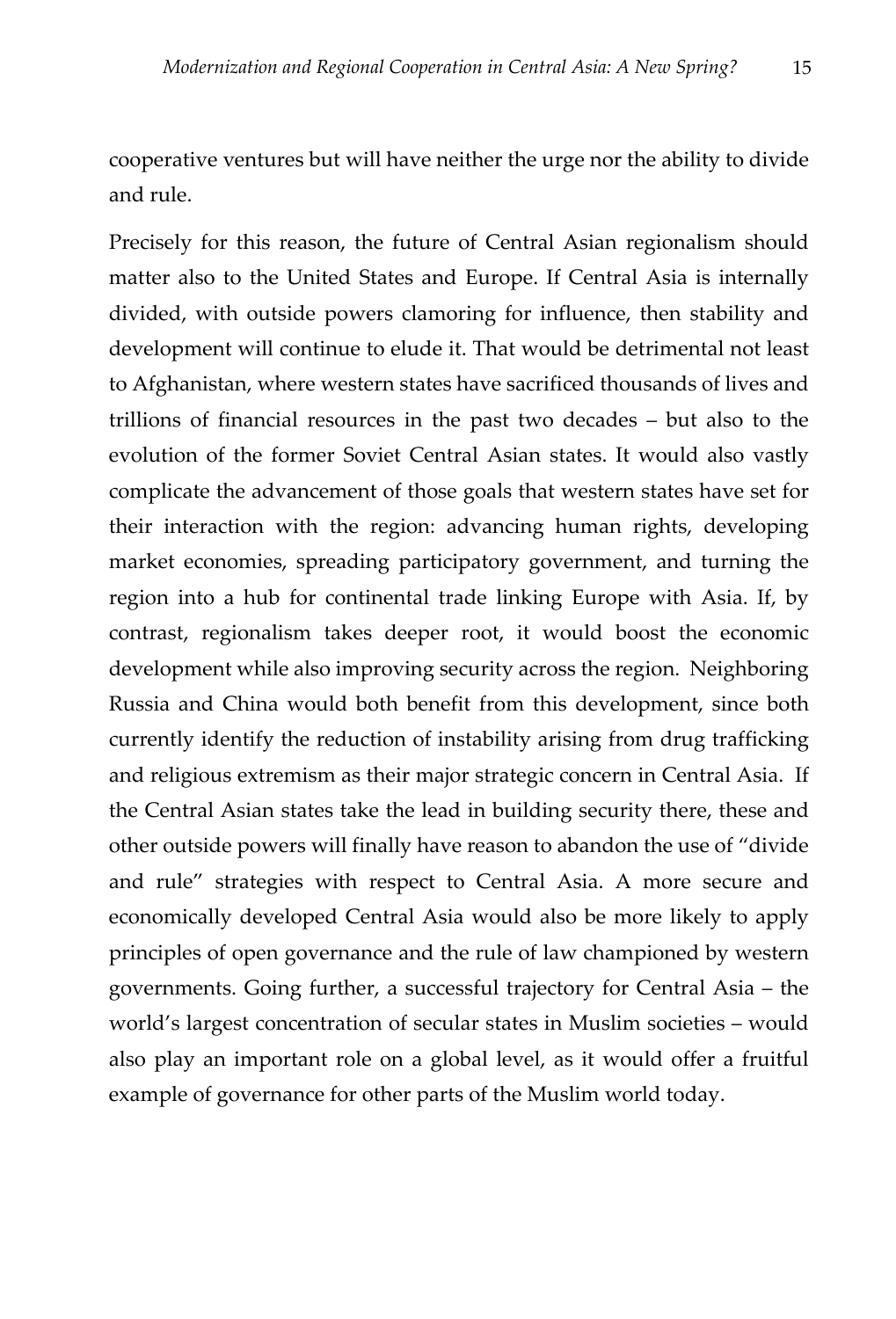cooperative ventures but will have neither the urge nor the ability to divide and rule.

Precisely for this reason, the future of Central Asian regionalism should matter also to the United States and Europe. If Central Asia is internally divided, with outside powers clamoring for influence, then stability and development will continue to elude it. That would be detrimental not least to Afghanistan, where western states have sacrificed thousands of lives and trillions of financial resources in the past two decades – but also to the evolution of the former Soviet Central Asian states. It would also vastly complicate the advancement of those goals that western states have set for their interaction with the region: advancing human rights, developing market economies, spreading participatory government, and turning the region into a hub for continental trade linking Europe with Asia. If, by contrast, regionalism takes deeper root, it would boost the economic development while also improving security across the region. Neighboring Russia and China would both benefit from this development, since both currently identify the reduction of instability arising from drug trafficking and religious extremism as their major strategic concern in Central Asia. If the Central Asian states take the lead in building security there, these and other outside powers will finally have reason to abandon the use of "divide and rule" strategies with respect to Central Asia. A more secure and economically developed Central Asia would also be more likely to apply principles of open governance and the rule of law championed by western governments. Going further, a successful trajectory for Central Asia – the world's largest concentration of secular states in Muslim societies – would also play an important role on a global level, as it would offer a fruitful example of governance for other parts of the Muslim world today.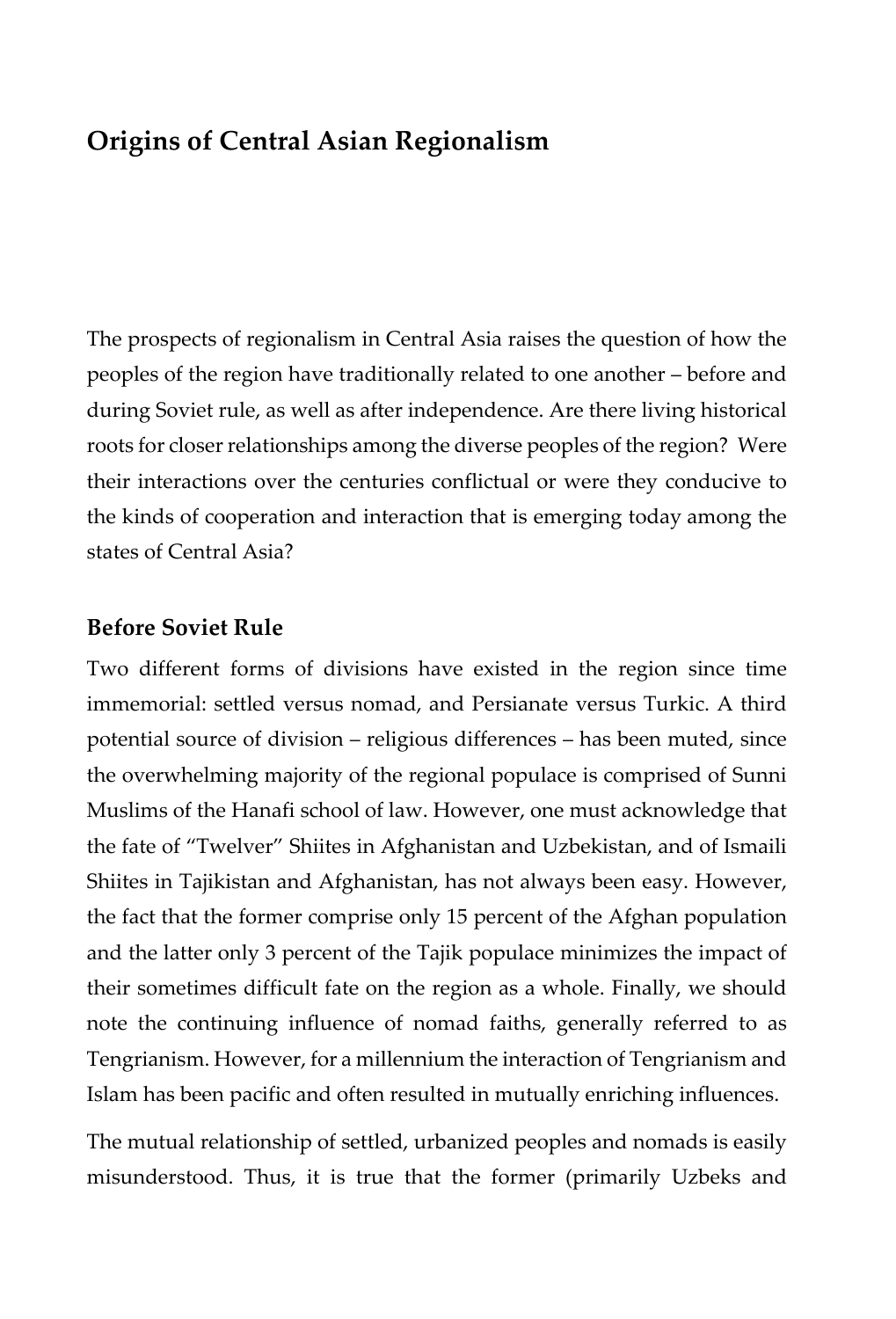# Origins of Central Asian Regionalism

The prospects of regionalism in Central Asia raises the question of how the peoples of the region have traditionally related to one another – before and during Soviet rule, as well as after independence. Are there living historical roots for closer relationships among the diverse peoples of the region? Were their interactions over the centuries conflictual or were they conducive to the kinds of cooperation and interaction that is emerging today among the states of Central Asia?

## Before Soviet Rule

Two different forms of divisions have existed in the region since time immemorial: settled versus nomad, and Persianate versus Turkic. A third potential source of division – religious differences – has been muted, since the overwhelming majority of the regional populace is comprised of Sunni Muslims of the Hanafi school of law. However, one must acknowledge that the fate of "Twelver" Shiites in Afghanistan and Uzbekistan, and of Ismaili Shiites in Tajikistan and Afghanistan, has not always been easy. However, the fact that the former comprise only 15 percent of the Afghan population and the latter only 3 percent of the Tajik populace minimizes the impact of their sometimes difficult fate on the region as a whole. Finally, we should note the continuing influence of nomad faiths, generally referred to as Tengrianism. However, for a millennium the interaction of Tengrianism and Islam has been pacific and often resulted in mutually enriching influences.

The mutual relationship of settled, urbanized peoples and nomads is easily misunderstood. Thus, it is true that the former (primarily Uzbeks and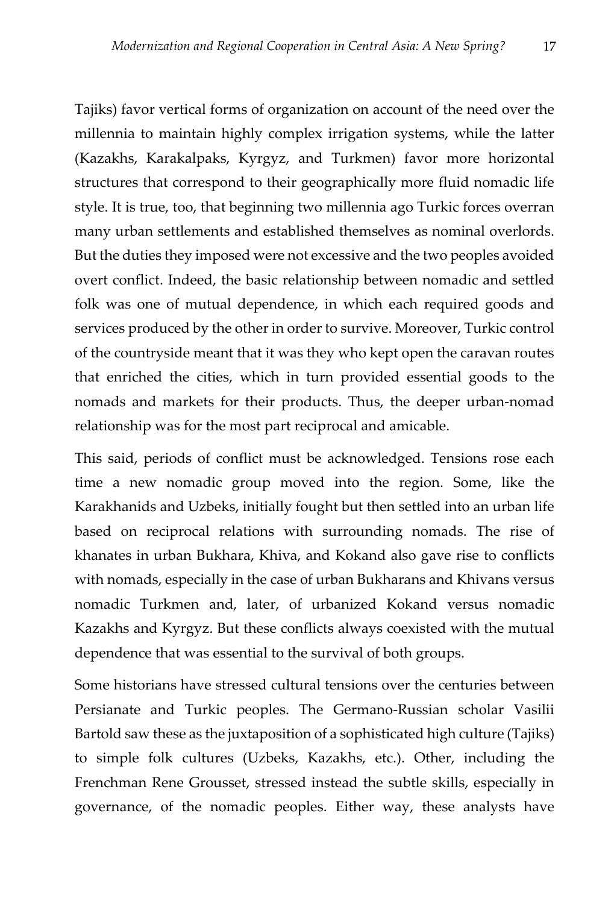Tajiks) favor vertical forms of organization on account of the need over the millennia to maintain highly complex irrigation systems, while the latter (Kazakhs, Karakalpaks, Kyrgyz, and Turkmen) favor more horizontal structures that correspond to their geographically more fluid nomadic life style. It is true, too, that beginning two millennia ago Turkic forces overran many urban settlements and established themselves as nominal overlords. But the duties they imposed were not excessive and the two peoples avoided overt conflict. Indeed, the basic relationship between nomadic and settled folk was one of mutual dependence, in which each required goods and services produced by the other in order to survive. Moreover, Turkic control of the countryside meant that it was they who kept open the caravan routes that enriched the cities, which in turn provided essential goods to the nomads and markets for their products. Thus, the deeper urban-nomad relationship was for the most part reciprocal and amicable.

This said, periods of conflict must be acknowledged. Tensions rose each time a new nomadic group moved into the region. Some, like the Karakhanids and Uzbeks, initially fought but then settled into an urban life based on reciprocal relations with surrounding nomads. The rise of khanates in urban Bukhara, Khiva, and Kokand also gave rise to conflicts with nomads, especially in the case of urban Bukharans and Khivans versus nomadic Turkmen and, later, of urbanized Kokand versus nomadic Kazakhs and Kyrgyz. But these conflicts always coexisted with the mutual dependence that was essential to the survival of both groups.

Some historians have stressed cultural tensions over the centuries between Persianate and Turkic peoples. The Germano-Russian scholar Vasilii Bartold saw these as the juxtaposition of a sophisticated high culture (Tajiks) to simple folk cultures (Uzbeks, Kazakhs, etc.). Other, including the Frenchman Rene Grousset, stressed instead the subtle skills, especially in governance, of the nomadic peoples. Either way, these analysts have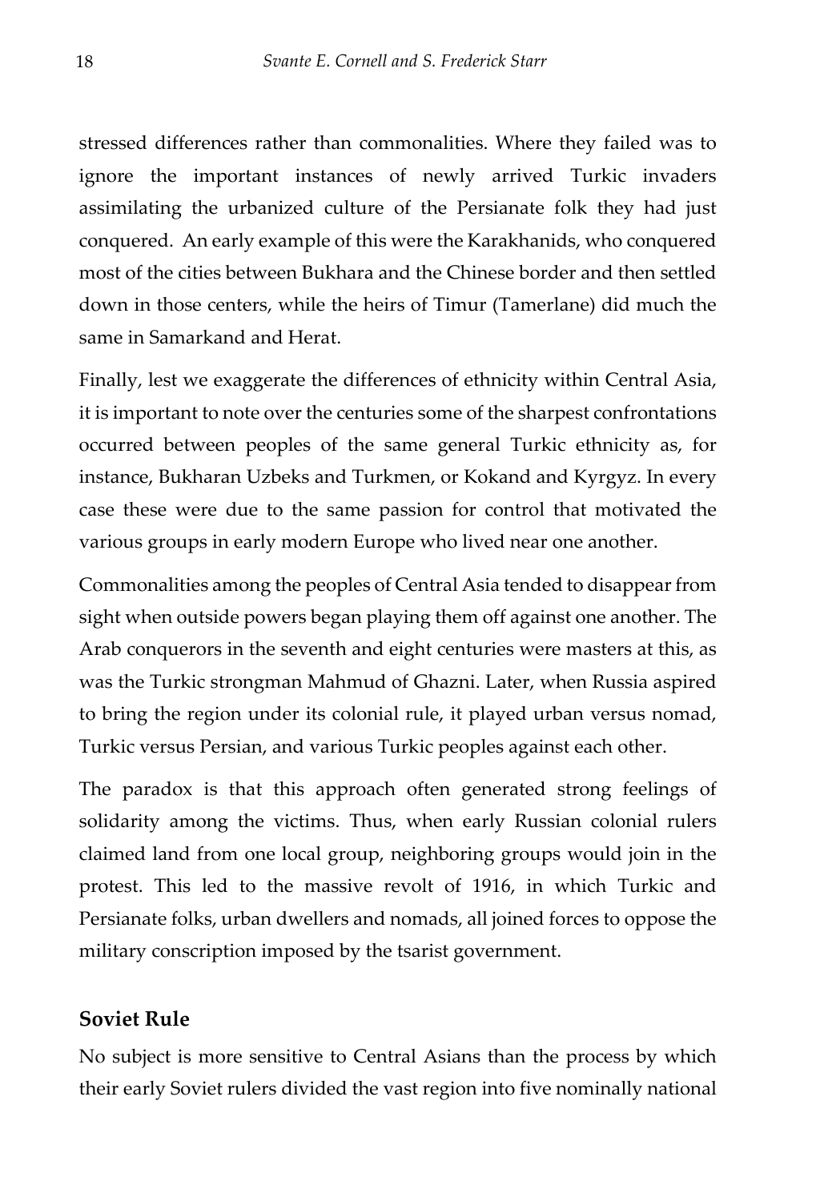stressed differences rather than commonalities. Where they failed was to ignore the important instances of newly arrived Turkic invaders assimilating the urbanized culture of the Persianate folk they had just conquered. An early example of this were the Karakhanids, who conquered most of the cities between Bukhara and the Chinese border and then settled down in those centers, while the heirs of Timur (Tamerlane) did much the same in Samarkand and Herat.

Finally, lest we exaggerate the differences of ethnicity within Central Asia, it is important to note over the centuries some of the sharpest confrontations occurred between peoples of the same general Turkic ethnicity as, for instance, Bukharan Uzbeks and Turkmen, or Kokand and Kyrgyz. In every case these were due to the same passion for control that motivated the various groups in early modern Europe who lived near one another.

Commonalities among the peoples of Central Asia tended to disappear from sight when outside powers began playing them off against one another. The Arab conquerors in the seventh and eight centuries were masters at this, as was the Turkic strongman Mahmud of Ghazni. Later, when Russia aspired to bring the region under its colonial rule, it played urban versus nomad, Turkic versus Persian, and various Turkic peoples against each other.

The paradox is that this approach often generated strong feelings of solidarity among the victims. Thus, when early Russian colonial rulers claimed land from one local group, neighboring groups would join in the protest. This led to the massive revolt of 1916, in which Turkic and Persianate folks, urban dwellers and nomads, all joined forces to oppose the military conscription imposed by the tsarist government.

## Soviet Rule

No subject is more sensitive to Central Asians than the process by which their early Soviet rulers divided the vast region into five nominally national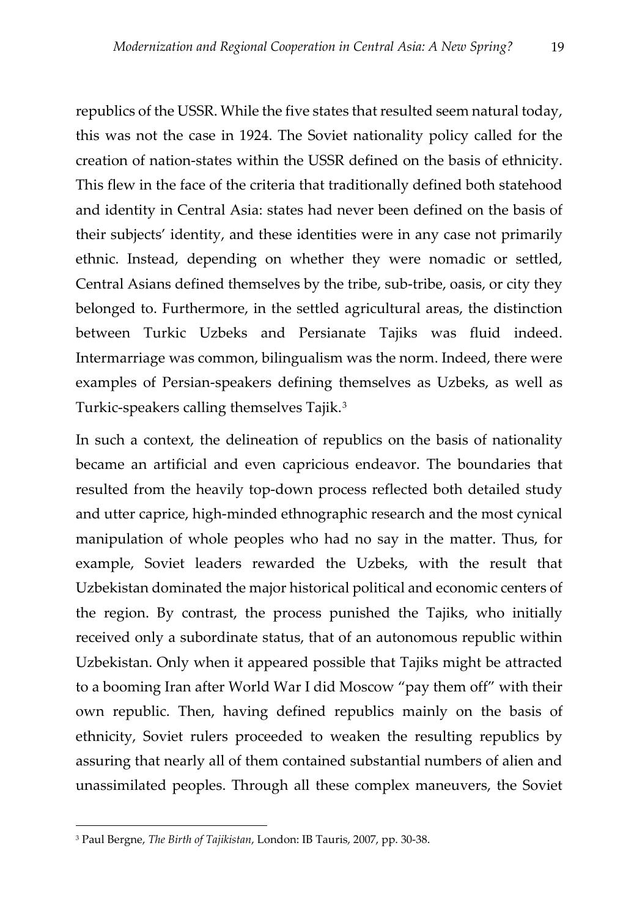republics of the USSR. While the five states that resulted seem natural today, this was not the case in 1924. The Soviet nationality policy called for the creation of nation-states within the USSR defined on the basis of ethnicity. This flew in the face of the criteria that traditionally defined both statehood and identity in Central Asia: states had never been defined on the basis of their subjects' identity, and these identities were in any case not primarily ethnic. Instead, depending on whether they were nomadic or settled, Central Asians defined themselves by the tribe, sub-tribe, oasis, or city they belonged to. Furthermore, in the settled agricultural areas, the distinction between Turkic Uzbeks and Persianate Tajiks was fluid indeed. Intermarriage was common, bilingualism was the norm. Indeed, there were examples of Persian-speakers defining themselves as Uzbeks, as well as Turkic-speakers calling themselves Tajik.[3]

In such a context, the delineation of republics on the basis of nationality became an artificial and even capricious endeavor. The boundaries that resulted from the heavily top-down process reflected both detailed study and utter caprice, high-minded ethnographic research and the most cynical manipulation of whole peoples who had no say in the matter. Thus, for example, Soviet leaders rewarded the Uzbeks, with the result that Uzbekistan dominated the major historical political and economic centers of the region. By contrast, the process punished the Tajiks, who initially received only a subordinate status, that of an autonomous republic within Uzbekistan. Only when it appeared possible that Tajiks might be attracted to a booming Iran after World War I did Moscow "pay them off" with their own republic. Then, having defined republics mainly on the basis of ethnicity, Soviet rulers proceeded to weaken the resulting republics by assuring that nearly all of them contained substantial numbers of alien and unassimilated peoples. Through all these complex maneuvers, the Soviet

[3] Paul Bergne, *The Birth of Tajikistan*, London: IB Tauris, 2007, pp. 30-38.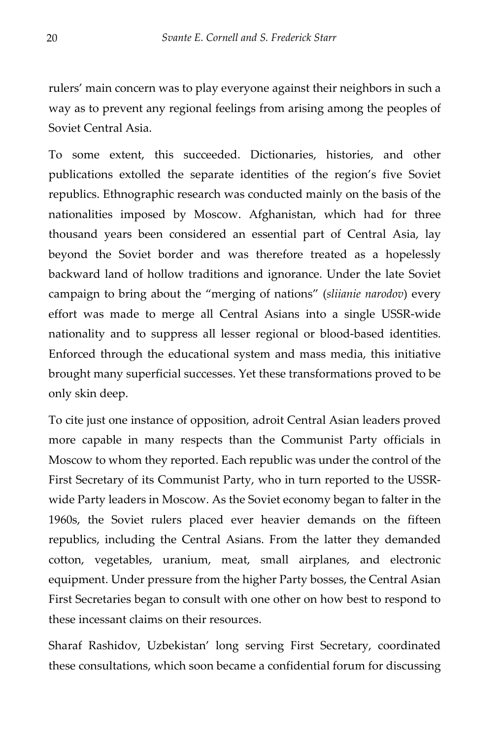rulers' main concern was to play everyone against their neighbors in such a way as to prevent any regional feelings from arising among the peoples of Soviet Central Asia.

To some extent, this succeeded. Dictionaries, histories, and other publications extolled the separate identities of the region's five Soviet republics. Ethnographic research was conducted mainly on the basis of the nationalities imposed by Moscow. Afghanistan, which had for three thousand years been considered an essential part of Central Asia, lay beyond the Soviet border and was therefore treated as a hopelessly backward land of hollow traditions and ignorance. Under the late Soviet campaign to bring about the "merging of nations" (*sliianie narodov*) every effort was made to merge all Central Asians into a single USSR-wide nationality and to suppress all lesser regional or blood-based identities. Enforced through the educational system and mass media, this initiative brought many superficial successes. Yet these transformations proved to be only skin deep.

To cite just one instance of opposition, adroit Central Asian leaders proved more capable in many respects than the Communist Party officials in Moscow to whom they reported. Each republic was under the control of the First Secretary of its Communist Party, who in turn reported to the USSR-wide Party leaders in Moscow. As the Soviet economy began to falter in the 1960s, the Soviet rulers placed ever heavier demands on the fifteen republics, including the Central Asians. From the latter they demanded cotton, vegetables, uranium, meat, small airplanes, and electronic equipment. Under pressure from the higher Party bosses, the Central Asian First Secretaries began to consult with one other on how best to respond to these incessant claims on their resources.

Sharaf Rashidov, Uzbekistan' long serving First Secretary, coordinated these consultations, which soon became a confidential forum for discussing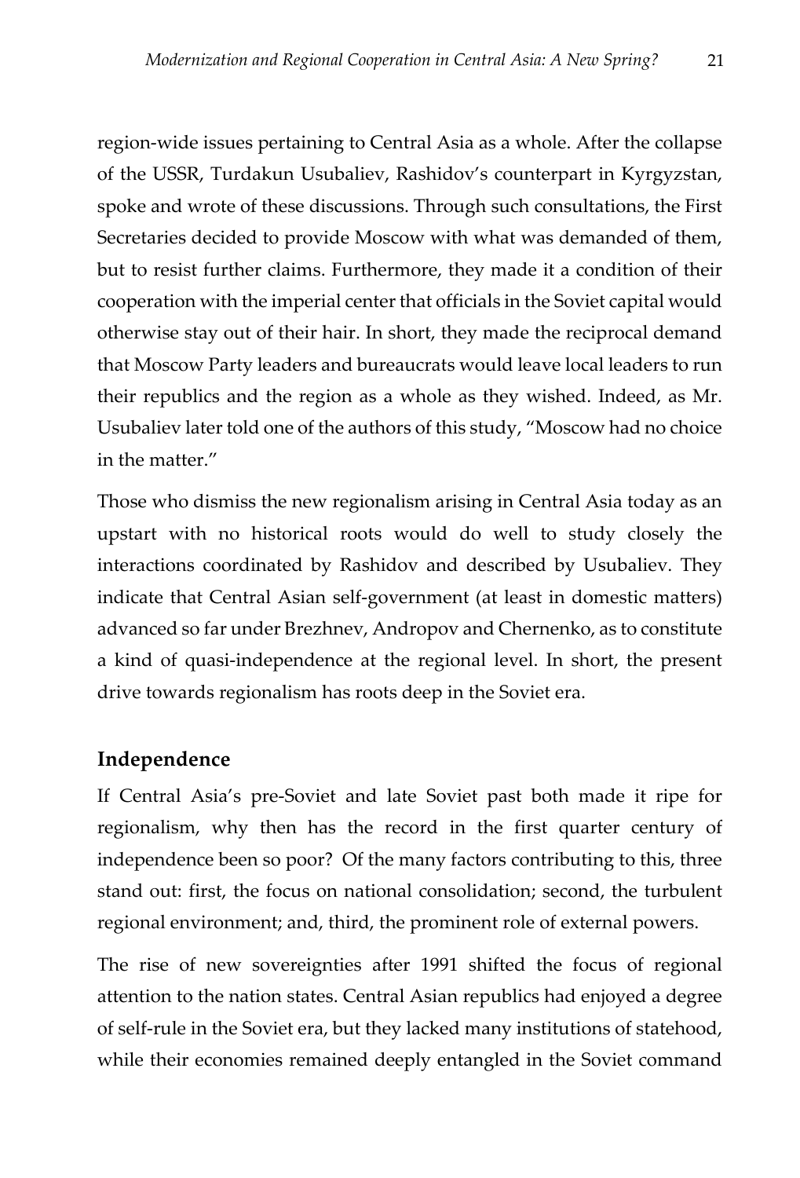region-wide issues pertaining to Central Asia as a whole. After the collapse of the USSR, Turdakun Usubaliev, Rashidov's counterpart in Kyrgyzstan, spoke and wrote of these discussions. Through such consultations, the First Secretaries decided to provide Moscow with what was demanded of them, but to resist further claims. Furthermore, they made it a condition of their cooperation with the imperial center that officials in the Soviet capital would otherwise stay out of their hair. In short, they made the reciprocal demand that Moscow Party leaders and bureaucrats would leave local leaders to run their republics and the region as a whole as they wished. Indeed, as Mr. Usubaliev later told one of the authors of this study, "Moscow had no choice in the matter."

Those who dismiss the new regionalism arising in Central Asia today as an upstart with no historical roots would do well to study closely the interactions coordinated by Rashidov and described by Usubaliev. They indicate that Central Asian self-government (at least in domestic matters) advanced so far under Brezhnev, Andropov and Chernenko, as to constitute a kind of quasi-independence at the regional level. In short, the present drive towards regionalism has roots deep in the Soviet era.

## Independence

If Central Asia's pre-Soviet and late Soviet past both made it ripe for regionalism, why then has the record in the first quarter century of independence been so poor? Of the many factors contributing to this, three stand out: first, the focus on national consolidation; second, the turbulent regional environment; and, third, the prominent role of external powers.

The rise of new sovereignties after 1991 shifted the focus of regional attention to the nation states. Central Asian republics had enjoyed a degree of self-rule in the Soviet era, but they lacked many institutions of statehood, while their economies remained deeply entangled in the Soviet command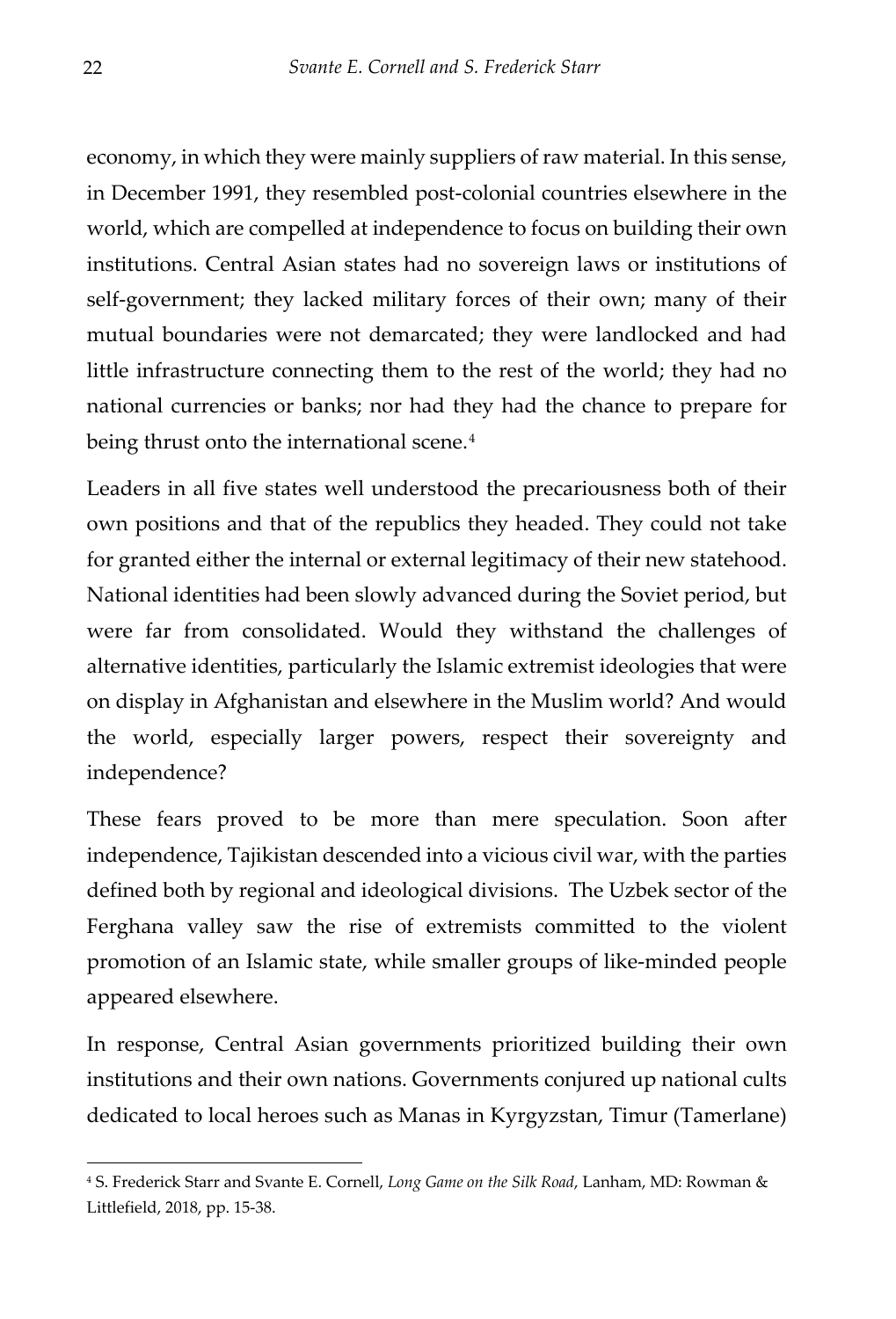economy, in which they were mainly suppliers of raw material. In this sense, in December 1991, they resembled post-colonial countries elsewhere in the world, which are compelled at independence to focus on building their own institutions. Central Asian states had no sovereign laws or institutions of self-government; they lacked military forces of their own; many of their mutual boundaries were not demarcated; they were landlocked and had little infrastructure connecting them to the rest of the world; they had no national currencies or banks; nor had they had the chance to prepare for being thrust onto the international scene.[4]

Leaders in all five states well understood the precariousness both of their own positions and that of the republics they headed. They could not take for granted either the internal or external legitimacy of their new statehood. National identities had been slowly advanced during the Soviet period, but were far from consolidated. Would they withstand the challenges of alternative identities, particularly the Islamic extremist ideologies that were on display in Afghanistan and elsewhere in the Muslim world? And would the world, especially larger powers, respect their sovereignty and independence?

These fears proved to be more than mere speculation. Soon after independence, Tajikistan descended into a vicious civil war, with the parties defined both by regional and ideological divisions. The Uzbek sector of the Ferghana valley saw the rise of extremists committed to the violent promotion of an Islamic state, while smaller groups of like-minded people appeared elsewhere.

In response, Central Asian governments prioritized building their own institutions and their own nations. Governments conjured up national cults dedicated to local heroes such as Manas in Kyrgyzstan, Timur (Tamerlane)

---

[4] S. Frederick Starr and Svante E. Cornell, *Long Game on the Silk Road*, Lanham, MD: Rowman & Littlefield, 2018, pp. 15-38.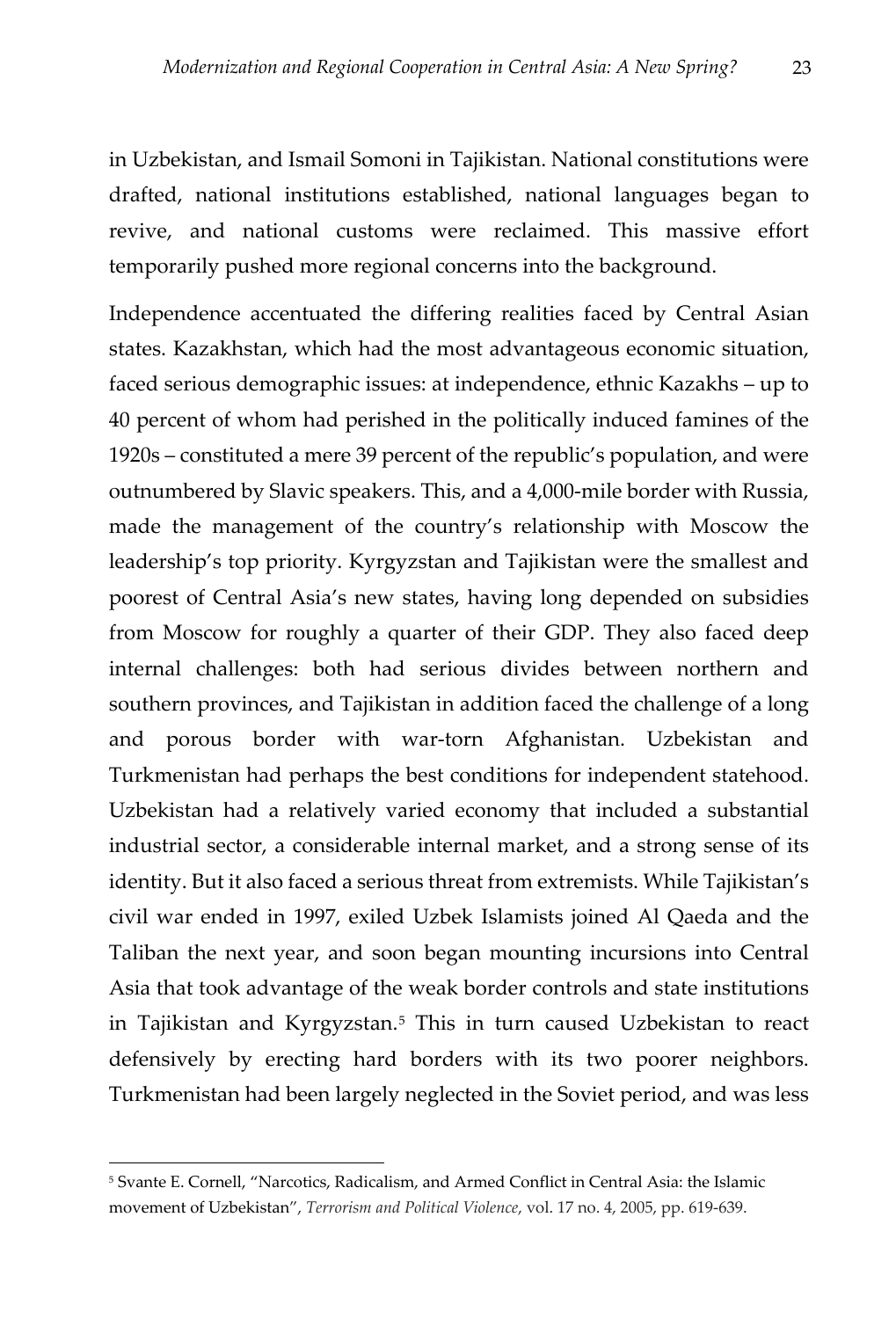in Uzbekistan, and Ismail Somoni in Tajikistan. National constitutions were drafted, national institutions established, national languages began to revive, and national customs were reclaimed. This massive effort temporarily pushed more regional concerns into the background.

Independence accentuated the differing realities faced by Central Asian states. Kazakhstan, which had the most advantageous economic situation, faced serious demographic issues: at independence, ethnic Kazakhs – up to 40 percent of whom had perished in the politically induced famines of the 1920s – constituted a mere 39 percent of the republic's population, and were outnumbered by Slavic speakers. This, and a 4,000-mile border with Russia, made the management of the country's relationship with Moscow the leadership's top priority. Kyrgyzstan and Tajikistan were the smallest and poorest of Central Asia's new states, having long depended on subsidies from Moscow for roughly a quarter of their GDP. They also faced deep internal challenges: both had serious divides between northern and southern provinces, and Tajikistan in addition faced the challenge of a long and porous border with war-torn Afghanistan. Uzbekistan and Turkmenistan had perhaps the best conditions for independent statehood. Uzbekistan had a relatively varied economy that included a substantial industrial sector, a considerable internal market, and a strong sense of its identity. But it also faced a serious threat from extremists. While Tajikistan's civil war ended in 1997, exiled Uzbek Islamists joined Al Qaeda and the Taliban the next year, and soon began mounting incursions into Central Asia that took advantage of the weak border controls and state institutions in Tajikistan and Kyrgyzstan.[5] This in turn caused Uzbekistan to react defensively by erecting hard borders with its two poorer neighbors. Turkmenistan had been largely neglected in the Soviet period, and was less

[5] Svante E. Cornell, "Narcotics, Radicalism, and Armed Conflict in Central Asia: the Islamic movement of Uzbekistan", *Terrorism and Political Violence*, vol. 17 no. 4, 2005, pp. 619-639.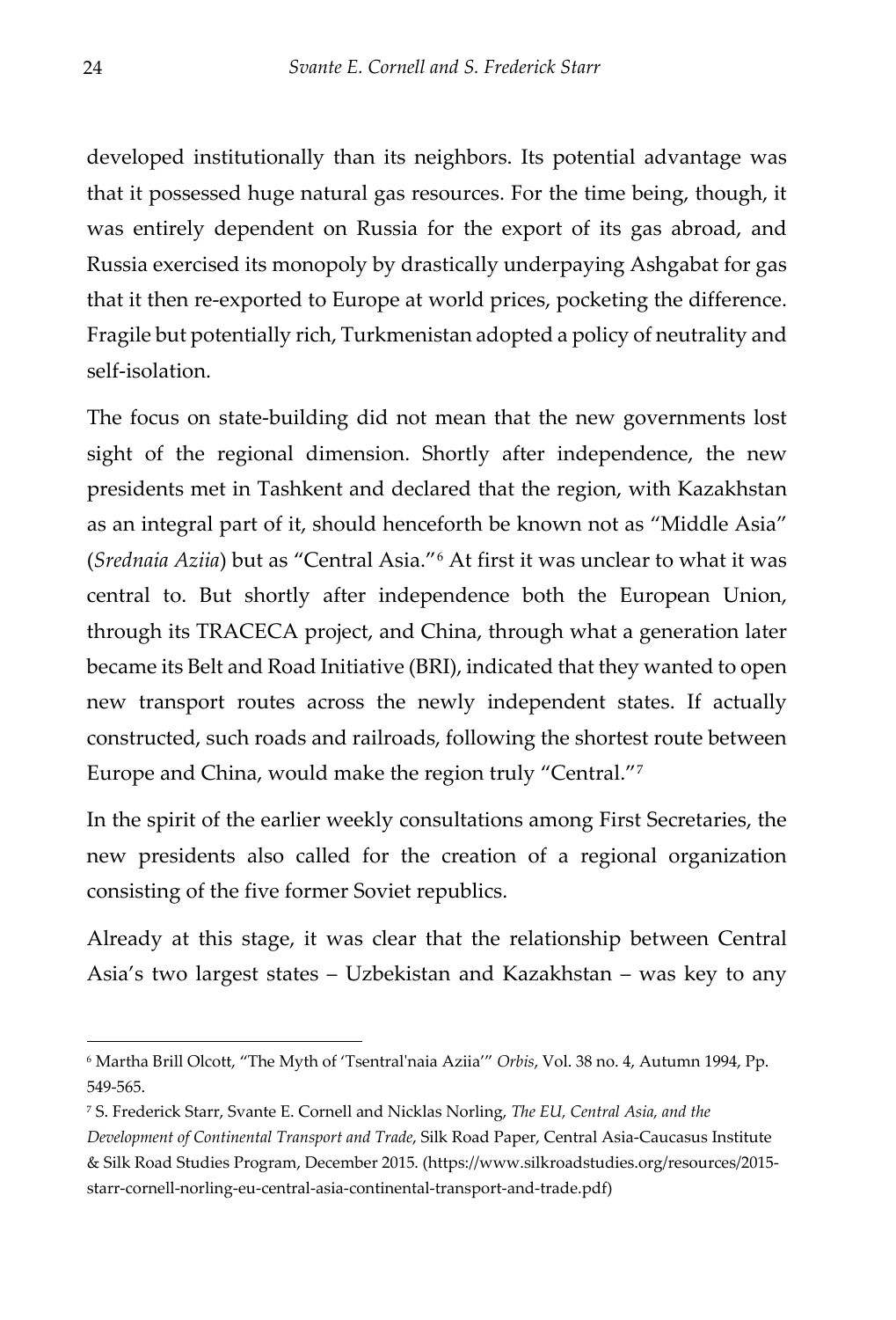developed institutionally than its neighbors. Its potential advantage was that it possessed huge natural gas resources. For the time being, though, it was entirely dependent on Russia for the export of its gas abroad, and Russia exercised its monopoly by drastically underpaying Ashgabat for gas that it then re-exported to Europe at world prices, pocketing the difference. Fragile but potentially rich, Turkmenistan adopted a policy of neutrality and self-isolation.

The focus on state-building did not mean that the new governments lost sight of the regional dimension. Shortly after independence, the new presidents met in Tashkent and declared that the region, with Kazakhstan as an integral part of it, should henceforth be known not as "Middle Asia" (*Srednaia Aziia*) but as "Central Asia."[6] At first it was unclear to what it was central to. But shortly after independence both the European Union, through its TRACECA project, and China, through what a generation later became its Belt and Road Initiative (BRI), indicated that they wanted to open new transport routes across the newly independent states. If actually constructed, such roads and railroads, following the shortest route between Europe and China, would make the region truly "Central."[7]

In the spirit of the earlier weekly consultations among First Secretaries, the new presidents also called for the creation of a regional organization consisting of the five former Soviet republics.

Already at this stage, it was clear that the relationship between Central Asia's two largest states – Uzbekistan and Kazakhstan – was key to any

---

[6] Martha Brill Olcott, "The Myth of 'Tsentral'naia Aziia'" *Orbis*, Vol. 38 no. 4, Autumn 1994, Pp. 549-565.

[7] S. Frederick Starr, Svante E. Cornell and Nicklas Norling, *The EU, Central Asia, and the Development of Continental Transport and Trade*, Silk Road Paper, Central Asia-Caucasus Institute & Silk Road Studies Program, December 2015. (https://www.silkroadstudies.org/resources/2015-starr-cornell-norling-eu-central-asia-continental-transport-and-trade.pdf)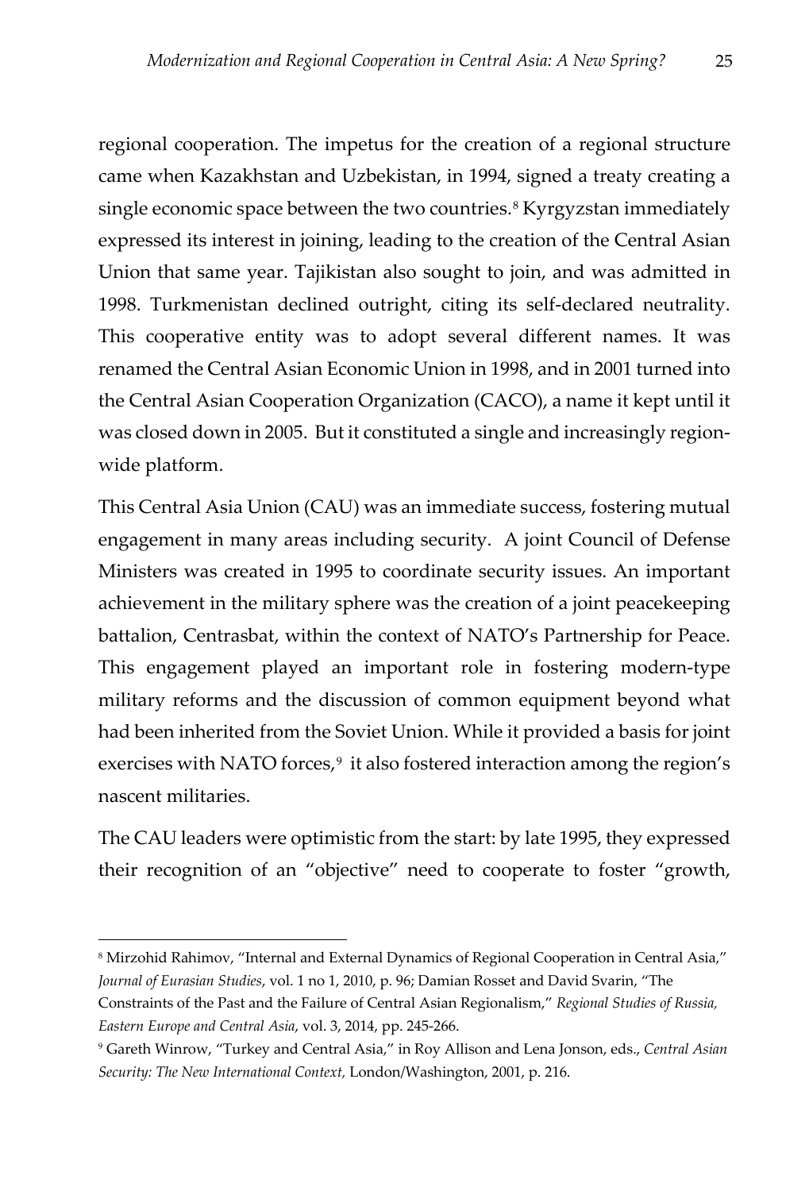regional cooperation. The impetus for the creation of a regional structure came when Kazakhstan and Uzbekistan, in 1994, signed a treaty creating a single economic space between the two countries.[8] Kyrgyzstan immediately expressed its interest in joining, leading to the creation of the Central Asian Union that same year. Tajikistan also sought to join, and was admitted in 1998. Turkmenistan declined outright, citing its self-declared neutrality. This cooperative entity was to adopt several different names. It was renamed the Central Asian Economic Union in 1998, and in 2001 turned into the Central Asian Cooperation Organization (CACO), a name it kept until it was closed down in 2005. But it constituted a single and increasingly region-wide platform.

This Central Asia Union (CAU) was an immediate success, fostering mutual engagement in many areas including security. A joint Council of Defense Ministers was created in 1995 to coordinate security issues. An important achievement in the military sphere was the creation of a joint peacekeeping battalion, Centrasbat, within the context of NATO's Partnership for Peace. This engagement played an important role in fostering modern-type military reforms and the discussion of common equipment beyond what had been inherited from the Soviet Union. While it provided a basis for joint exercises with NATO forces,[9] it also fostered interaction among the region's nascent militaries.

The CAU leaders were optimistic from the start: by late 1995, they expressed their recognition of an "objective" need to cooperate to foster "growth,

---

[8] Mirzohid Rahimov, "Internal and External Dynamics of Regional Cooperation in Central Asia," *Journal of Eurasian Studies*, vol. 1 no 1, 2010, p. 96; Damian Rosset and David Svarin, "The Constraints of the Past and the Failure of Central Asian Regionalism," *Regional Studies of Russia, Eastern Europe and Central Asia*, vol. 3, 2014, pp. 245-266.

[9] Gareth Winrow, "Turkey and Central Asia," in Roy Allison and Lena Jonson, eds., *Central Asian Security: The New International Context,* London/Washington, 2001, p. 216.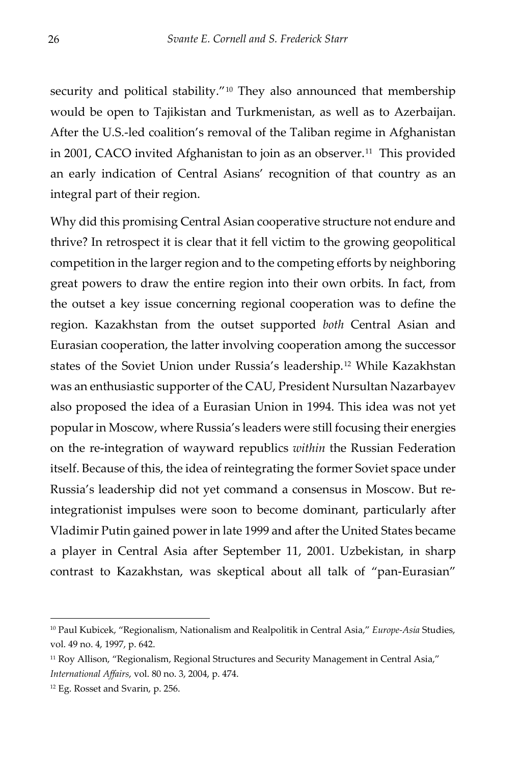security and political stability."[10] They also announced that membership would be open to Tajikistan and Turkmenistan, as well as to Azerbaijan. After the U.S.-led coalition's removal of the Taliban regime in Afghanistan in 2001, CACO invited Afghanistan to join as an observer.[11] This provided an early indication of Central Asians' recognition of that country as an integral part of their region.

Why did this promising Central Asian cooperative structure not endure and thrive? In retrospect it is clear that it fell victim to the growing geopolitical competition in the larger region and to the competing efforts by neighboring great powers to draw the entire region into their own orbits. In fact, from the outset a key issue concerning regional cooperation was to define the region. Kazakhstan from the outset supported *both* Central Asian and Eurasian cooperation, the latter involving cooperation among the successor states of the Soviet Union under Russia's leadership.[12] While Kazakhstan was an enthusiastic supporter of the CAU, President Nursultan Nazarbayev also proposed the idea of a Eurasian Union in 1994. This idea was not yet popular in Moscow, where Russia's leaders were still focusing their energies on the re-integration of wayward republics *within* the Russian Federation itself. Because of this, the idea of reintegrating the former Soviet space under Russia's leadership did not yet command a consensus in Moscow. But re-integrationist impulses were soon to become dominant, particularly after Vladimir Putin gained power in late 1999 and after the United States became a player in Central Asia after September 11, 2001. Uzbekistan, in sharp contrast to Kazakhstan, was skeptical about all talk of "pan-Eurasian"

---

[10] Paul Kubicek, "Regionalism, Nationalism and Realpolitik in Central Asia," *Europe-Asia* Studies, vol. 49 no. 4, 1997, p. 642.

[11] Roy Allison, "Regionalism, Regional Structures and Security Management in Central Asia," *International Affairs*, vol. 80 no. 3, 2004, p. 474.

[12] Eg. Rosset and Svarin, p. 256.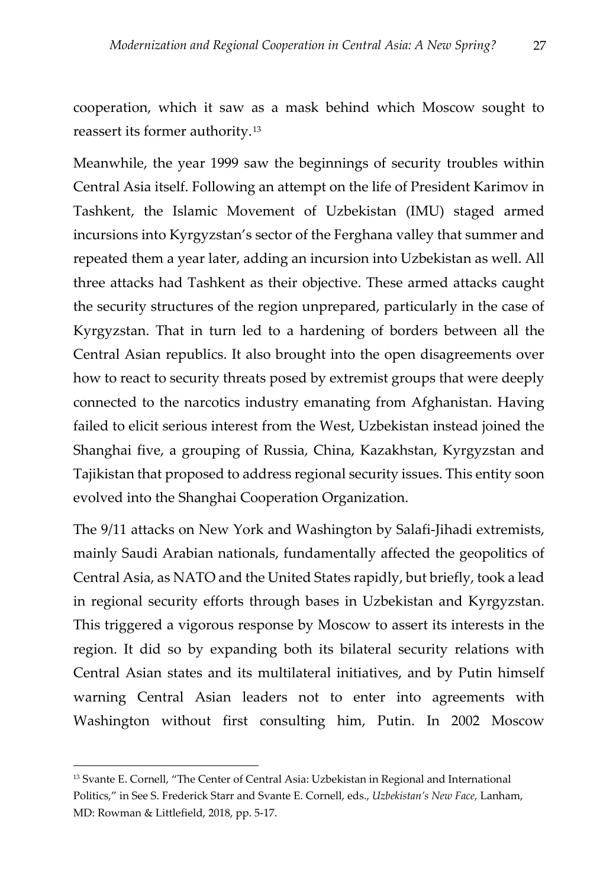cooperation, which it saw as a mask behind which Moscow sought to reassert its former authority.[13]

Meanwhile, the year 1999 saw the beginnings of security troubles within Central Asia itself. Following an attempt on the life of President Karimov in Tashkent, the Islamic Movement of Uzbekistan (IMU) staged armed incursions into Kyrgyzstan's sector of the Ferghana valley that summer and repeated them a year later, adding an incursion into Uzbekistan as well. All three attacks had Tashkent as their objective. These armed attacks caught the security structures of the region unprepared, particularly in the case of Kyrgyzstan. That in turn led to a hardening of borders between all the Central Asian republics. It also brought into the open disagreements over how to react to security threats posed by extremist groups that were deeply connected to the narcotics industry emanating from Afghanistan. Having failed to elicit serious interest from the West, Uzbekistan instead joined the Shanghai five, a grouping of Russia, China, Kazakhstan, Kyrgyzstan and Tajikistan that proposed to address regional security issues. This entity soon evolved into the Shanghai Cooperation Organization.

The 9/11 attacks on New York and Washington by Salafi-Jihadi extremists, mainly Saudi Arabian nationals, fundamentally affected the geopolitics of Central Asia, as NATO and the United States rapidly, but briefly, took a lead in regional security efforts through bases in Uzbekistan and Kyrgyzstan. This triggered a vigorous response by Moscow to assert its interests in the region. It did so by expanding both its bilateral security relations with Central Asian states and its multilateral initiatives, and by Putin himself warning Central Asian leaders not to enter into agreements with Washington without first consulting him, Putin. In 2002 Moscow

---

[13] Svante E. Cornell, "The Center of Central Asia: Uzbekistan in Regional and International Politics," in See S. Frederick Starr and Svante E. Cornell, eds., *Uzbekistan's New Face*, Lanham, MD: Rowman & Littlefield, 2018, pp. 5-17.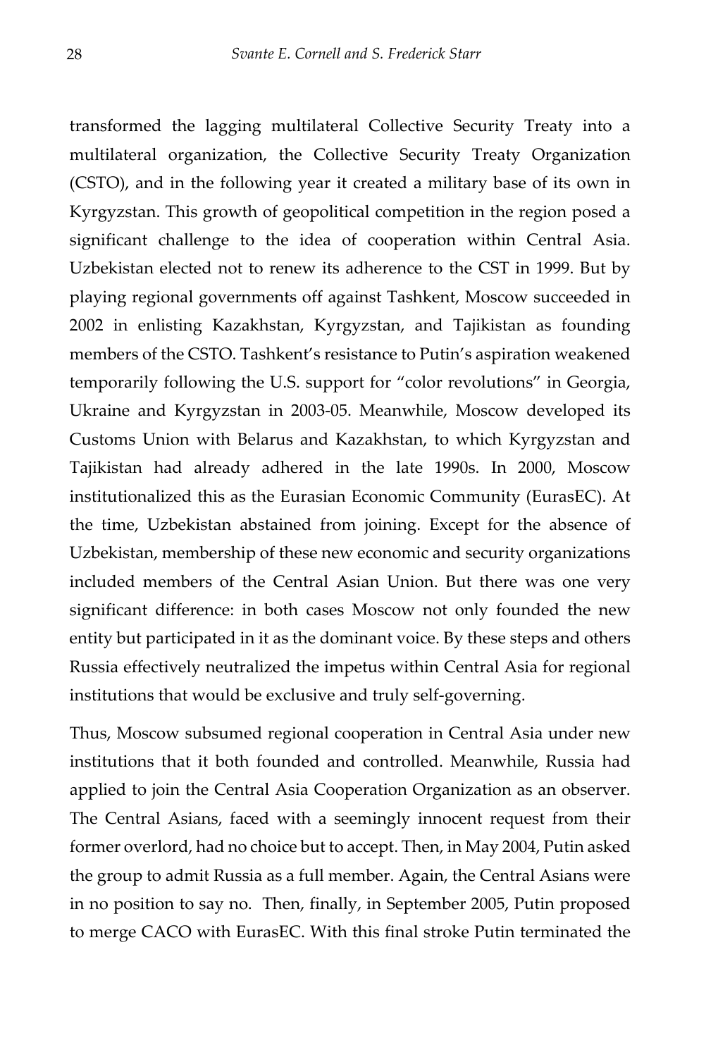transformed the lagging multilateral Collective Security Treaty into a multilateral organization, the Collective Security Treaty Organization (CSTO), and in the following year it created a military base of its own in Kyrgyzstan. This growth of geopolitical competition in the region posed a significant challenge to the idea of cooperation within Central Asia. Uzbekistan elected not to renew its adherence to the CST in 1999. But by playing regional governments off against Tashkent, Moscow succeeded in 2002 in enlisting Kazakhstan, Kyrgyzstan, and Tajikistan as founding members of the CSTO. Tashkent's resistance to Putin's aspiration weakened temporarily following the U.S. support for "color revolutions" in Georgia, Ukraine and Kyrgyzstan in 2003-05. Meanwhile, Moscow developed its Customs Union with Belarus and Kazakhstan, to which Kyrgyzstan and Tajikistan had already adhered in the late 1990s. In 2000, Moscow institutionalized this as the Eurasian Economic Community (EurasEC). At the time, Uzbekistan abstained from joining. Except for the absence of Uzbekistan, membership of these new economic and security organizations included members of the Central Asian Union. But there was one very significant difference: in both cases Moscow not only founded the new entity but participated in it as the dominant voice. By these steps and others Russia effectively neutralized the impetus within Central Asia for regional institutions that would be exclusive and truly self-governing.

Thus, Moscow subsumed regional cooperation in Central Asia under new institutions that it both founded and controlled. Meanwhile, Russia had applied to join the Central Asia Cooperation Organization as an observer. The Central Asians, faced with a seemingly innocent request from their former overlord, had no choice but to accept. Then, in May 2004, Putin asked the group to admit Russia as a full member. Again, the Central Asians were in no position to say no. Then, finally, in September 2005, Putin proposed to merge CACO with EurasEC. With this final stroke Putin terminated the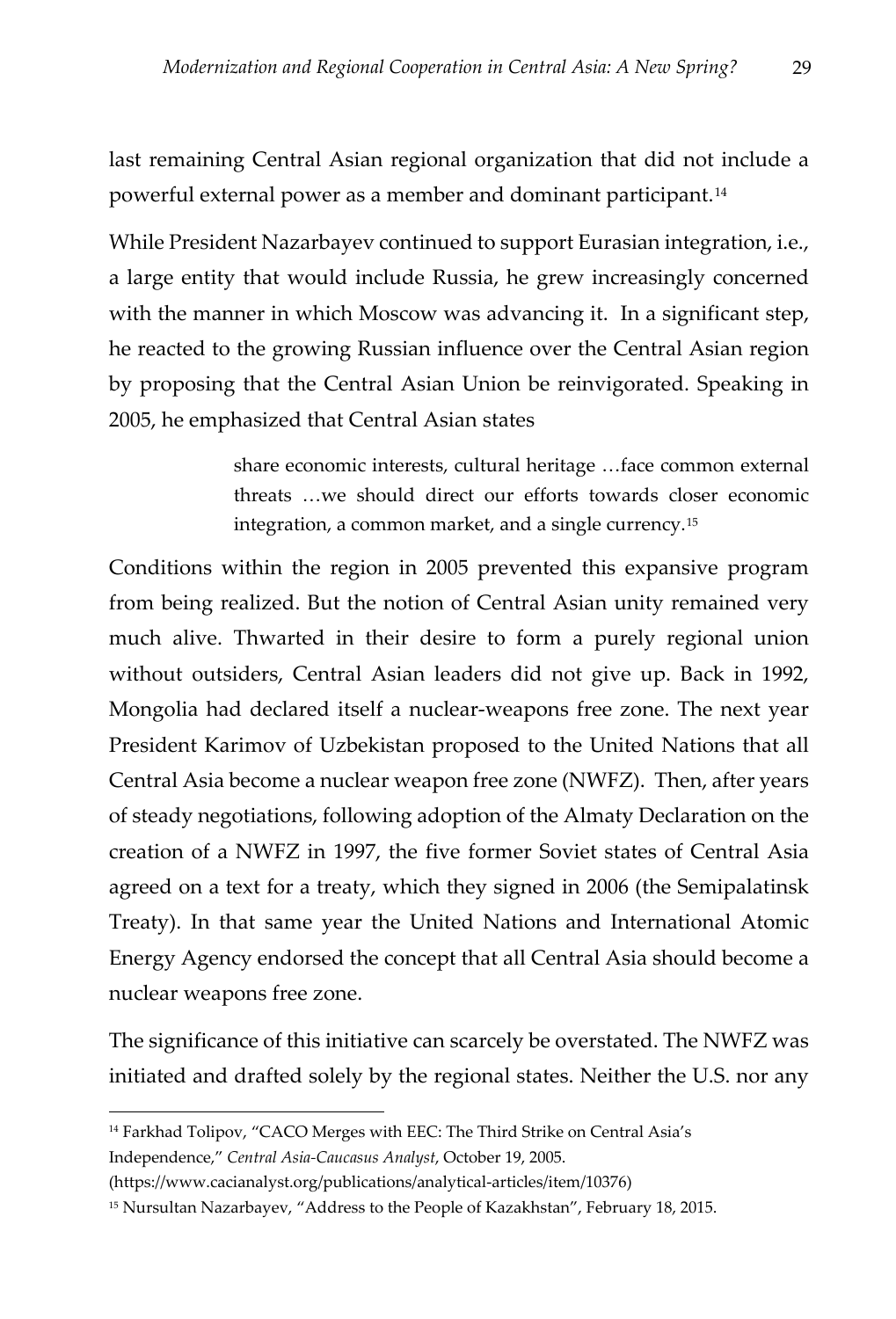last remaining Central Asian regional organization that did not include a powerful external power as a member and dominant participant.[14]

While President Nazarbayev continued to support Eurasian integration, i.e., a large entity that would include Russia, he grew increasingly concerned with the manner in which Moscow was advancing it. In a significant step, he reacted to the growing Russian influence over the Central Asian region by proposing that the Central Asian Union be reinvigorated. Speaking in 2005, he emphasized that Central Asian states

> share economic interests, cultural heritage …face common external threats …we should direct our efforts towards closer economic integration, a common market, and a single currency.[15]

Conditions within the region in 2005 prevented this expansive program from being realized. But the notion of Central Asian unity remained very much alive. Thwarted in their desire to form a purely regional union without outsiders, Central Asian leaders did not give up. Back in 1992, Mongolia had declared itself a nuclear-weapons free zone. The next year President Karimov of Uzbekistan proposed to the United Nations that all Central Asia become a nuclear weapon free zone (NWFZ). Then, after years of steady negotiations, following adoption of the Almaty Declaration on the creation of a NWFZ in 1997, the five former Soviet states of Central Asia agreed on a text for a treaty, which they signed in 2006 (the Semipalatinsk Treaty). In that same year the United Nations and International Atomic Energy Agency endorsed the concept that all Central Asia should become a nuclear weapons free zone.

The significance of this initiative can scarcely be overstated. The NWFZ was initiated and drafted solely by the regional states. Neither the U.S. nor any

---

[14] Farkhad Tolipov, "CACO Merges with EEC: The Third Strike on Central Asia's Independence," *Central Asia-Caucasus Analyst*, October 19, 2005. (https://www.cacianalyst.org/publications/analytical-articles/item/10376)

[15] Nursultan Nazarbayev, "Address to the People of Kazakhstan", February 18, 2015.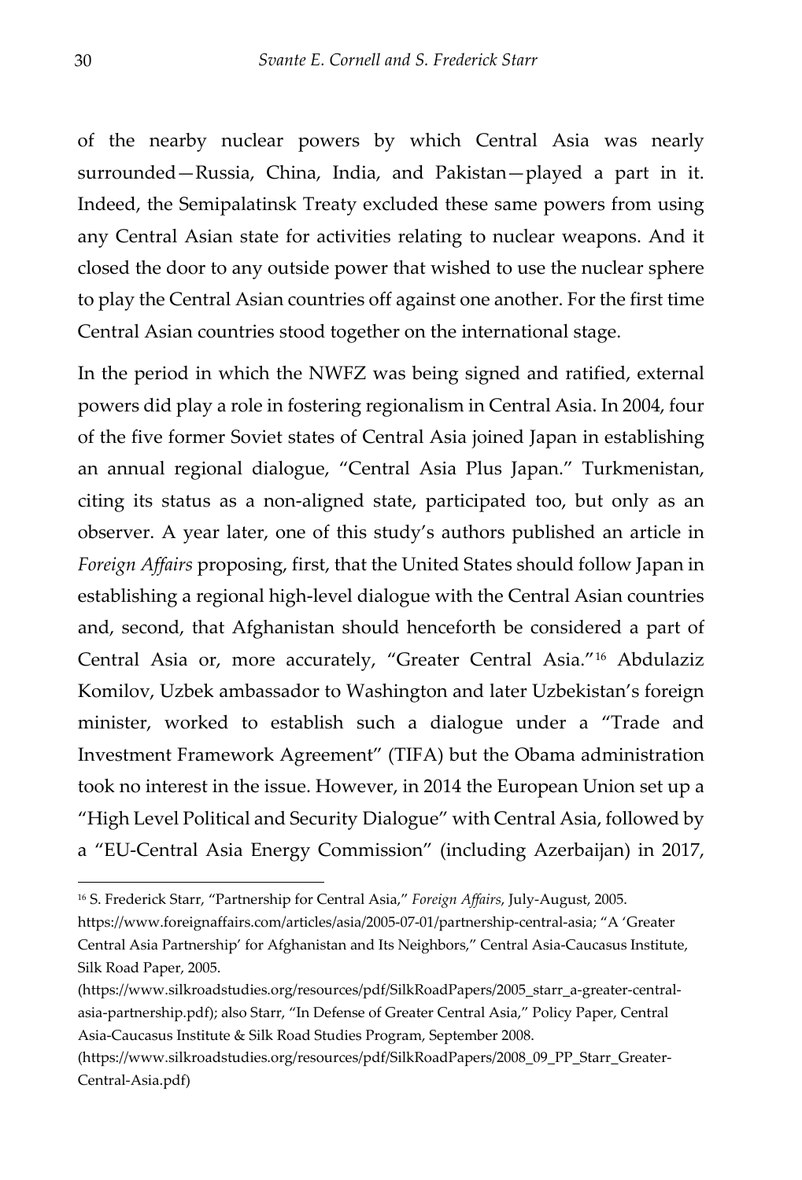of the nearby nuclear powers by which Central Asia was nearly surrounded—Russia, China, India, and Pakistan—played a part in it. Indeed, the Semipalatinsk Treaty excluded these same powers from using any Central Asian state for activities relating to nuclear weapons. And it closed the door to any outside power that wished to use the nuclear sphere to play the Central Asian countries off against one another. For the first time Central Asian countries stood together on the international stage.

In the period in which the NWFZ was being signed and ratified, external powers did play a role in fostering regionalism in Central Asia. In 2004, four of the five former Soviet states of Central Asia joined Japan in establishing an annual regional dialogue, "Central Asia Plus Japan." Turkmenistan, citing its status as a non-aligned state, participated too, but only as an observer. A year later, one of this study's authors published an article in *Foreign Affairs* proposing, first, that the United States should follow Japan in establishing a regional high-level dialogue with the Central Asian countries and, second, that Afghanistan should henceforth be considered a part of Central Asia or, more accurately, "Greater Central Asia."[16] Abdulaziz Komilov, Uzbek ambassador to Washington and later Uzbekistan's foreign minister, worked to establish such a dialogue under a "Trade and Investment Framework Agreement" (TIFA) but the Obama administration took no interest in the issue. However, in 2014 the European Union set up a "High Level Political and Security Dialogue" with Central Asia, followed by a "EU-Central Asia Energy Commission" (including Azerbaijan) in 2017,

---

[16] S. Frederick Starr, "Partnership for Central Asia," *Foreign Affairs*, July-August, 2005. https://www.foreignaffairs.com/articles/asia/2005-07-01/partnership-central-asia; "A 'Greater Central Asia Partnership' for Afghanistan and Its Neighbors," Central Asia-Caucasus Institute, Silk Road Paper, 2005. (https://www.silkroadstudies.org/resources/pdf/SilkRoadPapers/2005_starr_a-greater-central-asia-partnership.pdf); also Starr, "In Defense of Greater Central Asia," Policy Paper, Central Asia-Caucasus Institute & Silk Road Studies Program, September 2008. (https://www.silkroadstudies.org/resources/pdf/SilkRoadPapers/2008_09_PP_Starr_Greater-Central-Asia.pdf)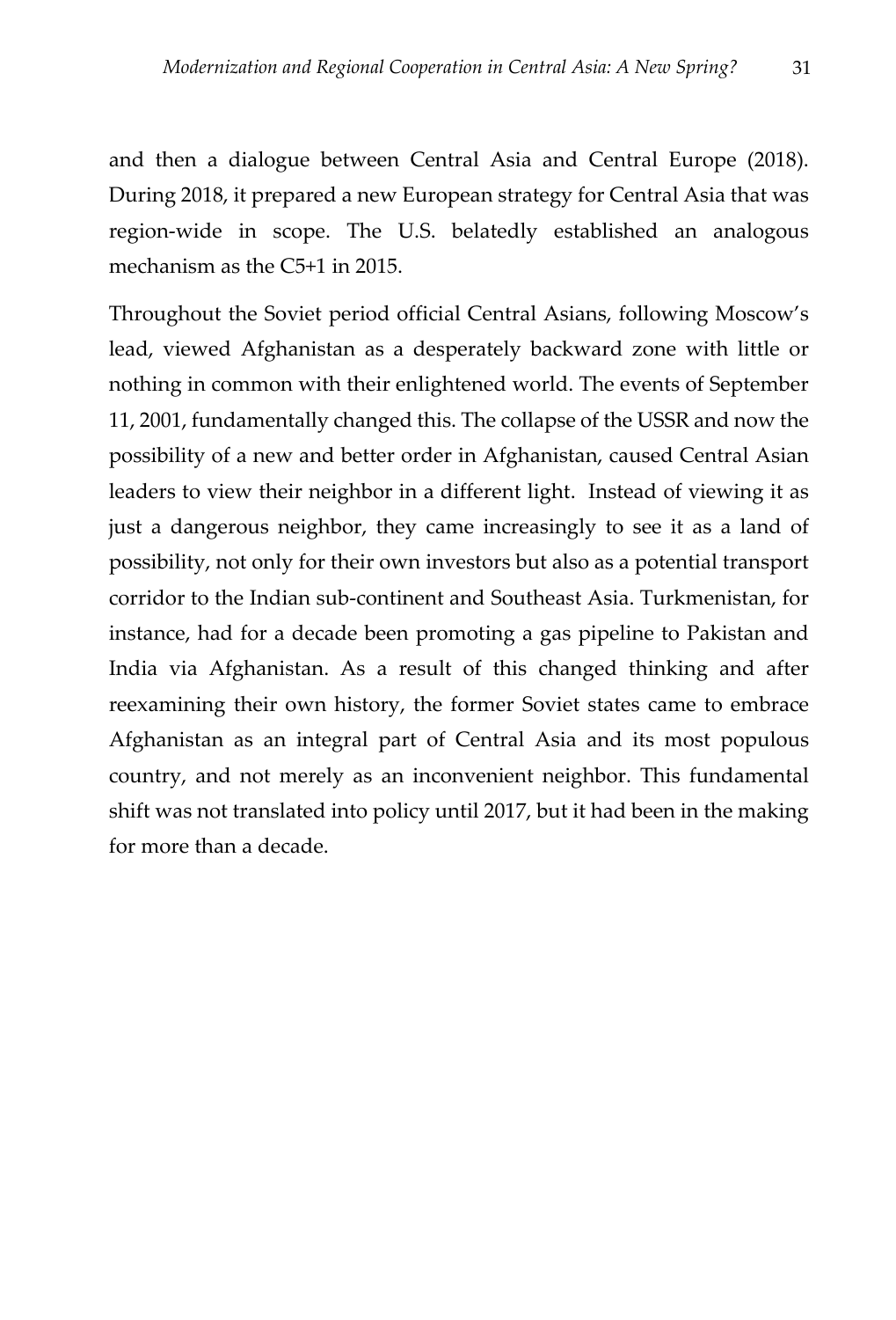and then a dialogue between Central Asia and Central Europe (2018). During 2018, it prepared a new European strategy for Central Asia that was region-wide in scope. The U.S. belatedly established an analogous mechanism as the C5+1 in 2015.

Throughout the Soviet period official Central Asians, following Moscow's lead, viewed Afghanistan as a desperately backward zone with little or nothing in common with their enlightened world. The events of September 11, 2001, fundamentally changed this. The collapse of the USSR and now the possibility of a new and better order in Afghanistan, caused Central Asian leaders to view their neighbor in a different light. Instead of viewing it as just a dangerous neighbor, they came increasingly to see it as a land of possibility, not only for their own investors but also as a potential transport corridor to the Indian sub-continent and Southeast Asia. Turkmenistan, for instance, had for a decade been promoting a gas pipeline to Pakistan and India via Afghanistan. As a result of this changed thinking and after reexamining their own history, the former Soviet states came to embrace Afghanistan as an integral part of Central Asia and its most populous country, and not merely as an inconvenient neighbor. This fundamental shift was not translated into policy until 2017, but it had been in the making for more than a decade.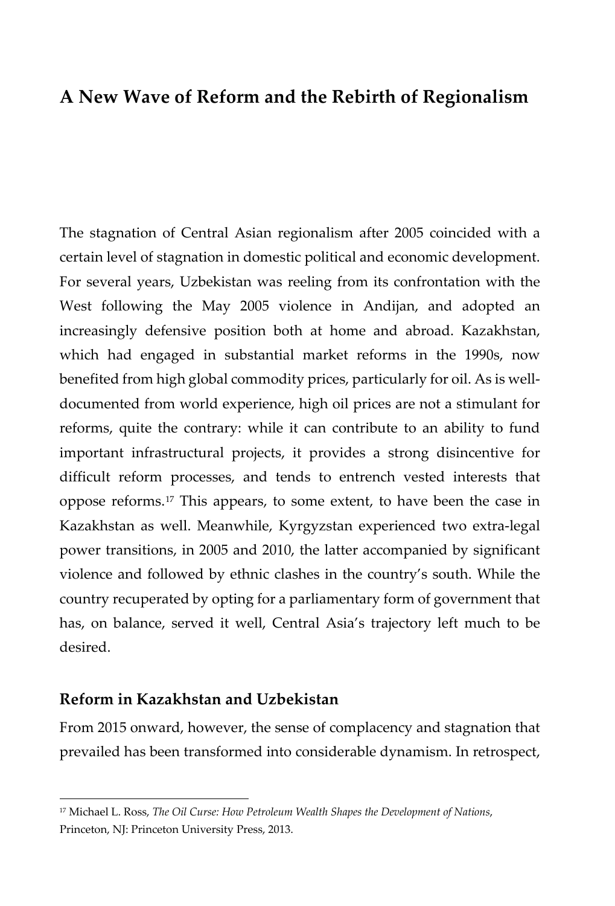## A New Wave of Reform and the Rebirth of Regionalism

The stagnation of Central Asian regionalism after 2005 coincided with a certain level of stagnation in domestic political and economic development. For several years, Uzbekistan was reeling from its confrontation with the West following the May 2005 violence in Andijan, and adopted an increasingly defensive position both at home and abroad. Kazakhstan, which had engaged in substantial market reforms in the 1990s, now benefited from high global commodity prices, particularly for oil. As is well-documented from world experience, high oil prices are not a stimulant for reforms, quite the contrary: while it can contribute to an ability to fund important infrastructural projects, it provides a strong disincentive for difficult reform processes, and tends to entrench vested interests that oppose reforms.[17] This appears, to some extent, to have been the case in Kazakhstan as well. Meanwhile, Kyrgyzstan experienced two extra-legal power transitions, in 2005 and 2010, the latter accompanied by significant violence and followed by ethnic clashes in the country's south. While the country recuperated by opting for a parliamentary form of government that has, on balance, served it well, Central Asia's trajectory left much to be desired.

### Reform in Kazakhstan and Uzbekistan

From 2015 onward, however, the sense of complacency and stagnation that prevailed has been transformed into considerable dynamism. In retrospect,

[17] Michael L. Ross, *The Oil Curse: How Petroleum Wealth Shapes the Development of Nations*, Princeton, NJ: Princeton University Press, 2013.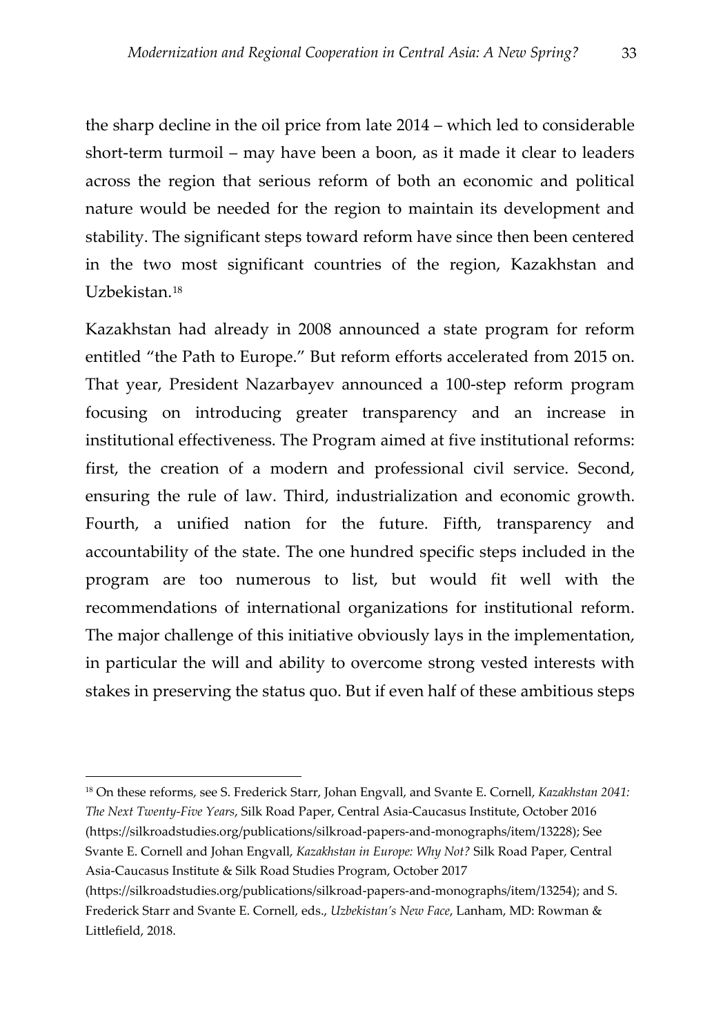the sharp decline in the oil price from late 2014 – which led to considerable short-term turmoil – may have been a boon, as it made it clear to leaders across the region that serious reform of both an economic and political nature would be needed for the region to maintain its development and stability. The significant steps toward reform have since then been centered in the two most significant countries of the region, Kazakhstan and Uzbekistan.[18]

Kazakhstan had already in 2008 announced a state program for reform entitled "the Path to Europe." But reform efforts accelerated from 2015 on. That year, President Nazarbayev announced a 100-step reform program focusing on introducing greater transparency and an increase in institutional effectiveness. The Program aimed at five institutional reforms: first, the creation of a modern and professional civil service. Second, ensuring the rule of law. Third, industrialization and economic growth. Fourth, a unified nation for the future. Fifth, transparency and accountability of the state. The one hundred specific steps included in the program are too numerous to list, but would fit well with the recommendations of international organizations for institutional reform. The major challenge of this initiative obviously lays in the implementation, in particular the will and ability to overcome strong vested interests with stakes in preserving the status quo. But if even half of these ambitious steps

---

[18] On these reforms, see S. Frederick Starr, Johan Engvall, and Svante E. Cornell, *Kazakhstan 2041: The Next Twenty-Five Years*, Silk Road Paper, Central Asia-Caucasus Institute, October 2016 (https://silkroadstudies.org/publications/silkroad-papers-and-monographs/item/13228); See Svante E. Cornell and Johan Engvall, *Kazakhstan in Europe: Why Not?* Silk Road Paper, Central Asia-Caucasus Institute & Silk Road Studies Program, October 2017 (https://silkroadstudies.org/publications/silkroad-papers-and-monographs/item/13254); and S. Frederick Starr and Svante E. Cornell, eds., *Uzbekistan's New Face*, Lanham, MD: Rowman & Littlefield, 2018.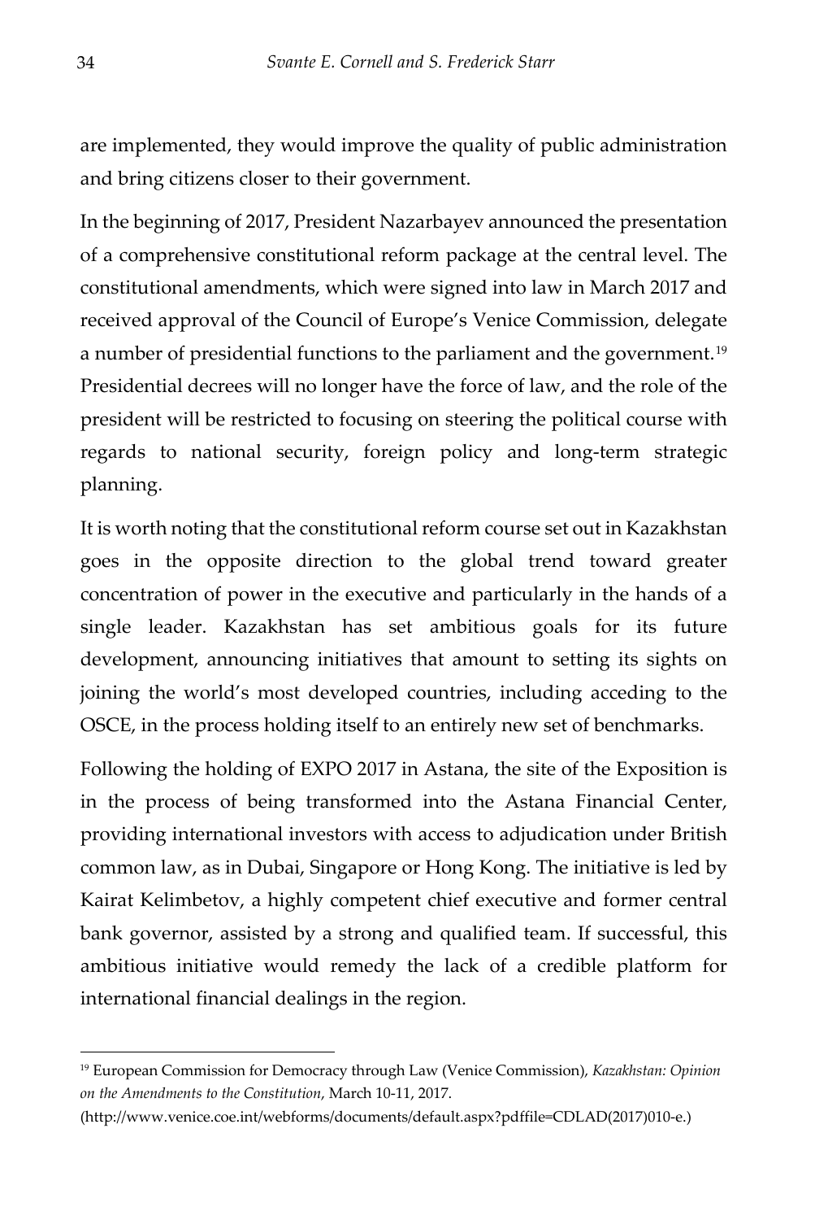are implemented, they would improve the quality of public administration and bring citizens closer to their government.

In the beginning of 2017, President Nazarbayev announced the presentation of a comprehensive constitutional reform package at the central level. The constitutional amendments, which were signed into law in March 2017 and received approval of the Council of Europe's Venice Commission, delegate a number of presidential functions to the parliament and the government.[19] Presidential decrees will no longer have the force of law, and the role of the president will be restricted to focusing on steering the political course with regards to national security, foreign policy and long-term strategic planning.

It is worth noting that the constitutional reform course set out in Kazakhstan goes in the opposite direction to the global trend toward greater concentration of power in the executive and particularly in the hands of a single leader. Kazakhstan has set ambitious goals for its future development, announcing initiatives that amount to setting its sights on joining the world's most developed countries, including acceding to the OSCE, in the process holding itself to an entirely new set of benchmarks.

Following the holding of EXPO 2017 in Astana, the site of the Exposition is in the process of being transformed into the Astana Financial Center, providing international investors with access to adjudication under British common law, as in Dubai, Singapore or Hong Kong. The initiative is led by Kairat Kelimbetov, a highly competent chief executive and former central bank governor, assisted by a strong and qualified team. If successful, this ambitious initiative would remedy the lack of a credible platform for international financial dealings in the region.

---

[19] European Commission for Democracy through Law (Venice Commission), *Kazakhstan: Opinion on the Amendments to the Constitution*, March 10-11, 2017. (http://www.venice.coe.int/webforms/documents/default.aspx?pdffile=CDLAD(2017)010-e.)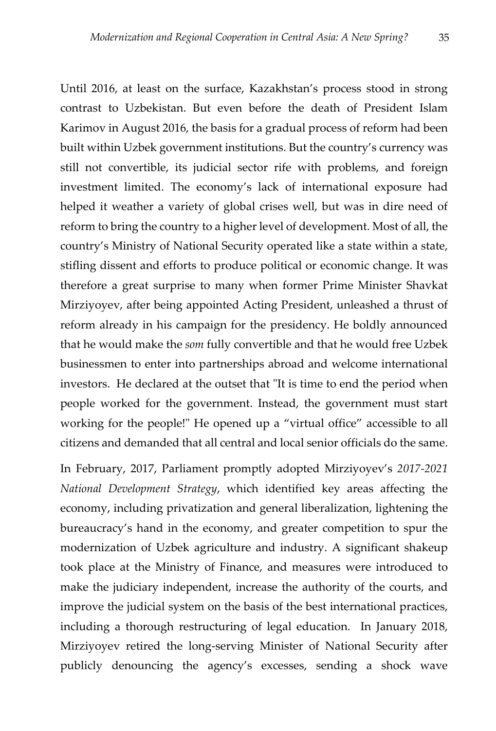Until 2016, at least on the surface, Kazakhstan's process stood in strong contrast to Uzbekistan. But even before the death of President Islam Karimov in August 2016, the basis for a gradual process of reform had been built within Uzbek government institutions. But the country's currency was still not convertible, its judicial sector rife with problems, and foreign investment limited. The economy's lack of international exposure had helped it weather a variety of global crises well, but was in dire need of reform to bring the country to a higher level of development. Most of all, the country's Ministry of National Security operated like a state within a state, stifling dissent and efforts to produce political or economic change. It was therefore a great surprise to many when former Prime Minister Shavkat Mirziyoyev, after being appointed Acting President, unleashed a thrust of reform already in his campaign for the presidency. He boldly announced that he would make the *som* fully convertible and that he would free Uzbek businessmen to enter into partnerships abroad and welcome international investors. He declared at the outset that "It is time to end the period when people worked for the government. Instead, the government must start working for the people!" He opened up a "virtual office" accessible to all citizens and demanded that all central and local senior officials do the same.

In February, 2017, Parliament promptly adopted Mirziyoyev's *2017-2021 National Development Strategy*, which identified key areas affecting the economy, including privatization and general liberalization, lightening the bureaucracy's hand in the economy, and greater competition to spur the modernization of Uzbek agriculture and industry. A significant shakeup took place at the Ministry of Finance, and measures were introduced to make the judiciary independent, increase the authority of the courts, and improve the judicial system on the basis of the best international practices, including a thorough restructuring of legal education. In January 2018, Mirziyoyev retired the long-serving Minister of National Security after publicly denouncing the agency's excesses, sending a shock wave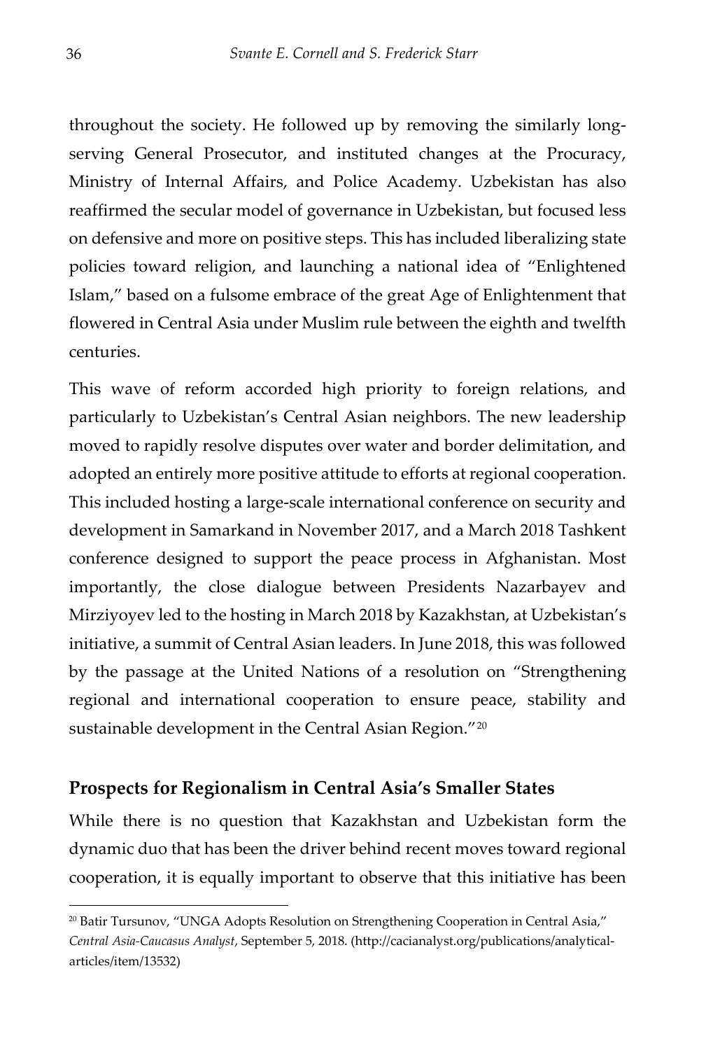throughout the society. He followed up by removing the similarly long-serving General Prosecutor, and instituted changes at the Procuracy, Ministry of Internal Affairs, and Police Academy. Uzbekistan has also reaffirmed the secular model of governance in Uzbekistan, but focused less on defensive and more on positive steps. This has included liberalizing state policies toward religion, and launching a national idea of "Enlightened Islam," based on a fulsome embrace of the great Age of Enlightenment that flowered in Central Asia under Muslim rule between the eighth and twelfth centuries.

This wave of reform accorded high priority to foreign relations, and particularly to Uzbekistan's Central Asian neighbors. The new leadership moved to rapidly resolve disputes over water and border delimitation, and adopted an entirely more positive attitude to efforts at regional cooperation. This included hosting a large-scale international conference on security and development in Samarkand in November 2017, and a March 2018 Tashkent conference designed to support the peace process in Afghanistan. Most importantly, the close dialogue between Presidents Nazarbayev and Mirziyoyev led to the hosting in March 2018 by Kazakhstan, at Uzbekistan's initiative, a summit of Central Asian leaders. In June 2018, this was followed by the passage at the United Nations of a resolution on "Strengthening regional and international cooperation to ensure peace, stability and sustainable development in the Central Asian Region."[20]

## Prospects for Regionalism in Central Asia's Smaller States

While there is no question that Kazakhstan and Uzbekistan form the dynamic duo that has been the driver behind recent moves toward regional cooperation, it is equally important to observe that this initiative has been

---

[20] Batir Tursunov, "UNGA Adopts Resolution on Strengthening Cooperation in Central Asia," *Central Asia-Caucasus Analyst*, September 5, 2018. (http://cacianalyst.org/publications/analytical-articles/item/13532)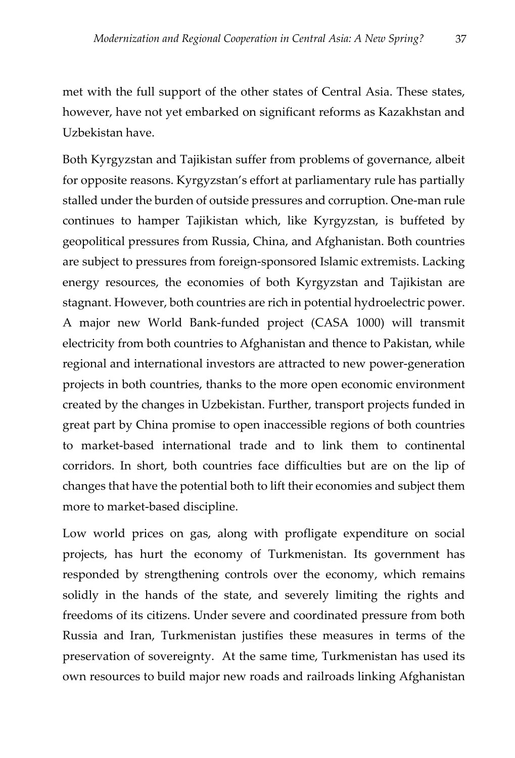met with the full support of the other states of Central Asia. These states, however, have not yet embarked on significant reforms as Kazakhstan and Uzbekistan have.

Both Kyrgyzstan and Tajikistan suffer from problems of governance, albeit for opposite reasons. Kyrgyzstan's effort at parliamentary rule has partially stalled under the burden of outside pressures and corruption. One-man rule continues to hamper Tajikistan which, like Kyrgyzstan, is buffeted by geopolitical pressures from Russia, China, and Afghanistan. Both countries are subject to pressures from foreign-sponsored Islamic extremists. Lacking energy resources, the economies of both Kyrgyzstan and Tajikistan are stagnant. However, both countries are rich in potential hydroelectric power. A major new World Bank-funded project (CASA 1000) will transmit electricity from both countries to Afghanistan and thence to Pakistan, while regional and international investors are attracted to new power-generation projects in both countries, thanks to the more open economic environment created by the changes in Uzbekistan. Further, transport projects funded in great part by China promise to open inaccessible regions of both countries to market-based international trade and to link them to continental corridors. In short, both countries face difficulties but are on the lip of changes that have the potential both to lift their economies and subject them more to market-based discipline.

Low world prices on gas, along with profligate expenditure on social projects, has hurt the economy of Turkmenistan. Its government has responded by strengthening controls over the economy, which remains solidly in the hands of the state, and severely limiting the rights and freedoms of its citizens. Under severe and coordinated pressure from both Russia and Iran, Turkmenistan justifies these measures in terms of the preservation of sovereignty. At the same time, Turkmenistan has used its own resources to build major new roads and railroads linking Afghanistan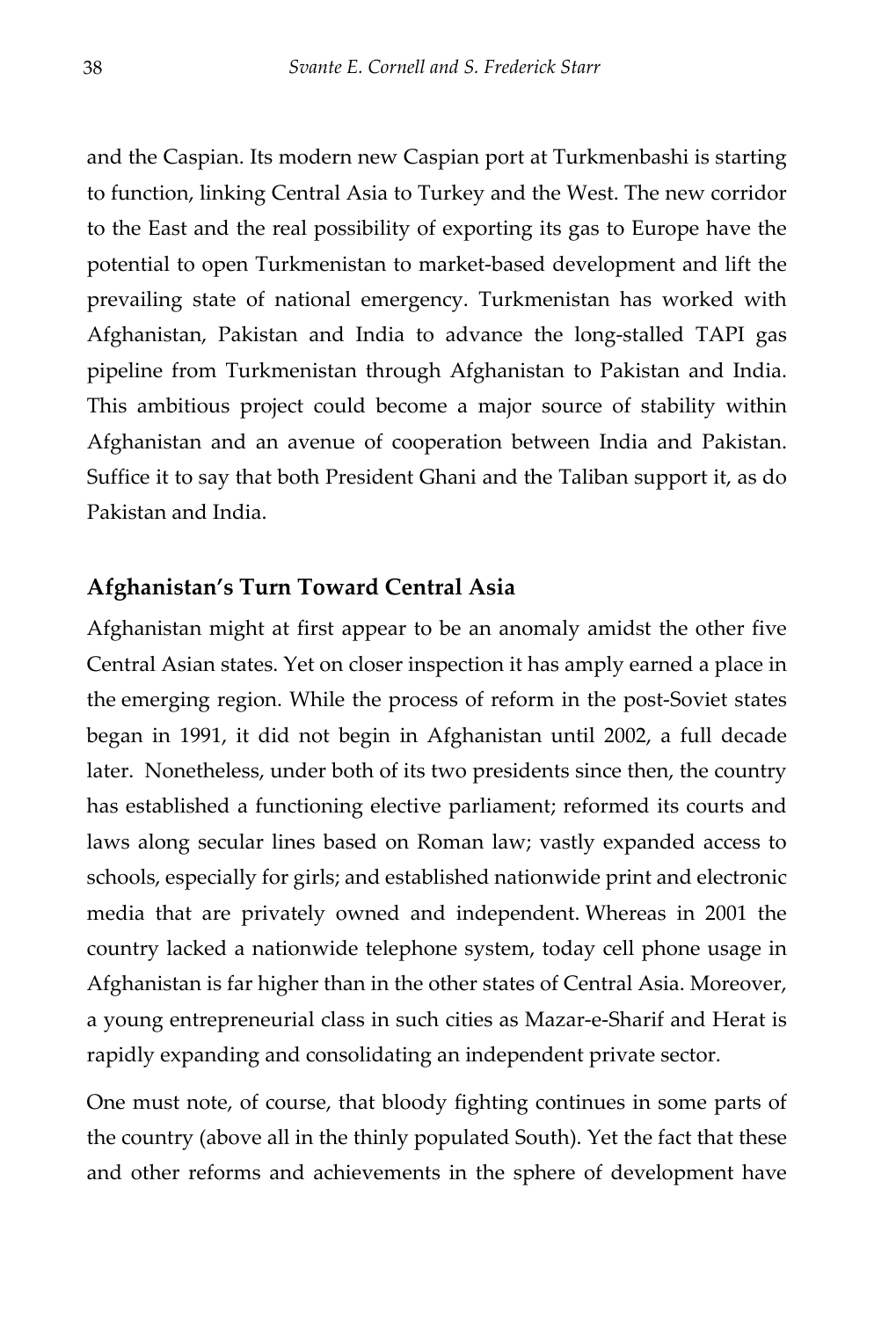and the Caspian. Its modern new Caspian port at Turkmenbashi is starting to function, linking Central Asia to Turkey and the West. The new corridor to the East and the real possibility of exporting its gas to Europe have the potential to open Turkmenistan to market-based development and lift the prevailing state of national emergency. Turkmenistan has worked with Afghanistan, Pakistan and India to advance the long-stalled TAPI gas pipeline from Turkmenistan through Afghanistan to Pakistan and India. This ambitious project could become a major source of stability within Afghanistan and an avenue of cooperation between India and Pakistan. Suffice it to say that both President Ghani and the Taliban support it, as do Pakistan and India.

## Afghanistan's Turn Toward Central Asia

Afghanistan might at first appear to be an anomaly amidst the other five Central Asian states. Yet on closer inspection it has amply earned a place in the emerging region. While the process of reform in the post-Soviet states began in 1991, it did not begin in Afghanistan until 2002, a full decade later. Nonetheless, under both of its two presidents since then, the country has established a functioning elective parliament; reformed its courts and laws along secular lines based on Roman law; vastly expanded access to schools, especially for girls; and established nationwide print and electronic media that are privately owned and independent. Whereas in 2001 the country lacked a nationwide telephone system, today cell phone usage in Afghanistan is far higher than in the other states of Central Asia. Moreover, a young entrepreneurial class in such cities as Mazar-e-Sharif and Herat is rapidly expanding and consolidating an independent private sector.

One must note, of course, that bloody fighting continues in some parts of the country (above all in the thinly populated South). Yet the fact that these and other reforms and achievements in the sphere of development have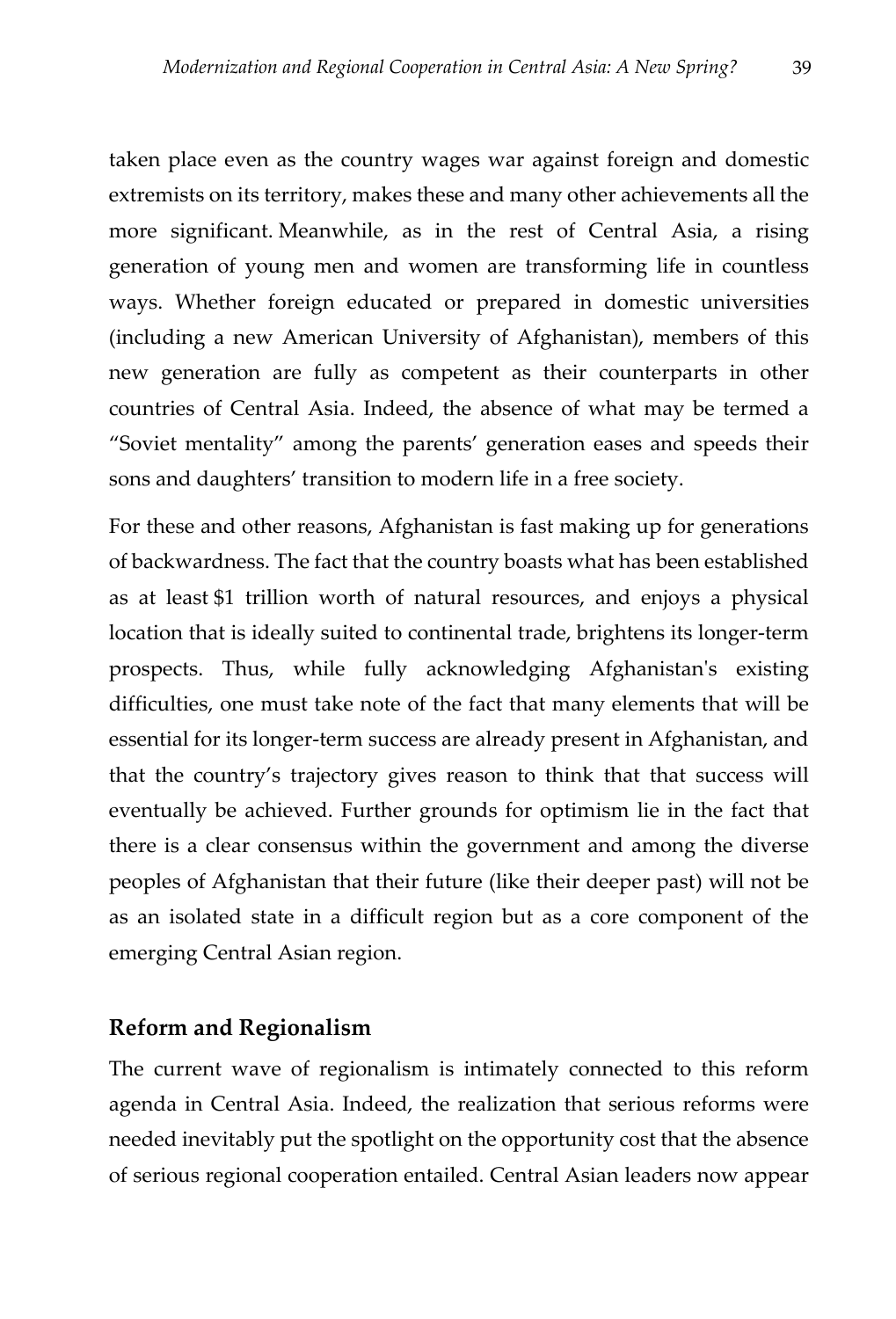taken place even as the country wages war against foreign and domestic extremists on its territory, makes these and many other achievements all the more significant. Meanwhile, as in the rest of Central Asia, a rising generation of young men and women are transforming life in countless ways. Whether foreign educated or prepared in domestic universities (including a new American University of Afghanistan), members of this new generation are fully as competent as their counterparts in other countries of Central Asia. Indeed, the absence of what may be termed a "Soviet mentality" among the parents' generation eases and speeds their sons and daughters' transition to modern life in a free society.

For these and other reasons, Afghanistan is fast making up for generations of backwardness. The fact that the country boasts what has been established as at least $1 trillion worth of natural resources, and enjoys a physical location that is ideally suited to continental trade, brightens its longer-term prospects. Thus, while fully acknowledging Afghanistan's existing difficulties, one must take note of the fact that many elements that will be essential for its longer-term success are already present in Afghanistan, and that the country's trajectory gives reason to think that that success will eventually be achieved. Further grounds for optimism lie in the fact that there is a clear consensus within the government and among the diverse peoples of Afghanistan that their future (like their deeper past) will not be as an isolated state in a difficult region but as a core component of the emerging Central Asian region.

## Reform and Regionalism

The current wave of regionalism is intimately connected to this reform agenda in Central Asia. Indeed, the realization that serious reforms were needed inevitably put the spotlight on the opportunity cost that the absence of serious regional cooperation entailed. Central Asian leaders now appear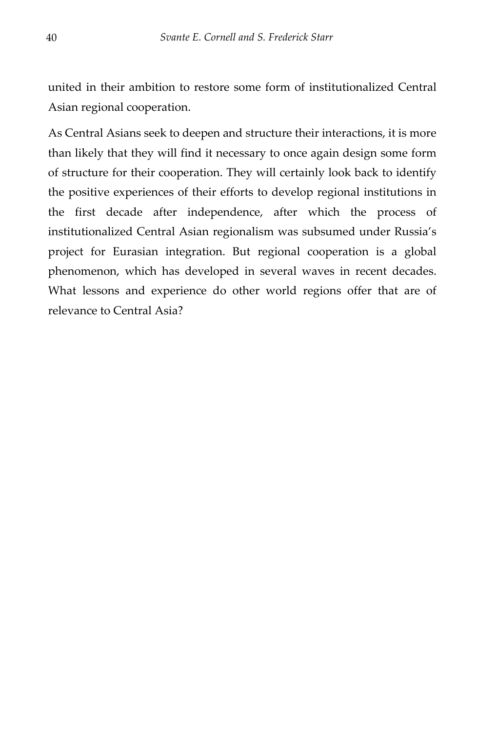united in their ambition to restore some form of institutionalized Central Asian regional cooperation.

As Central Asians seek to deepen and structure their interactions, it is more than likely that they will find it necessary to once again design some form of structure for their cooperation. They will certainly look back to identify the positive experiences of their efforts to develop regional institutions in the first decade after independence, after which the process of institutionalized Central Asian regionalism was subsumed under Russia's project for Eurasian integration. But regional cooperation is a global phenomenon, which has developed in several waves in recent decades. What lessons and experience do other world regions offer that are of relevance to Central Asia?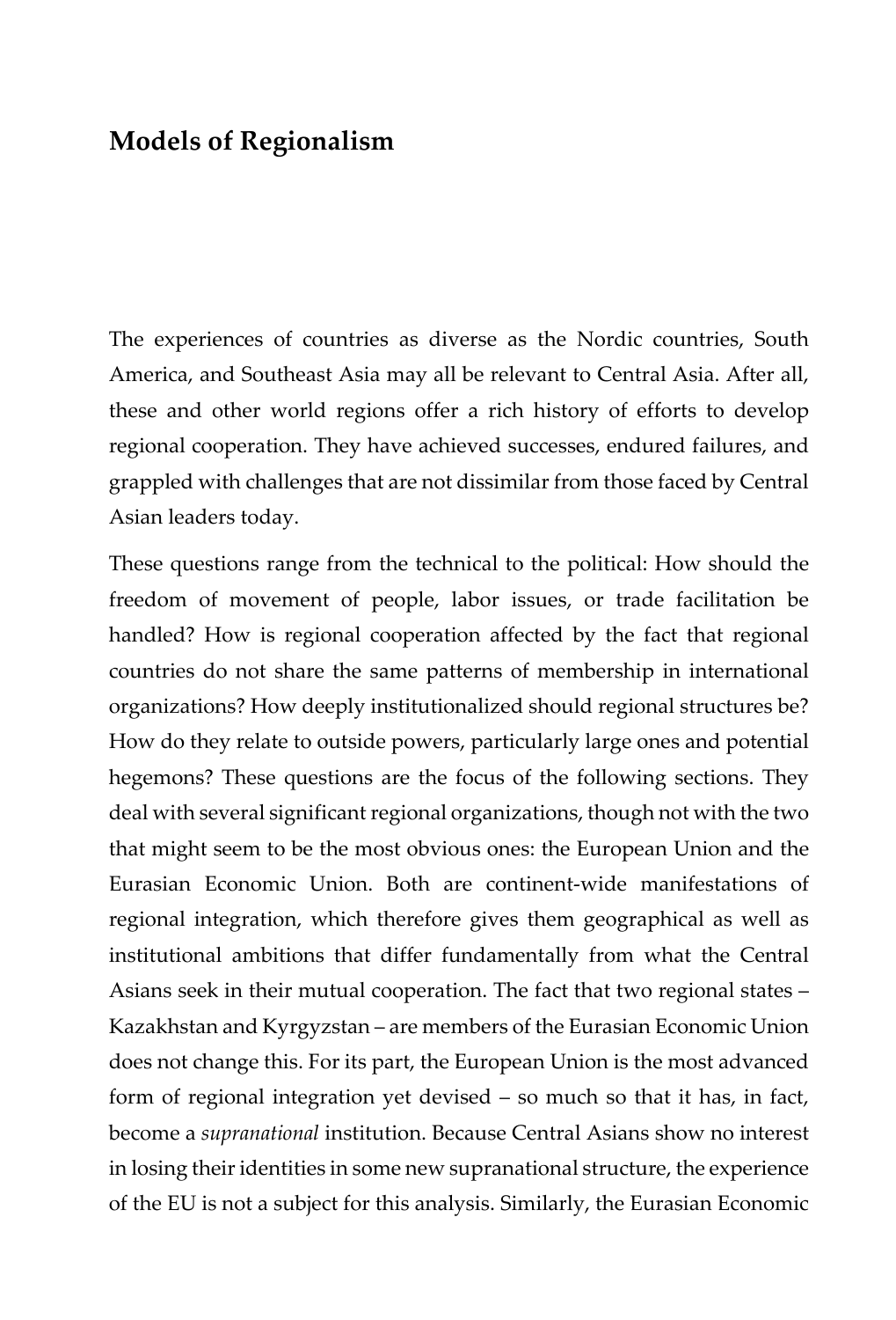## Models of Regionalism

The experiences of countries as diverse as the Nordic countries, South America, and Southeast Asia may all be relevant to Central Asia. After all, these and other world regions offer a rich history of efforts to develop regional cooperation. They have achieved successes, endured failures, and grappled with challenges that are not dissimilar from those faced by Central Asian leaders today.

These questions range from the technical to the political: How should the freedom of movement of people, labor issues, or trade facilitation be handled? How is regional cooperation affected by the fact that regional countries do not share the same patterns of membership in international organizations? How deeply institutionalized should regional structures be? How do they relate to outside powers, particularly large ones and potential hegemons? These questions are the focus of the following sections. They deal with several significant regional organizations, though not with the two that might seem to be the most obvious ones: the European Union and the Eurasian Economic Union. Both are continent-wide manifestations of regional integration, which therefore gives them geographical as well as institutional ambitions that differ fundamentally from what the Central Asians seek in their mutual cooperation. The fact that two regional states – Kazakhstan and Kyrgyzstan – are members of the Eurasian Economic Union does not change this. For its part, the European Union is the most advanced form of regional integration yet devised – so much so that it has, in fact, become a *supranational* institution. Because Central Asians show no interest in losing their identities in some new supranational structure, the experience of the EU is not a subject for this analysis. Similarly, the Eurasian Economic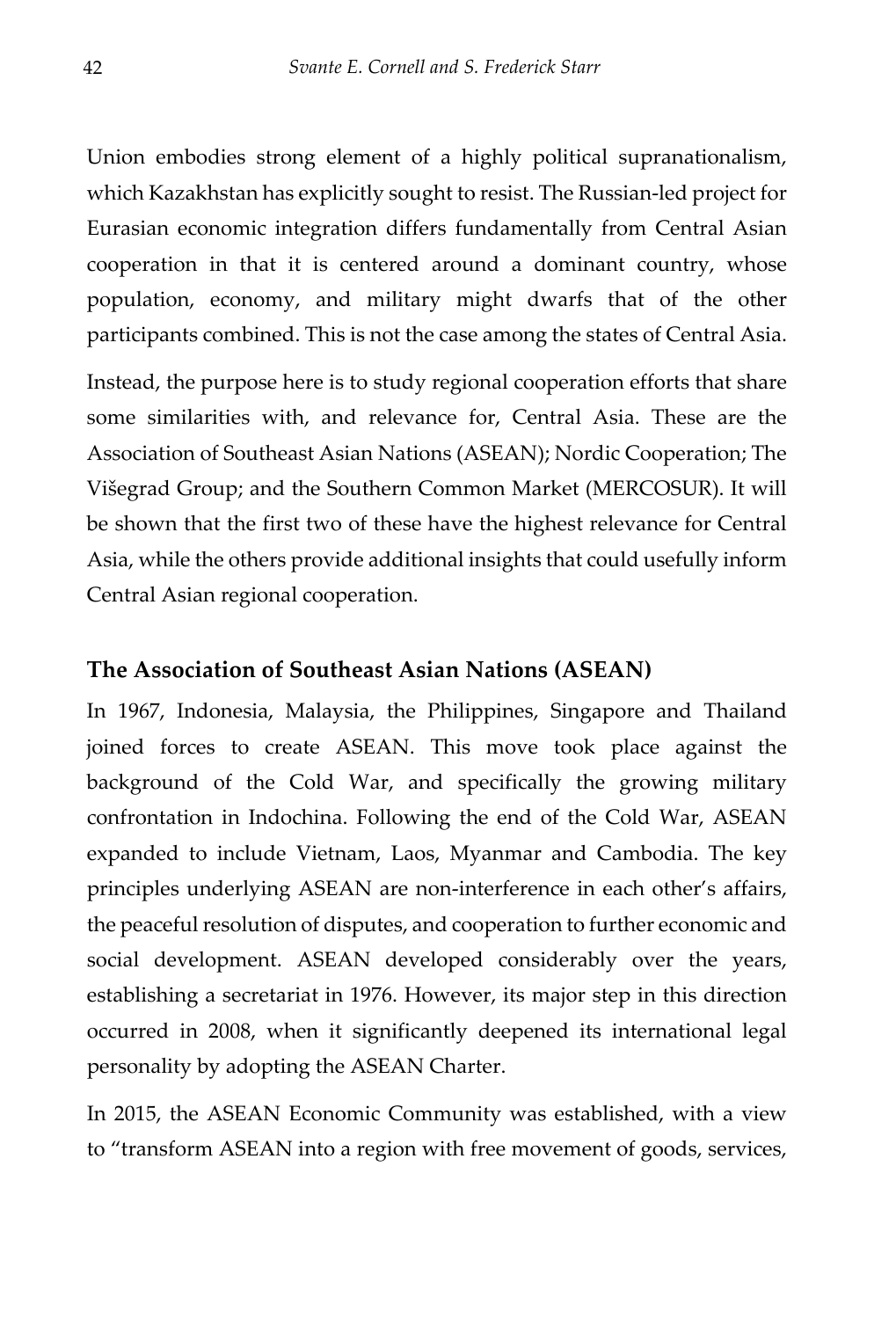Union embodies strong element of a highly political supranationalism, which Kazakhstan has explicitly sought to resist. The Russian-led project for Eurasian economic integration differs fundamentally from Central Asian cooperation in that it is centered around a dominant country, whose population, economy, and military might dwarfs that of the other participants combined. This is not the case among the states of Central Asia.

Instead, the purpose here is to study regional cooperation efforts that share some similarities with, and relevance for, Central Asia. These are the Association of Southeast Asian Nations (ASEAN); Nordic Cooperation; The Višegrad Group; and the Southern Common Market (MERCOSUR). It will be shown that the first two of these have the highest relevance for Central Asia, while the others provide additional insights that could usefully inform Central Asian regional cooperation.

### The Association of Southeast Asian Nations (ASEAN)

In 1967, Indonesia, Malaysia, the Philippines, Singapore and Thailand joined forces to create ASEAN. This move took place against the background of the Cold War, and specifically the growing military confrontation in Indochina. Following the end of the Cold War, ASEAN expanded to include Vietnam, Laos, Myanmar and Cambodia. The key principles underlying ASEAN are non-interference in each other's affairs, the peaceful resolution of disputes, and cooperation to further economic and social development. ASEAN developed considerably over the years, establishing a secretariat in 1976. However, its major step in this direction occurred in 2008, when it significantly deepened its international legal personality by adopting the ASEAN Charter.

In 2015, the ASEAN Economic Community was established, with a view to "transform ASEAN into a region with free movement of goods, services,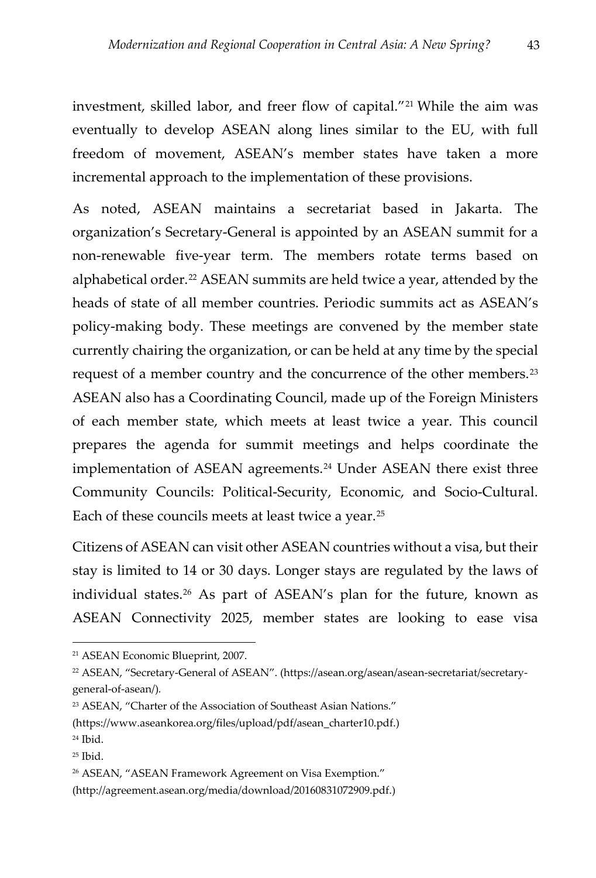investment, skilled labor, and freer flow of capital."[21] While the aim was eventually to develop ASEAN along lines similar to the EU, with full freedom of movement, ASEAN's member states have taken a more incremental approach to the implementation of these provisions.

As noted, ASEAN maintains a secretariat based in Jakarta. The organization's Secretary-General is appointed by an ASEAN summit for a non-renewable five-year term. The members rotate terms based on alphabetical order.[22] ASEAN summits are held twice a year, attended by the heads of state of all member countries. Periodic summits act as ASEAN's policy-making body. These meetings are convened by the member state currently chairing the organization, or can be held at any time by the special request of a member country and the concurrence of the other members.[23] ASEAN also has a Coordinating Council, made up of the Foreign Ministers of each member state, which meets at least twice a year. This council prepares the agenda for summit meetings and helps coordinate the implementation of ASEAN agreements.[24] Under ASEAN there exist three Community Councils: Political-Security, Economic, and Socio-Cultural. Each of these councils meets at least twice a year.[25]

Citizens of ASEAN can visit other ASEAN countries without a visa, but their stay is limited to 14 or 30 days. Longer stays are regulated by the laws of individual states.[26] As part of ASEAN's plan for the future, known as ASEAN Connectivity 2025, member states are looking to ease visa

---

[21] ASEAN Economic Blueprint, 2007.

[22] ASEAN, "Secretary-General of ASEAN". (https://asean.org/asean/asean-secretariat/secretary-general-of-asean/).

[23] ASEAN, "Charter of the Association of Southeast Asian Nations." (https://www.aseankorea.org/files/upload/pdf/asean_charter10.pdf.)

[24] Ibid.

[25] Ibid.

[26] ASEAN, "ASEAN Framework Agreement on Visa Exemption." (http://agreement.asean.org/media/download/20160831072909.pdf.)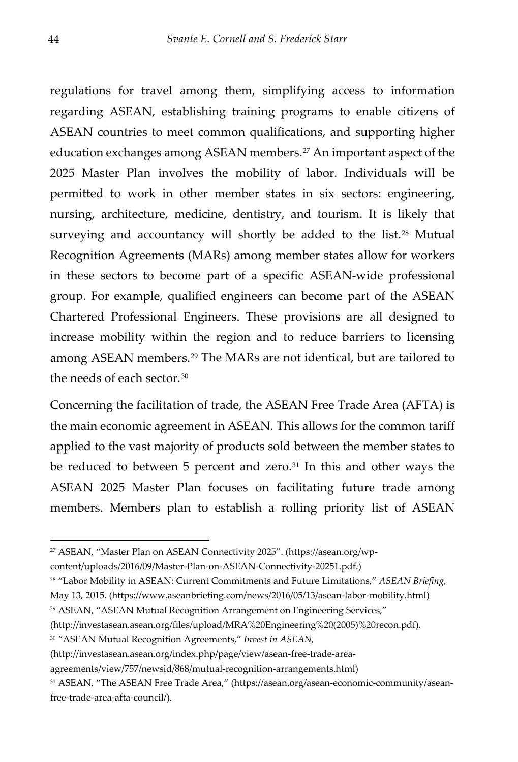regulations for travel among them, simplifying access to information regarding ASEAN, establishing training programs to enable citizens of ASEAN countries to meet common qualifications, and supporting higher education exchanges among ASEAN members.[27] An important aspect of the 2025 Master Plan involves the mobility of labor. Individuals will be permitted to work in other member states in six sectors: engineering, nursing, architecture, medicine, dentistry, and tourism. It is likely that surveying and accountancy will shortly be added to the list.[28] Mutual Recognition Agreements (MARs) among member states allow for workers in these sectors to become part of a specific ASEAN-wide professional group. For example, qualified engineers can become part of the ASEAN Chartered Professional Engineers. These provisions are all designed to increase mobility within the region and to reduce barriers to licensing among ASEAN members.[29] The MARs are not identical, but are tailored to the needs of each sector.[30]

Concerning the facilitation of trade, the ASEAN Free Trade Area (AFTA) is the main economic agreement in ASEAN. This allows for the common tariff applied to the vast majority of products sold between the member states to be reduced to between 5 percent and zero.[31] In this and other ways the ASEAN 2025 Master Plan focuses on facilitating future trade among members. Members plan to establish a rolling priority list of ASEAN

---

[27] ASEAN, "Master Plan on ASEAN Connectivity 2025". (https://asean.org/wp-content/uploads/2016/09/Master-Plan-on-ASEAN-Connectivity-20251.pdf.)

[28] "Labor Mobility in ASEAN: Current Commitments and Future Limitations," *ASEAN Briefing,* May 13, 2015. (https://www.aseanbriefing.com/news/2016/05/13/asean-labor-mobility.html)

[29] ASEAN, "ASEAN Mutual Recognition Arrangement on Engineering Services," (http://investasean.asean.org/files/upload/MRA%20Engineering%20(2005)%20recon.pdf).

[30] "ASEAN Mutual Recognition Agreements," *Invest in ASEAN,* (http://investasean.asean.org/index.php/page/view/asean-free-trade-area-agreements/view/757/newsid/868/mutual-recognition-arrangements.html)

[31] ASEAN, "The ASEAN Free Trade Area," (https://asean.org/asean-economic-community/asean-free-trade-area-afta-council/).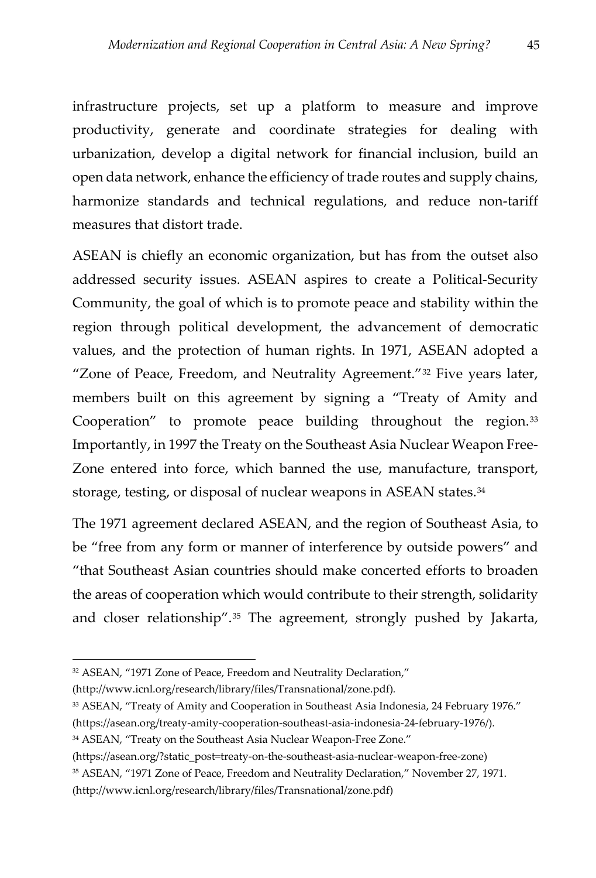infrastructure projects, set up a platform to measure and improve productivity, generate and coordinate strategies for dealing with urbanization, develop a digital network for financial inclusion, build an open data network, enhance the efficiency of trade routes and supply chains, harmonize standards and technical regulations, and reduce non-tariff measures that distort trade.

ASEAN is chiefly an economic organization, but has from the outset also addressed security issues. ASEAN aspires to create a Political-Security Community, the goal of which is to promote peace and stability within the region through political development, the advancement of democratic values, and the protection of human rights. In 1971, ASEAN adopted a "Zone of Peace, Freedom, and Neutrality Agreement."[32] Five years later, members built on this agreement by signing a "Treaty of Amity and Cooperation" to promote peace building throughout the region.[33] Importantly, in 1997 the Treaty on the Southeast Asia Nuclear Weapon Free-Zone entered into force, which banned the use, manufacture, transport, storage, testing, or disposal of nuclear weapons in ASEAN states.[34]

The 1971 agreement declared ASEAN, and the region of Southeast Asia, to be "free from any form or manner of interference by outside powers" and "that Southeast Asian countries should make concerted efforts to broaden the areas of cooperation which would contribute to their strength, solidarity and closer relationship".[35] The agreement, strongly pushed by Jakarta,

---

[32] ASEAN, "1971 Zone of Peace, Freedom and Neutrality Declaration," (http://www.icnl.org/research/library/files/Transnational/zone.pdf).

[33] ASEAN, "Treaty of Amity and Cooperation in Southeast Asia Indonesia, 24 February 1976." (https://asean.org/treaty-amity-cooperation-southeast-asia-indonesia-24-february-1976/).

[34] ASEAN, "Treaty on the Southeast Asia Nuclear Weapon-Free Zone." (https://asean.org/?static_post=treaty-on-the-southeast-asia-nuclear-weapon-free-zone)

[35] ASEAN, "1971 Zone of Peace, Freedom and Neutrality Declaration," November 27, 1971. (http://www.icnl.org/research/library/files/Transnational/zone.pdf)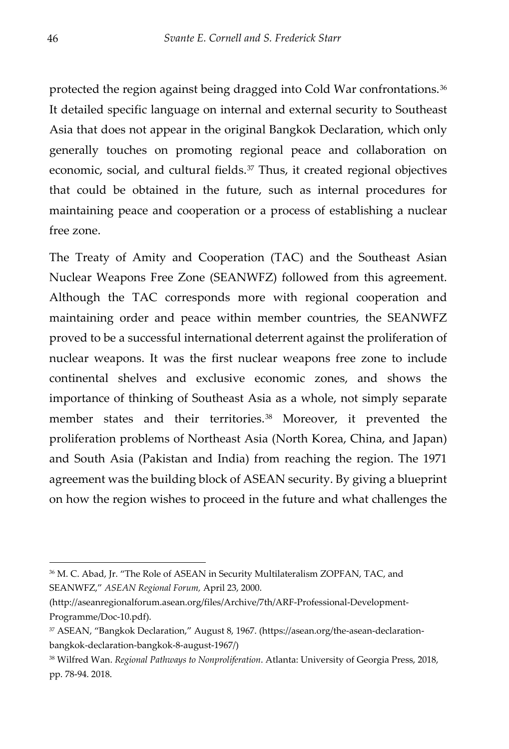protected the region against being dragged into Cold War confrontations.[36] It detailed specific language on internal and external security to Southeast Asia that does not appear in the original Bangkok Declaration, which only generally touches on promoting regional peace and collaboration on economic, social, and cultural fields.[37] Thus, it created regional objectives that could be obtained in the future, such as internal procedures for maintaining peace and cooperation or a process of establishing a nuclear free zone.

The Treaty of Amity and Cooperation (TAC) and the Southeast Asian Nuclear Weapons Free Zone (SEANWFZ) followed from this agreement. Although the TAC corresponds more with regional cooperation and maintaining order and peace within member countries, the SEANWFZ proved to be a successful international deterrent against the proliferation of nuclear weapons. It was the first nuclear weapons free zone to include continental shelves and exclusive economic zones, and shows the importance of thinking of Southeast Asia as a whole, not simply separate member states and their territories.[38] Moreover, it prevented the proliferation problems of Northeast Asia (North Korea, China, and Japan) and South Asia (Pakistan and India) from reaching the region. The 1971 agreement was the building block of ASEAN security. By giving a blueprint on how the region wishes to proceed in the future and what challenges the

---

[36] M. C. Abad, Jr. "The Role of ASEAN in Security Multilateralism ZOPFAN, TAC, and SEANWFZ," *ASEAN Regional Forum,* April 23, 2000. (http://aseanregionalforum.asean.org/files/Archive/7th/ARF-Professional-Development-Programme/Doc-10.pdf).

[37] ASEAN, "Bangkok Declaration," August 8, 1967. (https://asean.org/the-asean-declaration-bangkok-declaration-bangkok-8-august-1967/)

[38] Wilfred Wan. *Regional Pathways to Nonproliferation*. Atlanta: University of Georgia Press, 2018, pp. 78-94. 2018.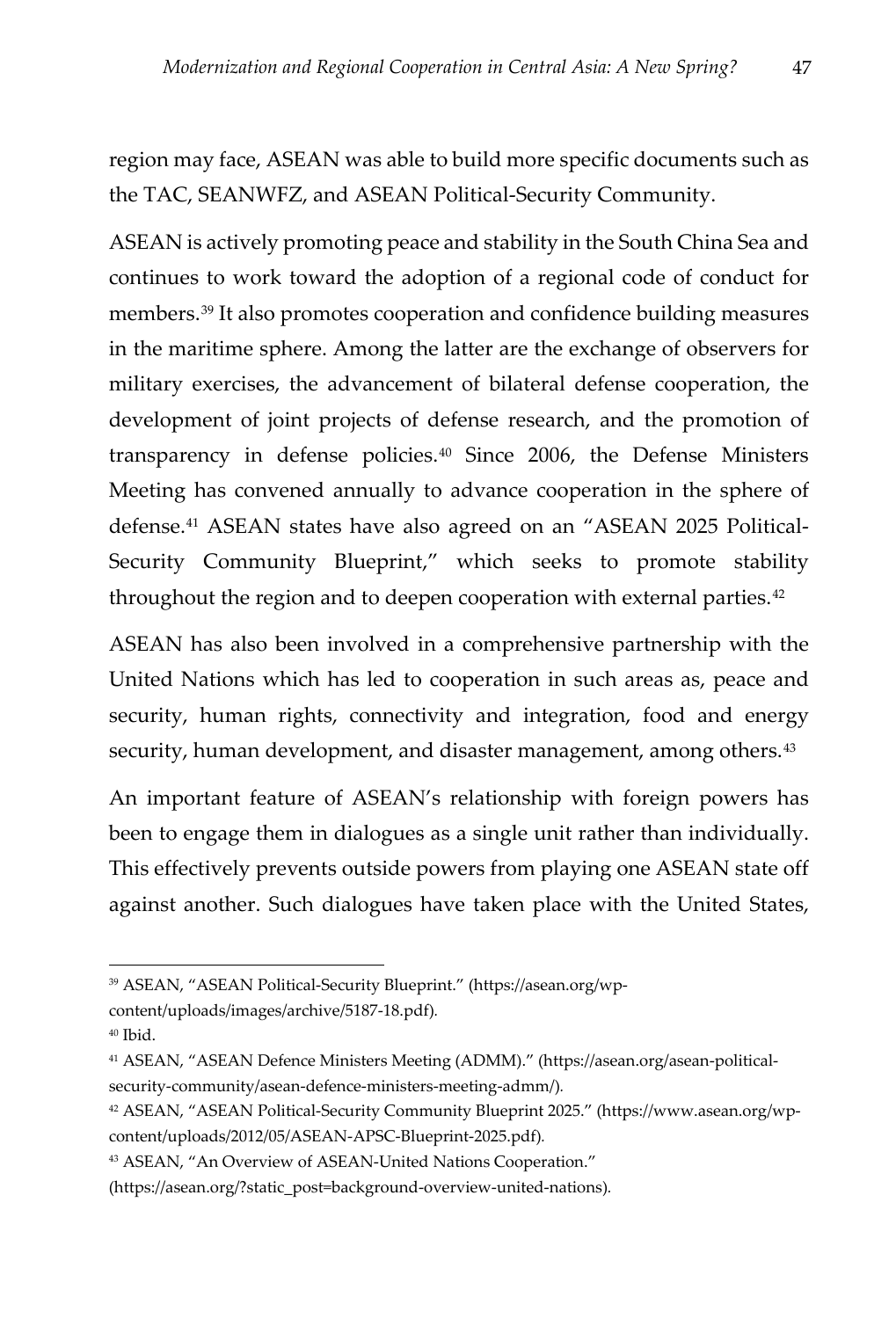region may face, ASEAN was able to build more specific documents such as the TAC, SEANWFZ, and ASEAN Political-Security Community.

ASEAN is actively promoting peace and stability in the South China Sea and continues to work toward the adoption of a regional code of conduct for members.[39] It also promotes cooperation and confidence building measures in the maritime sphere. Among the latter are the exchange of observers for military exercises, the advancement of bilateral defense cooperation, the development of joint projects of defense research, and the promotion of transparency in defense policies.[40] Since 2006, the Defense Ministers Meeting has convened annually to advance cooperation in the sphere of defense.[41] ASEAN states have also agreed on an "ASEAN 2025 Political-Security Community Blueprint," which seeks to promote stability throughout the region and to deepen cooperation with external parties.[42]

ASEAN has also been involved in a comprehensive partnership with the United Nations which has led to cooperation in such areas as, peace and security, human rights, connectivity and integration, food and energy security, human development, and disaster management, among others.[43]

An important feature of ASEAN's relationship with foreign powers has been to engage them in dialogues as a single unit rather than individually. This effectively prevents outside powers from playing one ASEAN state off against another. Such dialogues have taken place with the United States,

---

[39] ASEAN, "ASEAN Political-Security Blueprint." (https://asean.org/wp-content/uploads/images/archive/5187-18.pdf).

[40] Ibid.

[41] ASEAN, "ASEAN Defence Ministers Meeting (ADMM)." (https://asean.org/asean-political-security-community/asean-defence-ministers-meeting-admm/).

[42] ASEAN, "ASEAN Political-Security Community Blueprint 2025." (https://www.asean.org/wp-content/uploads/2012/05/ASEAN-APSC-Blueprint-2025.pdf).

[43] ASEAN, "An Overview of ASEAN-United Nations Cooperation." (https://asean.org/?static_post=background-overview-united-nations).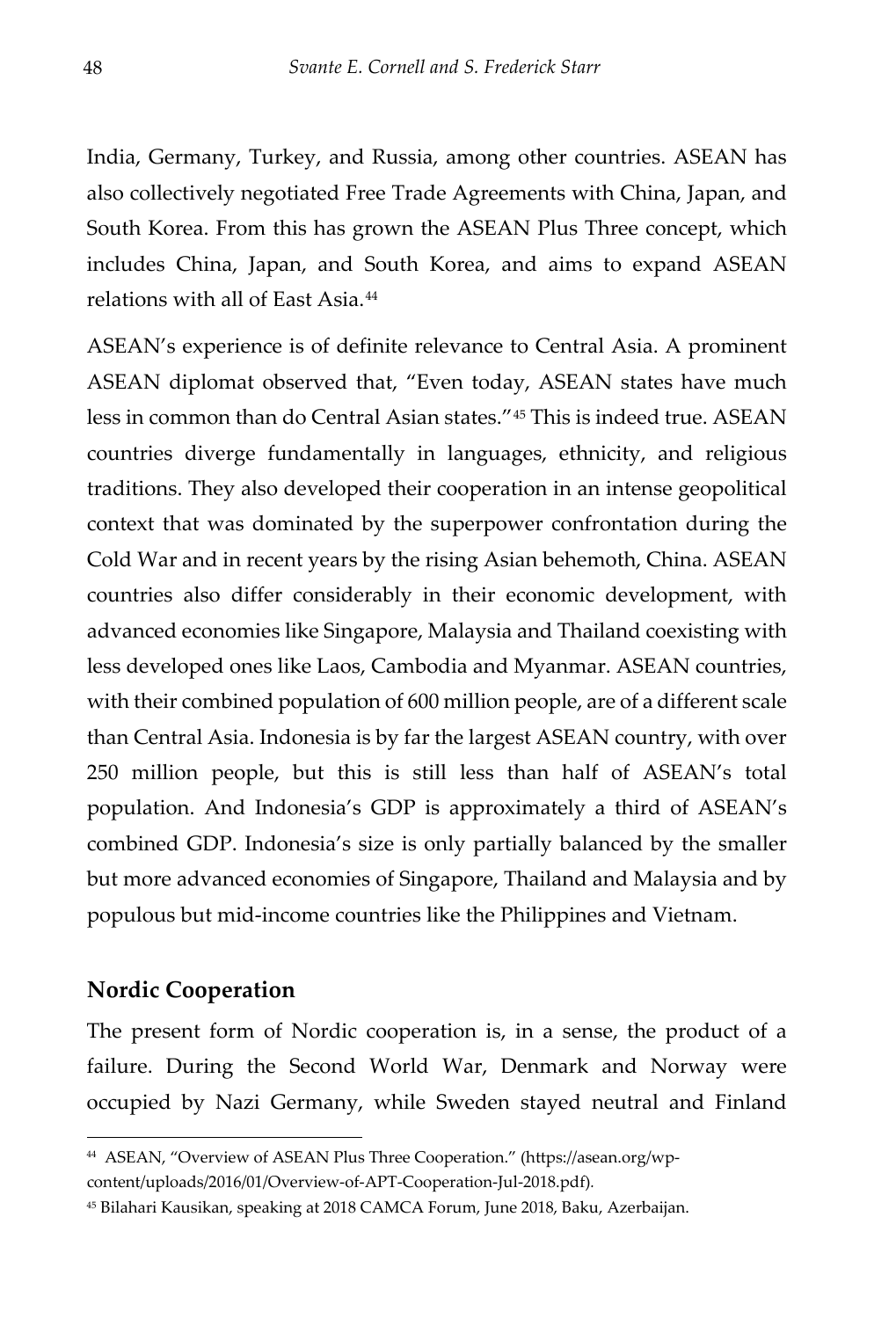India, Germany, Turkey, and Russia, among other countries. ASEAN has also collectively negotiated Free Trade Agreements with China, Japan, and South Korea. From this has grown the ASEAN Plus Three concept, which includes China, Japan, and South Korea, and aims to expand ASEAN relations with all of East Asia.[44]

ASEAN's experience is of definite relevance to Central Asia. A prominent ASEAN diplomat observed that, "Even today, ASEAN states have much less in common than do Central Asian states."[45] This is indeed true. ASEAN countries diverge fundamentally in languages, ethnicity, and religious traditions. They also developed their cooperation in an intense geopolitical context that was dominated by the superpower confrontation during the Cold War and in recent years by the rising Asian behemoth, China. ASEAN countries also differ considerably in their economic development, with advanced economies like Singapore, Malaysia and Thailand coexisting with less developed ones like Laos, Cambodia and Myanmar. ASEAN countries, with their combined population of 600 million people, are of a different scale than Central Asia. Indonesia is by far the largest ASEAN country, with over 250 million people, but this is still less than half of ASEAN's total population. And Indonesia's GDP is approximately a third of ASEAN's combined GDP. Indonesia's size is only partially balanced by the smaller but more advanced economies of Singapore, Thailand and Malaysia and by populous but mid-income countries like the Philippines and Vietnam.

## Nordic Cooperation

The present form of Nordic cooperation is, in a sense, the product of a failure. During the Second World War, Denmark and Norway were occupied by Nazi Germany, while Sweden stayed neutral and Finland

---

[44] ASEAN, "Overview of ASEAN Plus Three Cooperation." (https://asean.org/wp-content/uploads/2016/01/Overview-of-APT-Cooperation-Jul-2018.pdf).

[45] Bilahari Kausikan, speaking at 2018 CAMCA Forum, June 2018, Baku, Azerbaijan.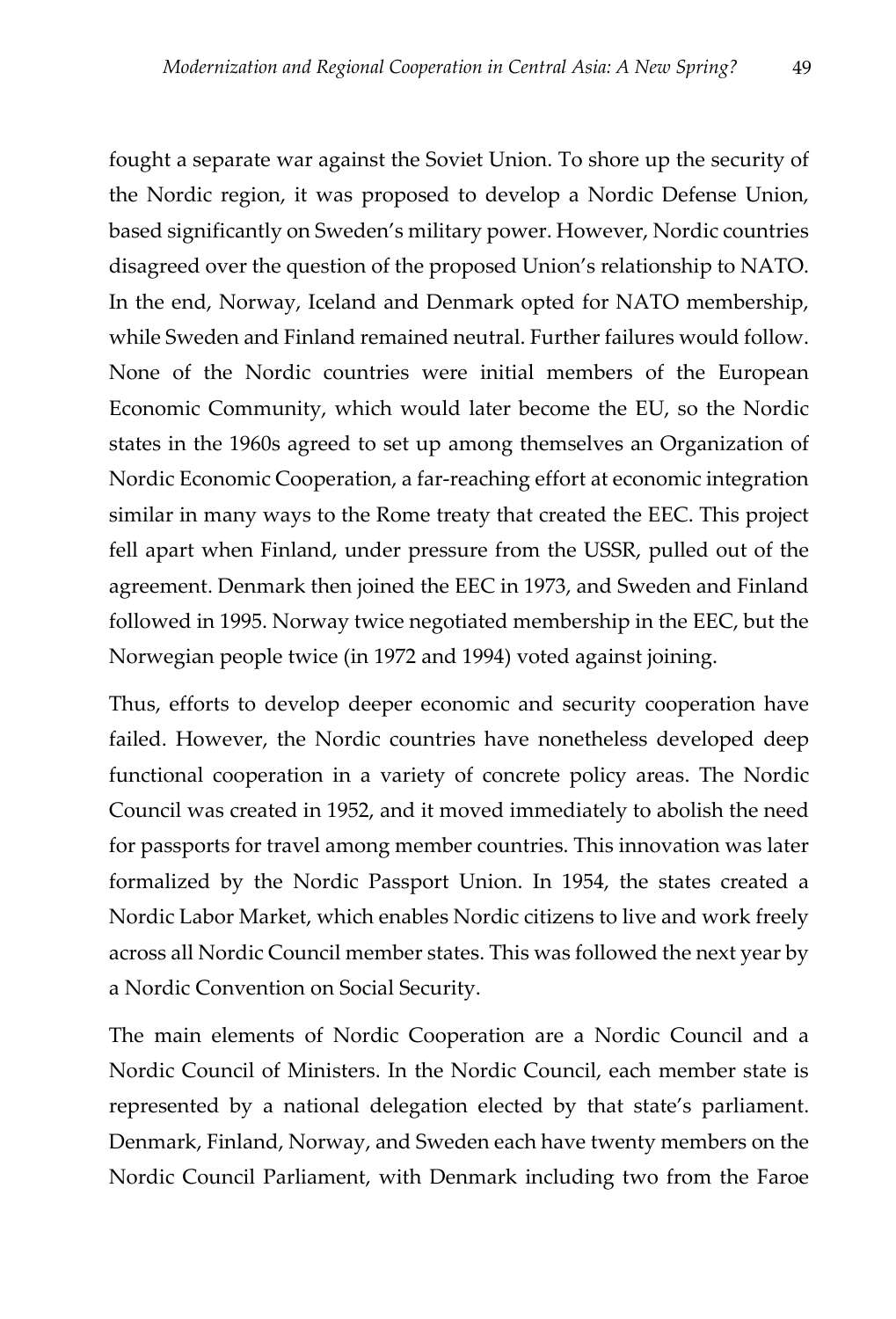fought a separate war against the Soviet Union. To shore up the security of the Nordic region, it was proposed to develop a Nordic Defense Union, based significantly on Sweden's military power. However, Nordic countries disagreed over the question of the proposed Union's relationship to NATO. In the end, Norway, Iceland and Denmark opted for NATO membership, while Sweden and Finland remained neutral. Further failures would follow. None of the Nordic countries were initial members of the European Economic Community, which would later become the EU, so the Nordic states in the 1960s agreed to set up among themselves an Organization of Nordic Economic Cooperation, a far-reaching effort at economic integration similar in many ways to the Rome treaty that created the EEC. This project fell apart when Finland, under pressure from the USSR, pulled out of the agreement. Denmark then joined the EEC in 1973, and Sweden and Finland followed in 1995. Norway twice negotiated membership in the EEC, but the Norwegian people twice (in 1972 and 1994) voted against joining.

Thus, efforts to develop deeper economic and security cooperation have failed. However, the Nordic countries have nonetheless developed deep functional cooperation in a variety of concrete policy areas. The Nordic Council was created in 1952, and it moved immediately to abolish the need for passports for travel among member countries. This innovation was later formalized by the Nordic Passport Union. In 1954, the states created a Nordic Labor Market, which enables Nordic citizens to live and work freely across all Nordic Council member states. This was followed the next year by a Nordic Convention on Social Security.

The main elements of Nordic Cooperation are a Nordic Council and a Nordic Council of Ministers. In the Nordic Council, each member state is represented by a national delegation elected by that state's parliament. Denmark, Finland, Norway, and Sweden each have twenty members on the Nordic Council Parliament, with Denmark including two from the Faroe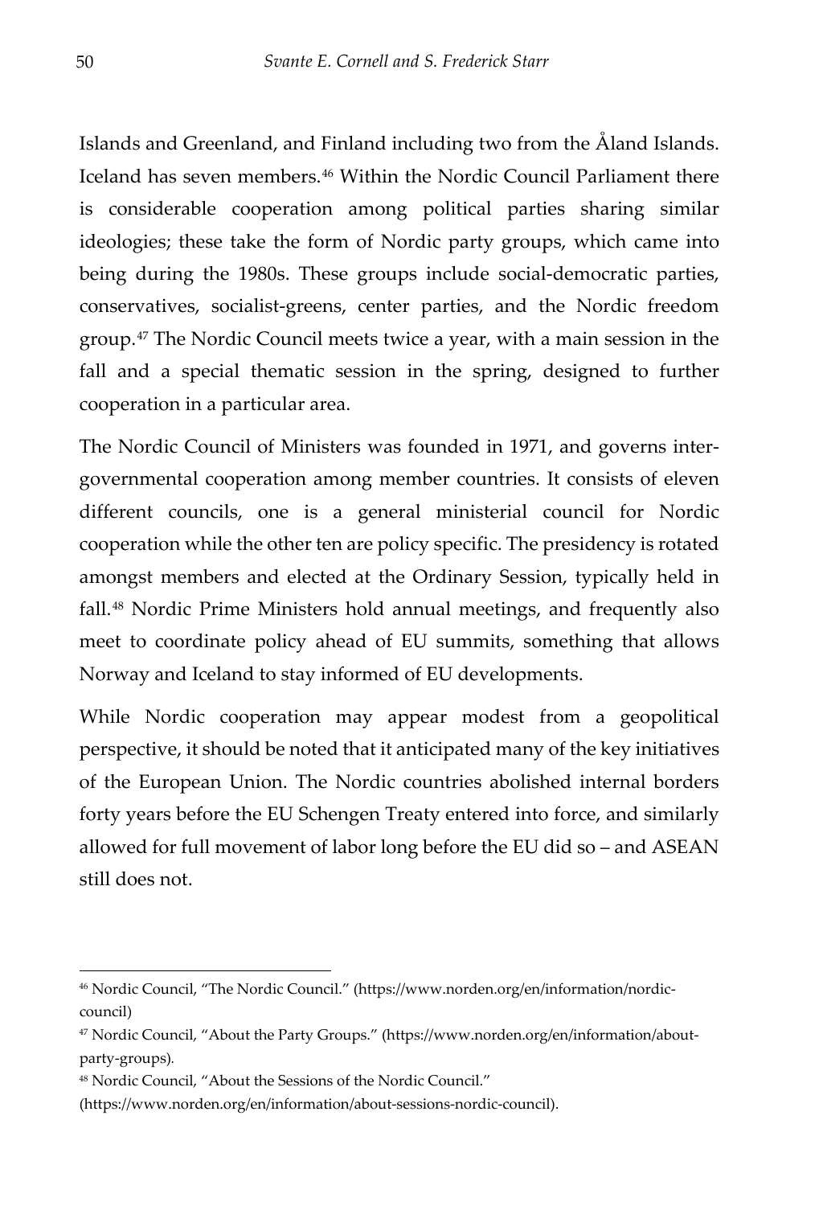Islands and Greenland, and Finland including two from the Åland Islands. Iceland has seven members.[46] Within the Nordic Council Parliament there is considerable cooperation among political parties sharing similar ideologies; these take the form of Nordic party groups, which came into being during the 1980s. These groups include social-democratic parties, conservatives, socialist-greens, center parties, and the Nordic freedom group.[47] The Nordic Council meets twice a year, with a main session in the fall and a special thematic session in the spring, designed to further cooperation in a particular area.

The Nordic Council of Ministers was founded in 1971, and governs inter-governmental cooperation among member countries. It consists of eleven different councils, one is a general ministerial council for Nordic cooperation while the other ten are policy specific. The presidency is rotated amongst members and elected at the Ordinary Session, typically held in fall.[48] Nordic Prime Ministers hold annual meetings, and frequently also meet to coordinate policy ahead of EU summits, something that allows Norway and Iceland to stay informed of EU developments.

While Nordic cooperation may appear modest from a geopolitical perspective, it should be noted that it anticipated many of the key initiatives of the European Union. The Nordic countries abolished internal borders forty years before the EU Schengen Treaty entered into force, and similarly allowed for full movement of labor long before the EU did so – and ASEAN still does not.

---

[46] Nordic Council, "The Nordic Council." (https://www.norden.org/en/information/nordic-council)

[47] Nordic Council, "About the Party Groups." (https://www.norden.org/en/information/about-party-groups).

[48] Nordic Council, "About the Sessions of the Nordic Council." (https://www.norden.org/en/information/about-sessions-nordic-council).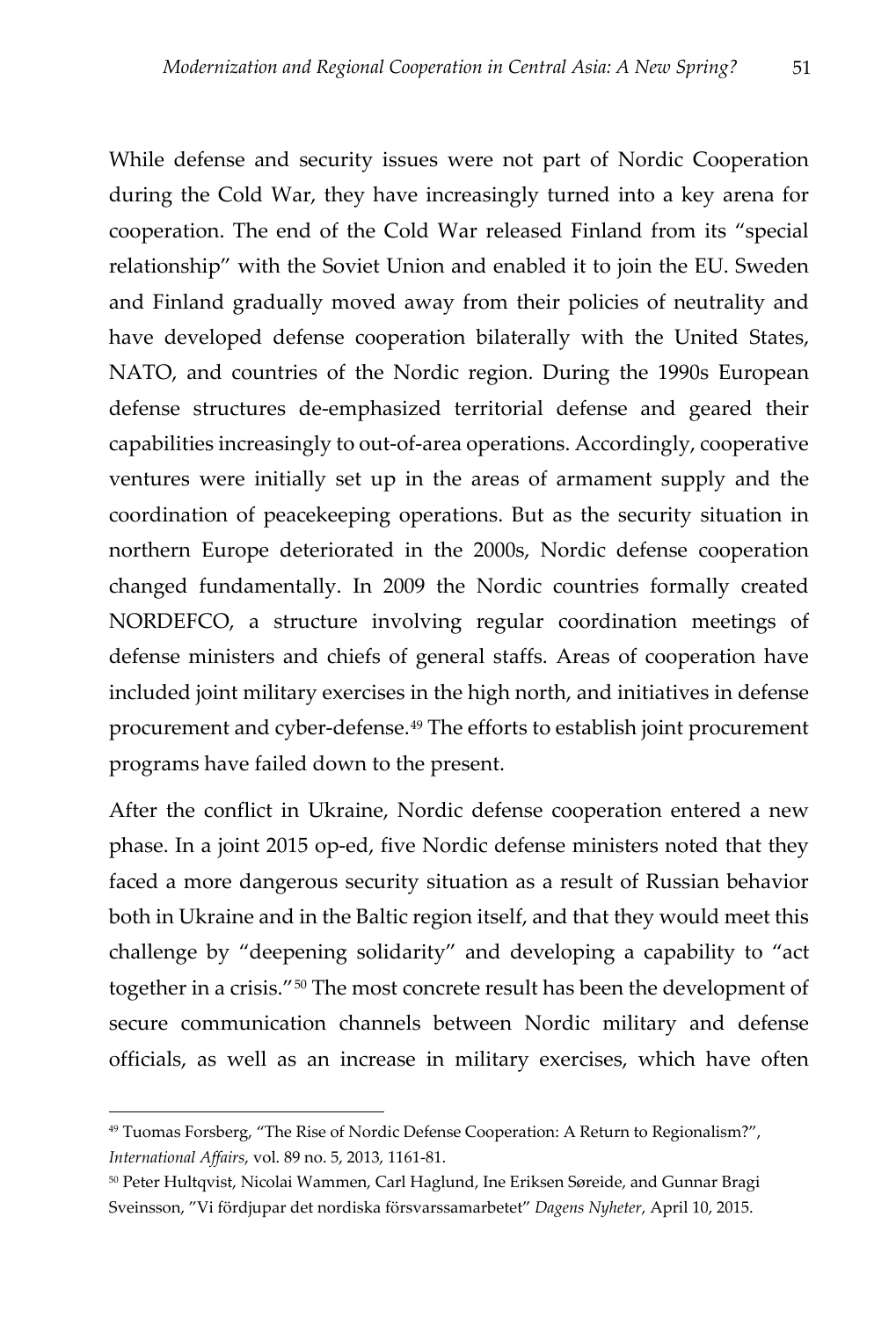While defense and security issues were not part of Nordic Cooperation during the Cold War, they have increasingly turned into a key arena for cooperation. The end of the Cold War released Finland from its "special relationship" with the Soviet Union and enabled it to join the EU. Sweden and Finland gradually moved away from their policies of neutrality and have developed defense cooperation bilaterally with the United States, NATO, and countries of the Nordic region. During the 1990s European defense structures de-emphasized territorial defense and geared their capabilities increasingly to out-of-area operations. Accordingly, cooperative ventures were initially set up in the areas of armament supply and the coordination of peacekeeping operations. But as the security situation in northern Europe deteriorated in the 2000s, Nordic defense cooperation changed fundamentally. In 2009 the Nordic countries formally created NORDEFCO, a structure involving regular coordination meetings of defense ministers and chiefs of general staffs. Areas of cooperation have included joint military exercises in the high north, and initiatives in defense procurement and cyber-defense.[49] The efforts to establish joint procurement programs have failed down to the present.

After the conflict in Ukraine, Nordic defense cooperation entered a new phase. In a joint 2015 op-ed, five Nordic defense ministers noted that they faced a more dangerous security situation as a result of Russian behavior both in Ukraine and in the Baltic region itself, and that they would meet this challenge by "deepening solidarity" and developing a capability to "act together in a crisis."[50] The most concrete result has been the development of secure communication channels between Nordic military and defense officials, as well as an increase in military exercises, which have often

---

[49] Tuomas Forsberg, "The Rise of Nordic Defense Cooperation: A Return to Regionalism?", *International Affairs*, vol. 89 no. 5, 2013, 1161-81.

[50] Peter Hultqvist, Nicolai Wammen, Carl Haglund, Ine Eriksen Søreide, and Gunnar Bragi Sveinsson, "Vi fördjupar det nordiska försvarssamarbetet" *Dagens Nyheter*, April 10, 2015.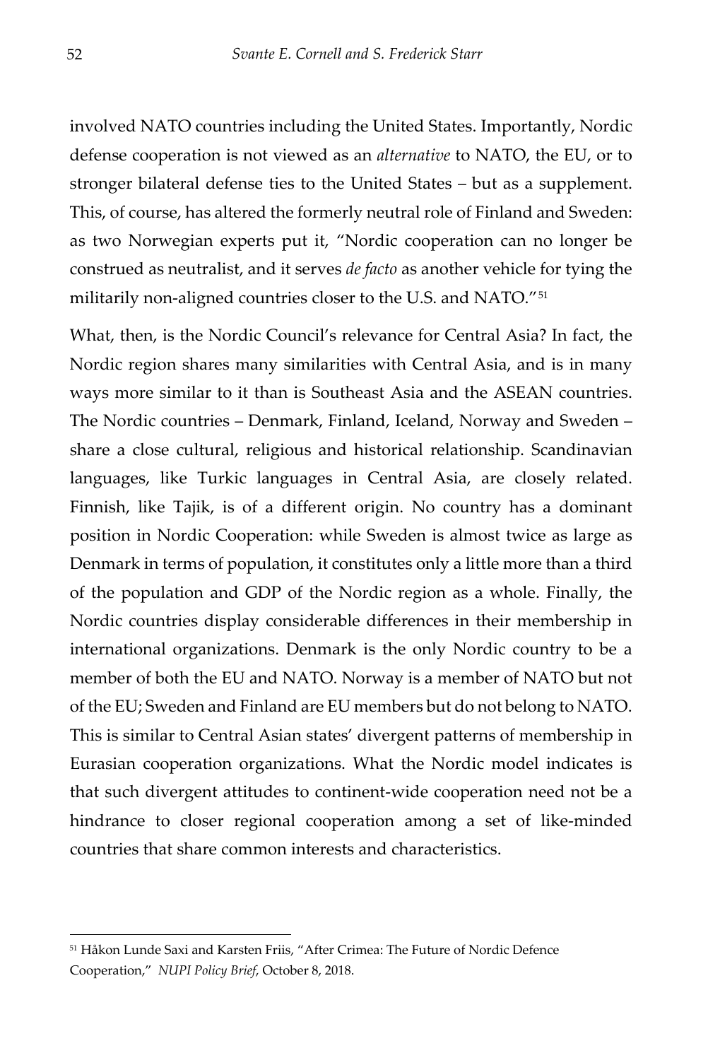involved NATO countries including the United States. Importantly, Nordic defense cooperation is not viewed as an *alternative* to NATO, the EU, or to stronger bilateral defense ties to the United States – but as a supplement. This, of course, has altered the formerly neutral role of Finland and Sweden: as two Norwegian experts put it, "Nordic cooperation can no longer be construed as neutralist, and it serves *de facto* as another vehicle for tying the militarily non-aligned countries closer to the U.S. and NATO."[51]

What, then, is the Nordic Council's relevance for Central Asia? In fact, the Nordic region shares many similarities with Central Asia, and is in many ways more similar to it than is Southeast Asia and the ASEAN countries. The Nordic countries – Denmark, Finland, Iceland, Norway and Sweden – share a close cultural, religious and historical relationship. Scandinavian languages, like Turkic languages in Central Asia, are closely related. Finnish, like Tajik, is of a different origin. No country has a dominant position in Nordic Cooperation: while Sweden is almost twice as large as Denmark in terms of population, it constitutes only a little more than a third of the population and GDP of the Nordic region as a whole. Finally, the Nordic countries display considerable differences in their membership in international organizations. Denmark is the only Nordic country to be a member of both the EU and NATO. Norway is a member of NATO but not of the EU; Sweden and Finland are EU members but do not belong to NATO. This is similar to Central Asian states' divergent patterns of membership in Eurasian cooperation organizations. What the Nordic model indicates is that such divergent attitudes to continent-wide cooperation need not be a hindrance to closer regional cooperation among a set of like-minded countries that share common interests and characteristics.

---

[51] Håkon Lunde Saxi and Karsten Friis, "After Crimea: The Future of Nordic Defence Cooperation," *NUPI Policy Brief*, October 8, 2018.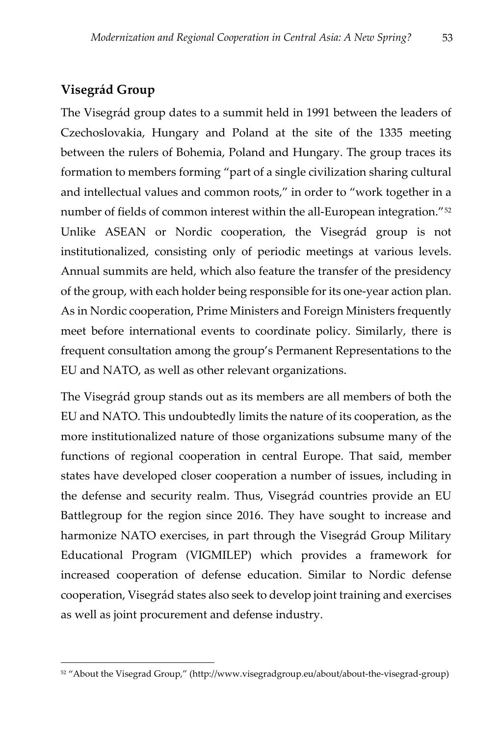## Visegrád Group

The Visegrád group dates to a summit held in 1991 between the leaders of Czechoslovakia, Hungary and Poland at the site of the 1335 meeting between the rulers of Bohemia, Poland and Hungary. The group traces its formation to members forming "part of a single civilization sharing cultural and intellectual values and common roots," in order to "work together in a number of fields of common interest within the all-European integration."[52] Unlike ASEAN or Nordic cooperation, the Visegrád group is not institutionalized, consisting only of periodic meetings at various levels. Annual summits are held, which also feature the transfer of the presidency of the group, with each holder being responsible for its one-year action plan. As in Nordic cooperation, Prime Ministers and Foreign Ministers frequently meet before international events to coordinate policy. Similarly, there is frequent consultation among the group's Permanent Representations to the EU and NATO, as well as other relevant organizations.

The Visegrád group stands out as its members are all members of both the EU and NATO. This undoubtedly limits the nature of its cooperation, as the more institutionalized nature of those organizations subsume many of the functions of regional cooperation in central Europe. That said, member states have developed closer cooperation a number of issues, including in the defense and security realm. Thus, Visegrád countries provide an EU Battlegroup for the region since 2016. They have sought to increase and harmonize NATO exercises, in part through the Visegrád Group Military Educational Program (VIGMILEP) which provides a framework for increased cooperation of defense education. Similar to Nordic defense cooperation, Visegrád states also seek to develop joint training and exercises as well as joint procurement and defense industry.

---

[52] "About the Visegrad Group," (http://www.visegradgroup.eu/about/about-the-visegrad-group)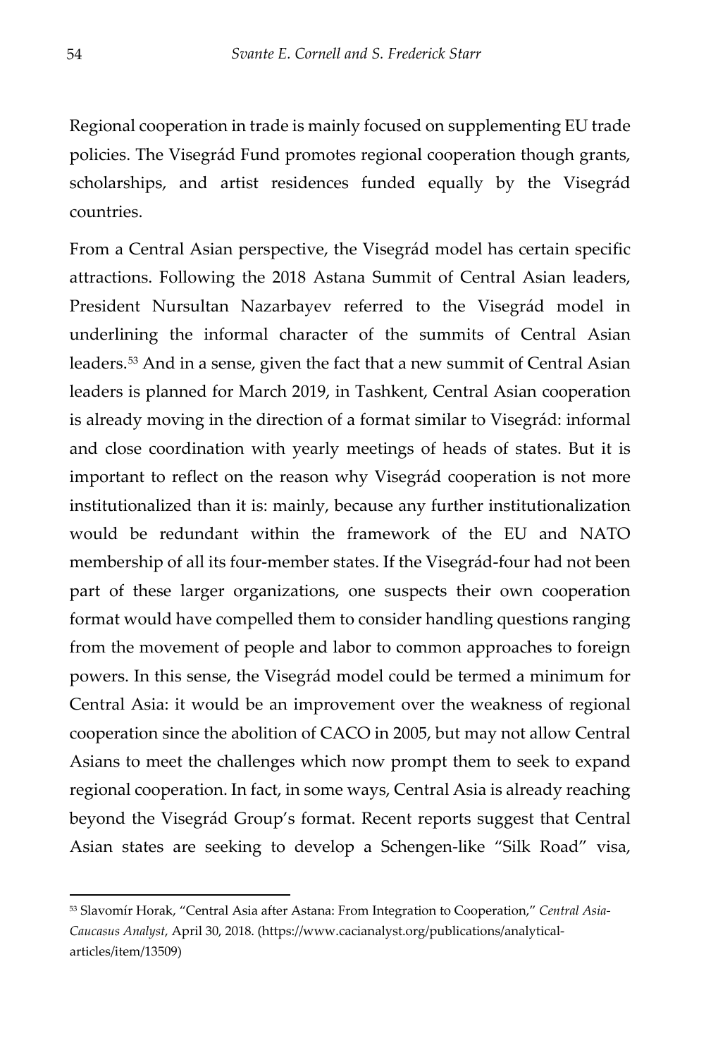Regional cooperation in trade is mainly focused on supplementing EU trade policies. The Visegrád Fund promotes regional cooperation though grants, scholarships, and artist residences funded equally by the Visegrád countries.

From a Central Asian perspective, the Visegrád model has certain specific attractions. Following the 2018 Astana Summit of Central Asian leaders, President Nursultan Nazarbayev referred to the Visegrád model in underlining the informal character of the summits of Central Asian leaders.[53] And in a sense, given the fact that a new summit of Central Asian leaders is planned for March 2019, in Tashkent, Central Asian cooperation is already moving in the direction of a format similar to Visegrád: informal and close coordination with yearly meetings of heads of states. But it is important to reflect on the reason why Visegrád cooperation is not more institutionalized than it is: mainly, because any further institutionalization would be redundant within the framework of the EU and NATO membership of all its four-member states. If the Visegrád-four had not been part of these larger organizations, one suspects their own cooperation format would have compelled them to consider handling questions ranging from the movement of people and labor to common approaches to foreign powers. In this sense, the Visegrád model could be termed a minimum for Central Asia: it would be an improvement over the weakness of regional cooperation since the abolition of CACO in 2005, but may not allow Central Asians to meet the challenges which now prompt them to seek to expand regional cooperation. In fact, in some ways, Central Asia is already reaching beyond the Visegrád Group's format. Recent reports suggest that Central Asian states are seeking to develop a Schengen-like "Silk Road" visa,

---

[53] Slavomír Horak, "Central Asia after Astana: From Integration to Cooperation," *Central Asia-Caucasus Analyst*, April 30, 2018. (https://www.cacianalyst.org/publications/analytical-articles/item/13509)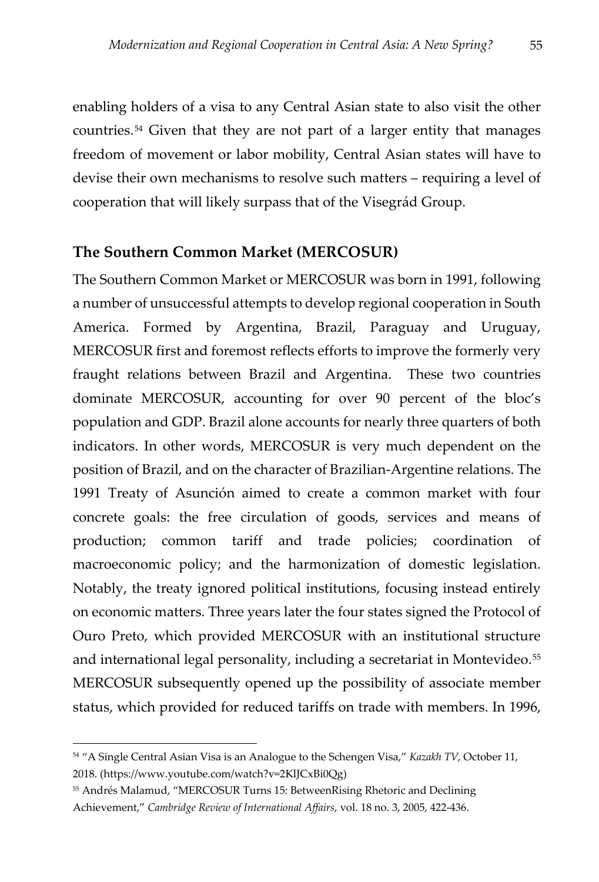enabling holders of a visa to any Central Asian state to also visit the other countries.[54] Given that they are not part of a larger entity that manages freedom of movement or labor mobility, Central Asian states will have to devise their own mechanisms to resolve such matters – requiring a level of cooperation that will likely surpass that of the Visegrád Group.

## The Southern Common Market (MERCOSUR)

The Southern Common Market or MERCOSUR was born in 1991, following a number of unsuccessful attempts to develop regional cooperation in South America. Formed by Argentina, Brazil, Paraguay and Uruguay, MERCOSUR first and foremost reflects efforts to improve the formerly very fraught relations between Brazil and Argentina. These two countries dominate MERCOSUR, accounting for over 90 percent of the bloc's population and GDP. Brazil alone accounts for nearly three quarters of both indicators. In other words, MERCOSUR is very much dependent on the position of Brazil, and on the character of Brazilian-Argentine relations. The 1991 Treaty of Asunción aimed to create a common market with four concrete goals: the free circulation of goods, services and means of production; common tariff and trade policies; coordination of macroeconomic policy; and the harmonization of domestic legislation. Notably, the treaty ignored political institutions, focusing instead entirely on economic matters. Three years later the four states signed the Protocol of Ouro Preto, which provided MERCOSUR with an institutional structure and international legal personality, including a secretariat in Montevideo.[55] MERCOSUR subsequently opened up the possibility of associate member status, which provided for reduced tariffs on trade with members. In 1996,

---

[54] "A Single Central Asian Visa is an Analogue to the Schengen Visa," *Kazakh TV*, October 11, 2018. (https://www.youtube.com/watch?v=2KlJCxBi0Qg)

[55] Andrés Malamud, "MERCOSUR Turns 15: BetweenRising Rhetoric and Declining Achievement," *Cambridge Review of International Affairs*, vol. 18 no. 3, 2005, 422-436.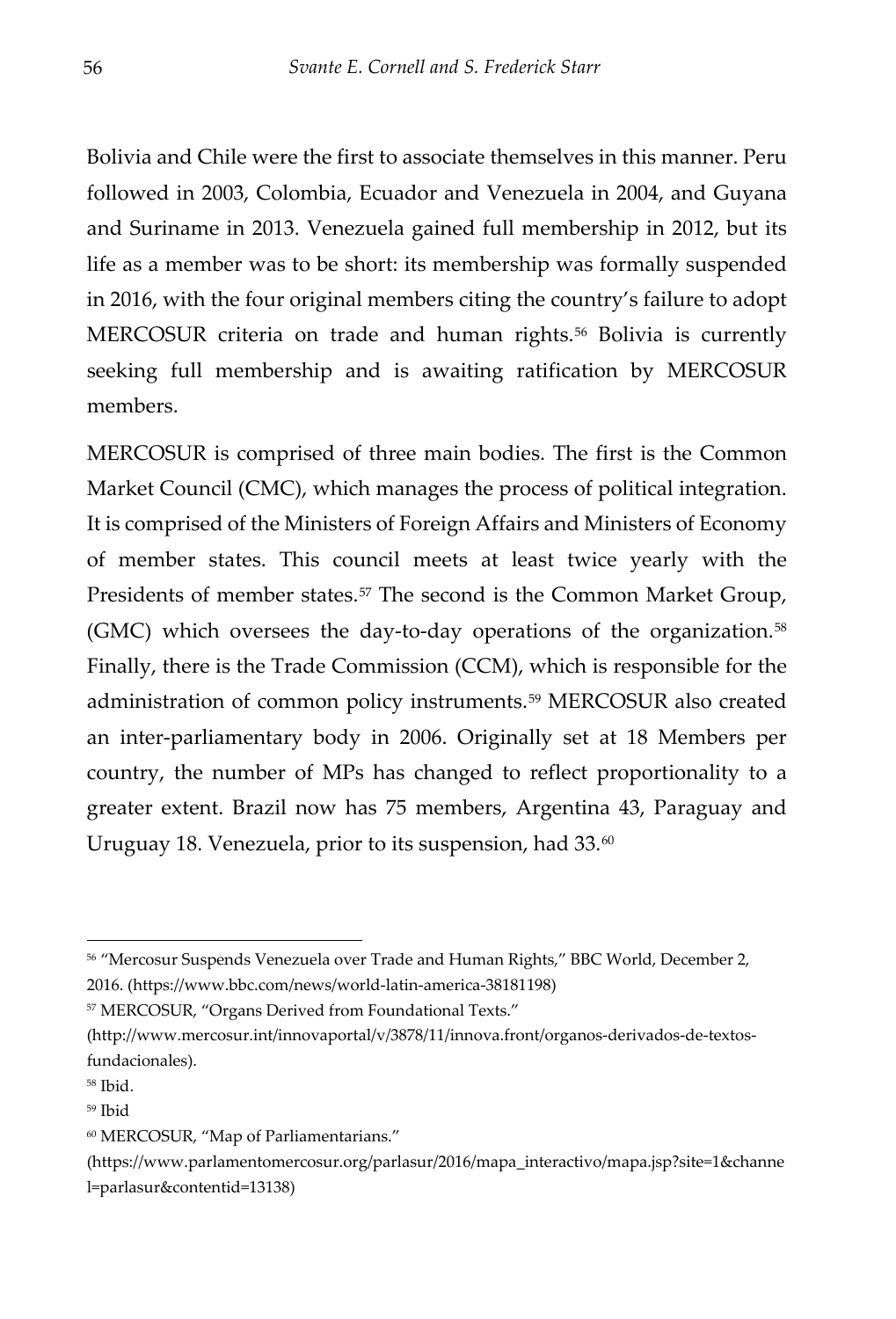Bolivia and Chile were the first to associate themselves in this manner. Peru followed in 2003, Colombia, Ecuador and Venezuela in 2004, and Guyana and Suriname in 2013. Venezuela gained full membership in 2012, but its life as a member was to be short: its membership was formally suspended in 2016, with the four original members citing the country's failure to adopt MERCOSUR criteria on trade and human rights.[56] Bolivia is currently seeking full membership and is awaiting ratification by MERCOSUR members.

MERCOSUR is comprised of three main bodies. The first is the Common Market Council (CMC), which manages the process of political integration. It is comprised of the Ministers of Foreign Affairs and Ministers of Economy of member states. This council meets at least twice yearly with the Presidents of member states.[57] The second is the Common Market Group, (GMC) which oversees the day-to-day operations of the organization.[58] Finally, there is the Trade Commission (CCM), which is responsible for the administration of common policy instruments.[59] MERCOSUR also created an inter-parliamentary body in 2006. Originally set at 18 Members per country, the number of MPs has changed to reflect proportionality to a greater extent. Brazil now has 75 members, Argentina 43, Paraguay and Uruguay 18. Venezuela, prior to its suspension, had 33.[60]

---

[56] "Mercosur Suspends Venezuela over Trade and Human Rights," BBC World, December 2, 2016. (https://www.bbc.com/news/world-latin-america-38181198)

[57] MERCOSUR, "Organs Derived from Foundational Texts." (http://www.mercosur.int/innovaportal/v/3878/11/innova.front/organos-derivados-de-textos-fundacionales).

[58] Ibid.

[59] Ibid

[60] MERCOSUR, "Map of Parliamentarians." (https://www.parlamentomercosur.org/parlasur/2016/mapa_interactivo/mapa.jsp?site=1&channel=parlasur&contentid=13138)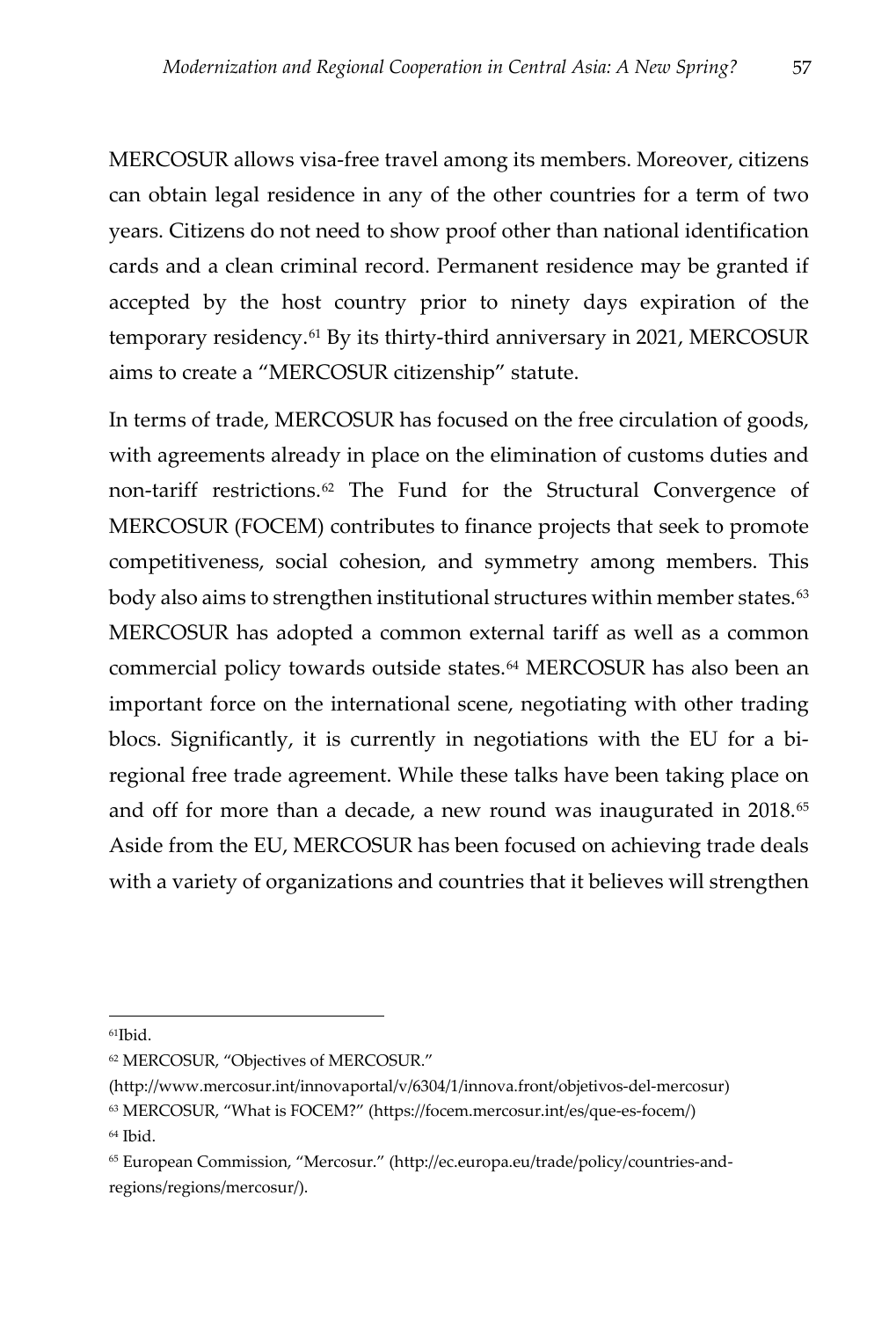MERCOSUR allows visa-free travel among its members. Moreover, citizens can obtain legal residence in any of the other countries for a term of two years. Citizens do not need to show proof other than national identification cards and a clean criminal record. Permanent residence may be granted if accepted by the host country prior to ninety days expiration of the temporary residency.[61] By its thirty-third anniversary in 2021, MERCOSUR aims to create a "MERCOSUR citizenship" statute.

In terms of trade, MERCOSUR has focused on the free circulation of goods, with agreements already in place on the elimination of customs duties and non-tariff restrictions.[62] The Fund for the Structural Convergence of MERCOSUR (FOCEM) contributes to finance projects that seek to promote competitiveness, social cohesion, and symmetry among members. This body also aims to strengthen institutional structures within member states.[63] MERCOSUR has adopted a common external tariff as well as a common commercial policy towards outside states.[64] MERCOSUR has also been an important force on the international scene, negotiating with other trading blocs. Significantly, it is currently in negotiations with the EU for a bi-regional free trade agreement. While these talks have been taking place on and off for more than a decade, a new round was inaugurated in 2018.[65] Aside from the EU, MERCOSUR has been focused on achieving trade deals with a variety of organizations and countries that it believes will strengthen

---

[61] Ibid.

[62] MERCOSUR, "Objectives of MERCOSUR." (http://www.mercosur.int/innovaportal/v/6304/1/innova.front/objetivos-del-mercosur)

[63] MERCOSUR, "What is FOCEM?" (https://focem.mercosur.int/es/que-es-focem/)

[64] Ibid.

[65] European Commission, "Mercosur." (http://ec.europa.eu/trade/policy/countries-and-regions/regions/mercosur/).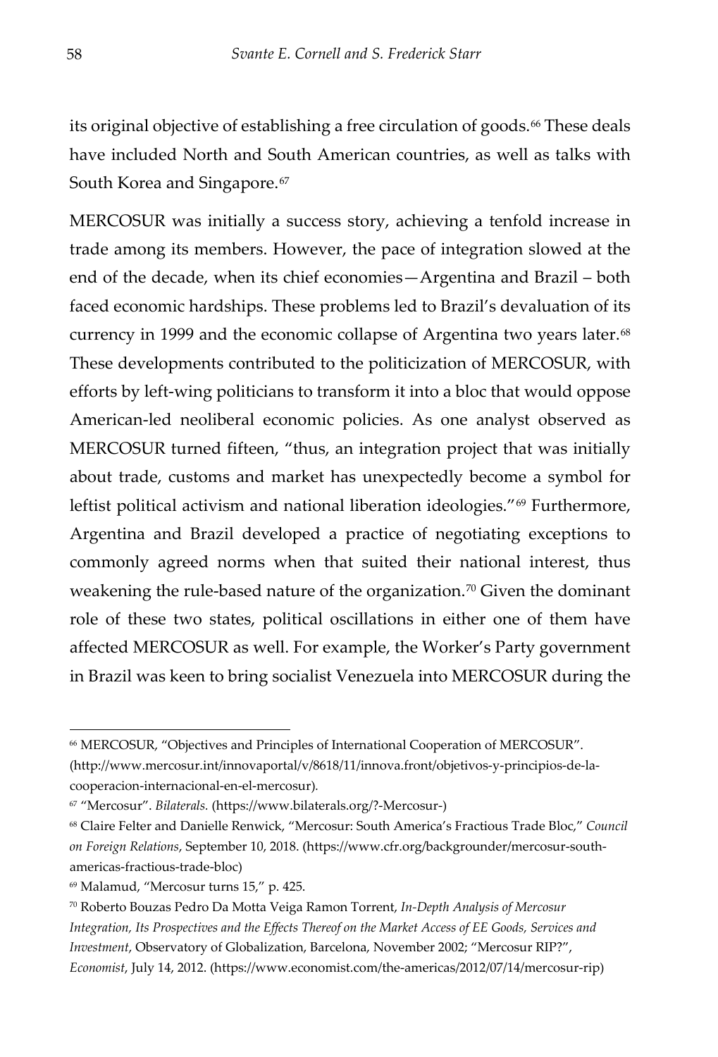its original objective of establishing a free circulation of goods.[66] These deals have included North and South American countries, as well as talks with South Korea and Singapore.[67]

MERCOSUR was initially a success story, achieving a tenfold increase in trade among its members. However, the pace of integration slowed at the end of the decade, when its chief economies—Argentina and Brazil – both faced economic hardships. These problems led to Brazil's devaluation of its currency in 1999 and the economic collapse of Argentina two years later.[68] These developments contributed to the politicization of MERCOSUR, with efforts by left-wing politicians to transform it into a bloc that would oppose American-led neoliberal economic policies. As one analyst observed as MERCOSUR turned fifteen, "thus, an integration project that was initially about trade, customs and market has unexpectedly become a symbol for leftist political activism and national liberation ideologies."[69] Furthermore, Argentina and Brazil developed a practice of negotiating exceptions to commonly agreed norms when that suited their national interest, thus weakening the rule-based nature of the organization.[70] Given the dominant role of these two states, political oscillations in either one of them have affected MERCOSUR as well. For example, the Worker's Party government in Brazil was keen to bring socialist Venezuela into MERCOSUR during the

---

[66] MERCOSUR, "Objectives and Principles of International Cooperation of MERCOSUR". (http://www.mercosur.int/innovaportal/v/8618/11/innova.front/objetivos-y-principios-de-la-cooperacion-internacional-en-el-mercosur).

[67] "Mercosur". *Bilaterals.* (https://www.bilaterals.org/?-Mercosur-)

[68] Claire Felter and Danielle Renwick, "Mercosur: South America's Fractious Trade Bloc," *Council on Foreign Relations*, September 10, 2018. (https://www.cfr.org/backgrounder/mercosur-south-americas-fractious-trade-bloc)

[69] Malamud, "Mercosur turns 15," p. 425.

[70] Roberto Bouzas Pedro Da Motta Veiga Ramon Torrent, *In-Depth Analysis of Mercosur Integration, Its Prospectives and the Effects Thereof on the Market Access of EE Goods, Services and Investment*, Observatory of Globalization, Barcelona, November 2002; "Mercosur RIP?", *Economist*, July 14, 2012. (https://www.economist.com/the-americas/2012/07/14/mercosur-rip)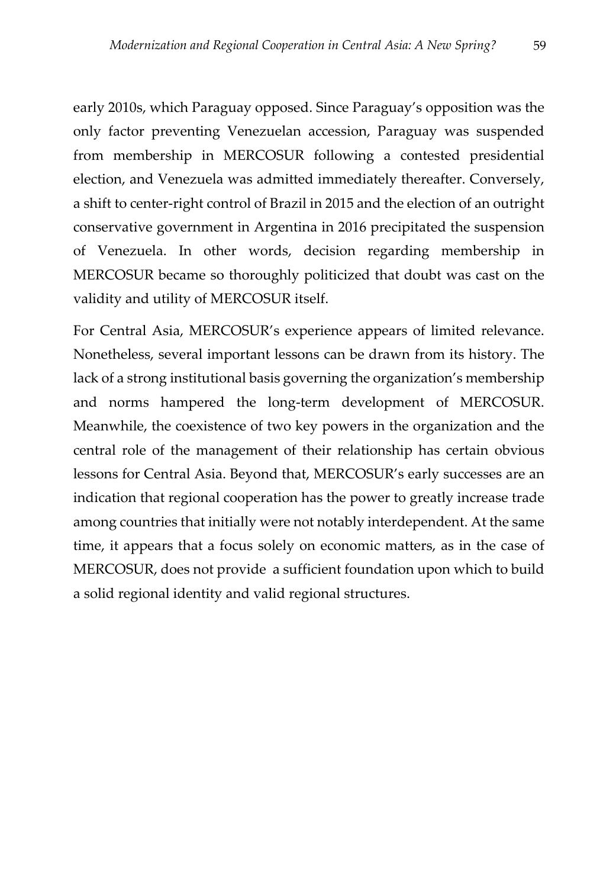early 2010s, which Paraguay opposed. Since Paraguay's opposition was the only factor preventing Venezuelan accession, Paraguay was suspended from membership in MERCOSUR following a contested presidential election, and Venezuela was admitted immediately thereafter. Conversely, a shift to center-right control of Brazil in 2015 and the election of an outright conservative government in Argentina in 2016 precipitated the suspension of Venezuela. In other words, decision regarding membership in MERCOSUR became so thoroughly politicized that doubt was cast on the validity and utility of MERCOSUR itself.

For Central Asia, MERCOSUR's experience appears of limited relevance. Nonetheless, several important lessons can be drawn from its history. The lack of a strong institutional basis governing the organization's membership and norms hampered the long-term development of MERCOSUR. Meanwhile, the coexistence of two key powers in the organization and the central role of the management of their relationship has certain obvious lessons for Central Asia. Beyond that, MERCOSUR's early successes are an indication that regional cooperation has the power to greatly increase trade among countries that initially were not notably interdependent. At the same time, it appears that a focus solely on economic matters, as in the case of MERCOSUR, does not provide a sufficient foundation upon which to build a solid regional identity and valid regional structures.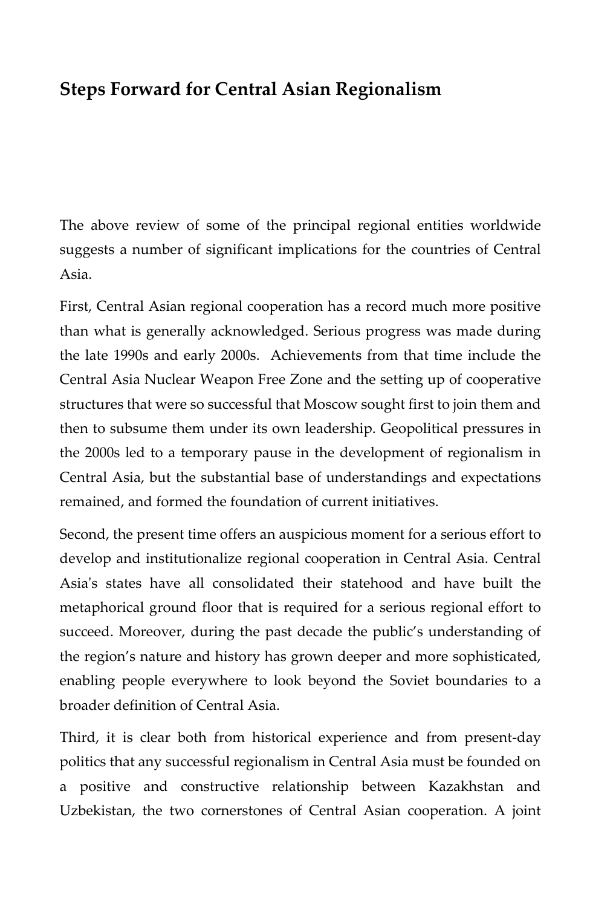## Steps Forward for Central Asian Regionalism

The above review of some of the principal regional entities worldwide suggests a number of significant implications for the countries of Central Asia.

First, Central Asian regional cooperation has a record much more positive than what is generally acknowledged. Serious progress was made during the late 1990s and early 2000s. Achievements from that time include the Central Asia Nuclear Weapon Free Zone and the setting up of cooperative structures that were so successful that Moscow sought first to join them and then to subsume them under its own leadership. Geopolitical pressures in the 2000s led to a temporary pause in the development of regionalism in Central Asia, but the substantial base of understandings and expectations remained, and formed the foundation of current initiatives.

Second, the present time offers an auspicious moment for a serious effort to develop and institutionalize regional cooperation in Central Asia. Central Asia's states have all consolidated their statehood and have built the metaphorical ground floor that is required for a serious regional effort to succeed. Moreover, during the past decade the public's understanding of the region's nature and history has grown deeper and more sophisticated, enabling people everywhere to look beyond the Soviet boundaries to a broader definition of Central Asia.

Third, it is clear both from historical experience and from present-day politics that any successful regionalism in Central Asia must be founded on a positive and constructive relationship between Kazakhstan and Uzbekistan, the two cornerstones of Central Asian cooperation. A joint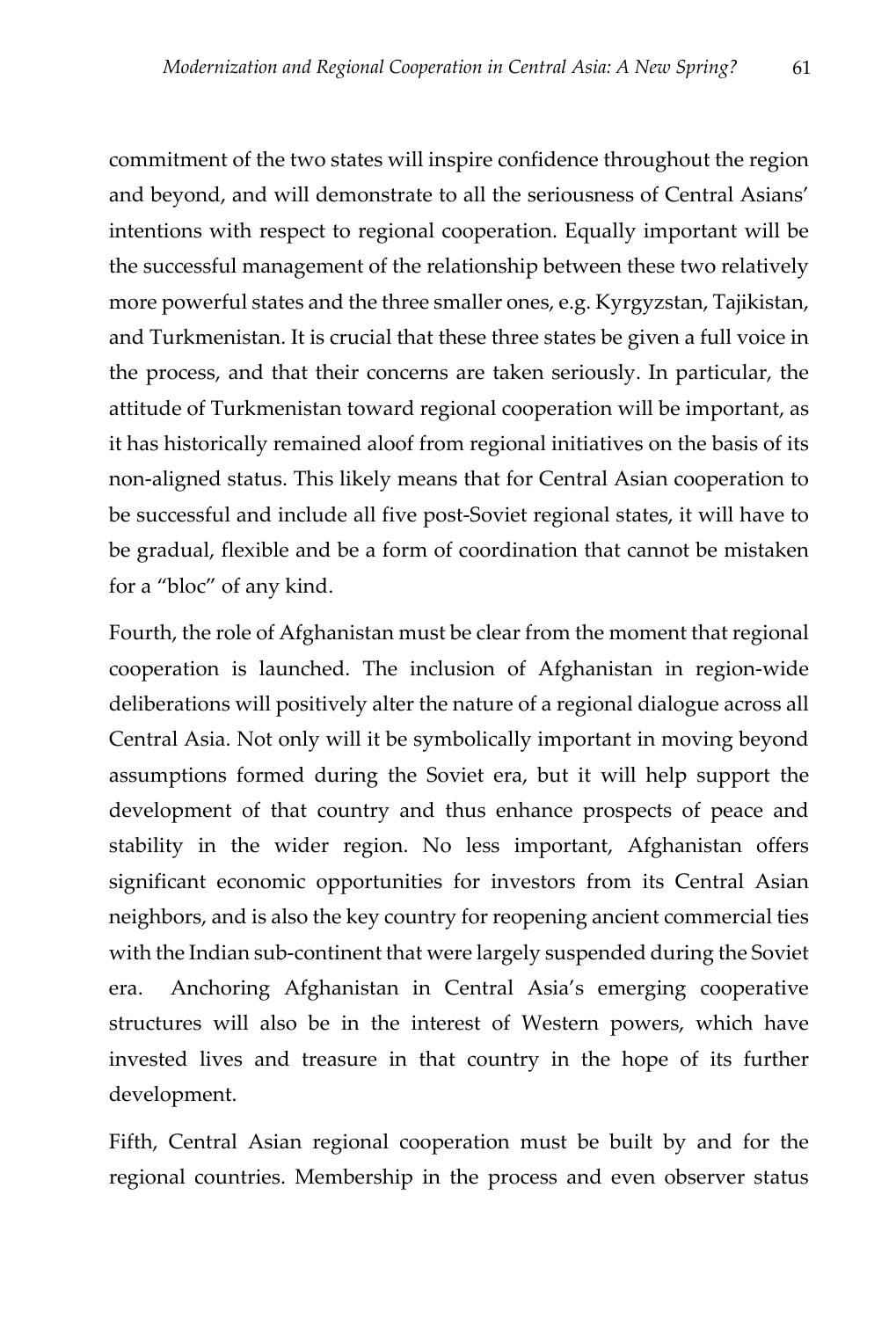commitment of the two states will inspire confidence throughout the region and beyond, and will demonstrate to all the seriousness of Central Asians' intentions with respect to regional cooperation. Equally important will be the successful management of the relationship between these two relatively more powerful states and the three smaller ones, e.g. Kyrgyzstan, Tajikistan, and Turkmenistan. It is crucial that these three states be given a full voice in the process, and that their concerns are taken seriously. In particular, the attitude of Turkmenistan toward regional cooperation will be important, as it has historically remained aloof from regional initiatives on the basis of its non-aligned status. This likely means that for Central Asian cooperation to be successful and include all five post-Soviet regional states, it will have to be gradual, flexible and be a form of coordination that cannot be mistaken for a "bloc" of any kind.

Fourth, the role of Afghanistan must be clear from the moment that regional cooperation is launched. The inclusion of Afghanistan in region-wide deliberations will positively alter the nature of a regional dialogue across all Central Asia. Not only will it be symbolically important in moving beyond assumptions formed during the Soviet era, but it will help support the development of that country and thus enhance prospects of peace and stability in the wider region. No less important, Afghanistan offers significant economic opportunities for investors from its Central Asian neighbors, and is also the key country for reopening ancient commercial ties with the Indian sub-continent that were largely suspended during the Soviet era. Anchoring Afghanistan in Central Asia's emerging cooperative structures will also be in the interest of Western powers, which have invested lives and treasure in that country in the hope of its further development.

Fifth, Central Asian regional cooperation must be built by and for the regional countries. Membership in the process and even observer status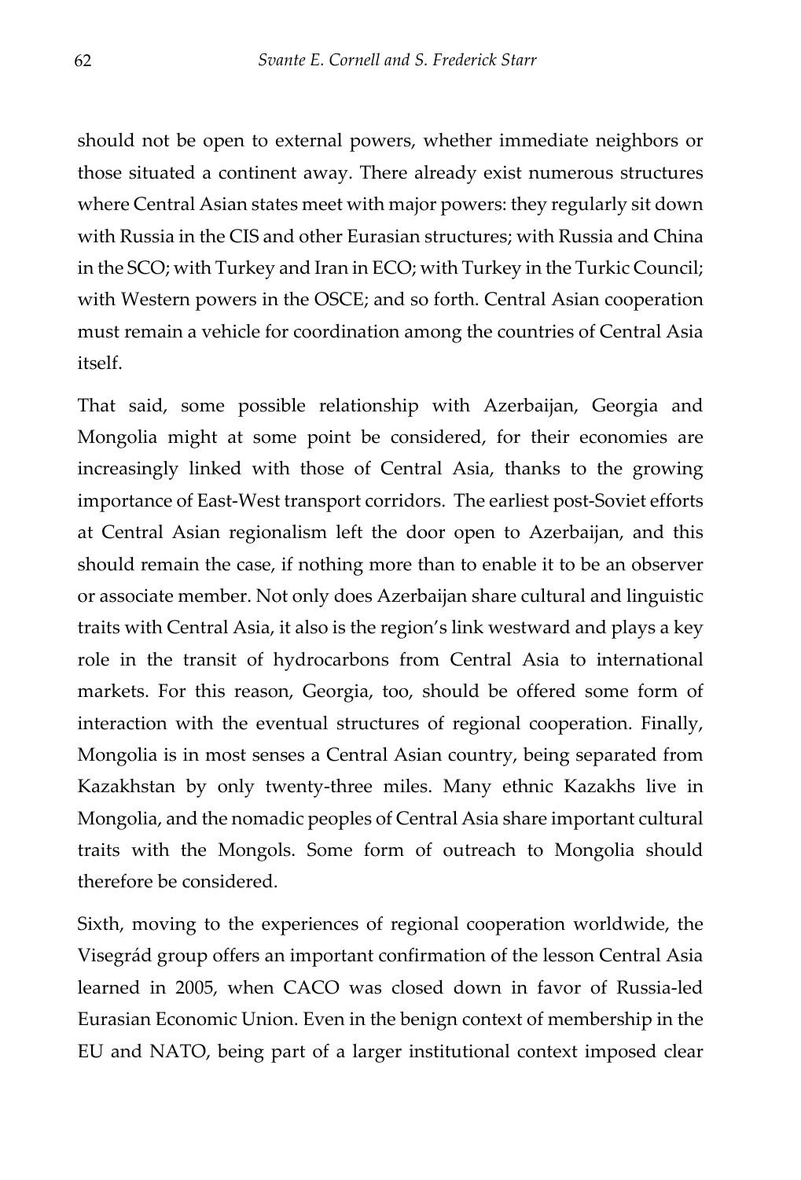should not be open to external powers, whether immediate neighbors or those situated a continent away. There already exist numerous structures where Central Asian states meet with major powers: they regularly sit down with Russia in the CIS and other Eurasian structures; with Russia and China in the SCO; with Turkey and Iran in ECO; with Turkey in the Turkic Council; with Western powers in the OSCE; and so forth. Central Asian cooperation must remain a vehicle for coordination among the countries of Central Asia itself.

That said, some possible relationship with Azerbaijan, Georgia and Mongolia might at some point be considered, for their economies are increasingly linked with those of Central Asia, thanks to the growing importance of East-West transport corridors. The earliest post-Soviet efforts at Central Asian regionalism left the door open to Azerbaijan, and this should remain the case, if nothing more than to enable it to be an observer or associate member. Not only does Azerbaijan share cultural and linguistic traits with Central Asia, it also is the region's link westward and plays a key role in the transit of hydrocarbons from Central Asia to international markets. For this reason, Georgia, too, should be offered some form of interaction with the eventual structures of regional cooperation. Finally, Mongolia is in most senses a Central Asian country, being separated from Kazakhstan by only twenty-three miles. Many ethnic Kazakhs live in Mongolia, and the nomadic peoples of Central Asia share important cultural traits with the Mongols. Some form of outreach to Mongolia should therefore be considered.

Sixth, moving to the experiences of regional cooperation worldwide, the Visegrád group offers an important confirmation of the lesson Central Asia learned in 2005, when CACO was closed down in favor of Russia-led Eurasian Economic Union. Even in the benign context of membership in the EU and NATO, being part of a larger institutional context imposed clear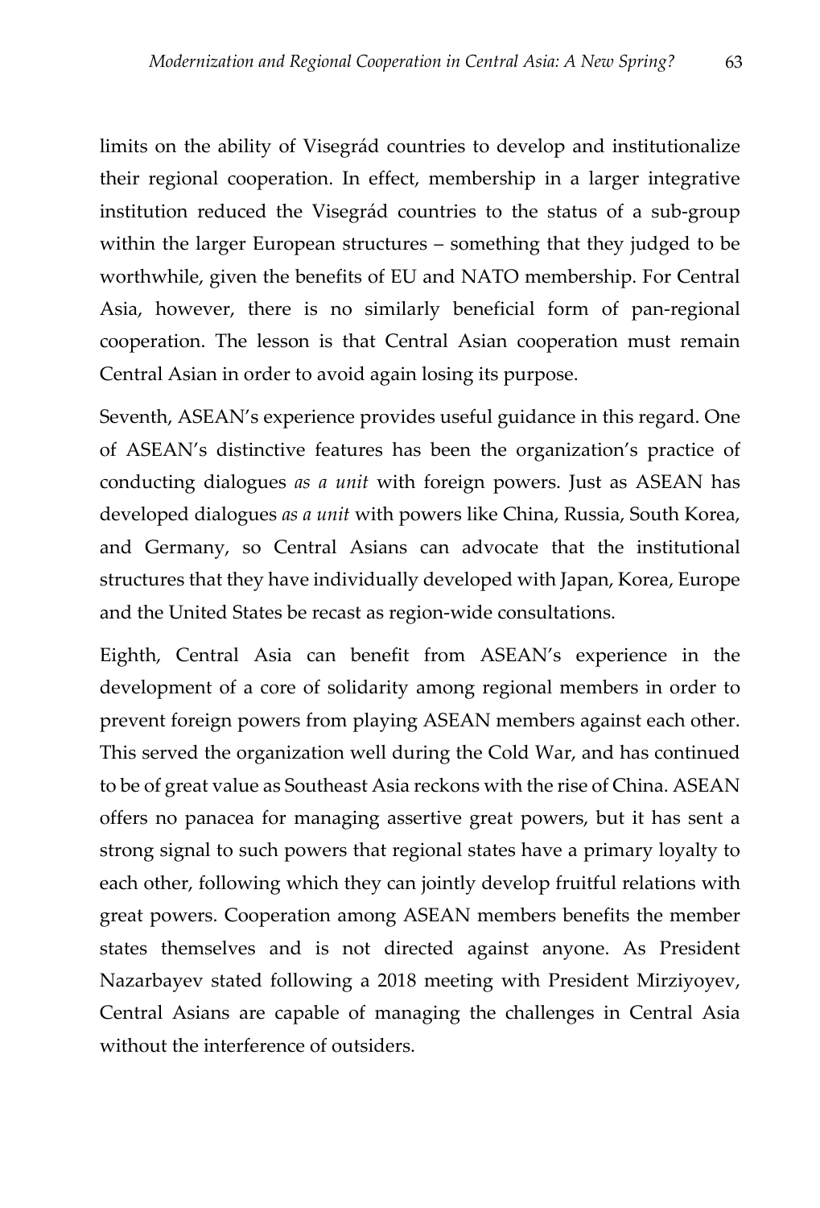limits on the ability of Visegrád countries to develop and institutionalize their regional cooperation. In effect, membership in a larger integrative institution reduced the Visegrád countries to the status of a sub-group within the larger European structures – something that they judged to be worthwhile, given the benefits of EU and NATO membership. For Central Asia, however, there is no similarly beneficial form of pan-regional cooperation. The lesson is that Central Asian cooperation must remain Central Asian in order to avoid again losing its purpose.

Seventh, ASEAN's experience provides useful guidance in this regard. One of ASEAN's distinctive features has been the organization's practice of conducting dialogues *as a unit* with foreign powers. Just as ASEAN has developed dialogues *as a unit* with powers like China, Russia, South Korea, and Germany, so Central Asians can advocate that the institutional structures that they have individually developed with Japan, Korea, Europe and the United States be recast as region-wide consultations.

Eighth, Central Asia can benefit from ASEAN's experience in the development of a core of solidarity among regional members in order to prevent foreign powers from playing ASEAN members against each other. This served the organization well during the Cold War, and has continued to be of great value as Southeast Asia reckons with the rise of China. ASEAN offers no panacea for managing assertive great powers, but it has sent a strong signal to such powers that regional states have a primary loyalty to each other, following which they can jointly develop fruitful relations with great powers. Cooperation among ASEAN members benefits the member states themselves and is not directed against anyone. As President Nazarbayev stated following a 2018 meeting with President Mirziyoyev, Central Asians are capable of managing the challenges in Central Asia without the interference of outsiders.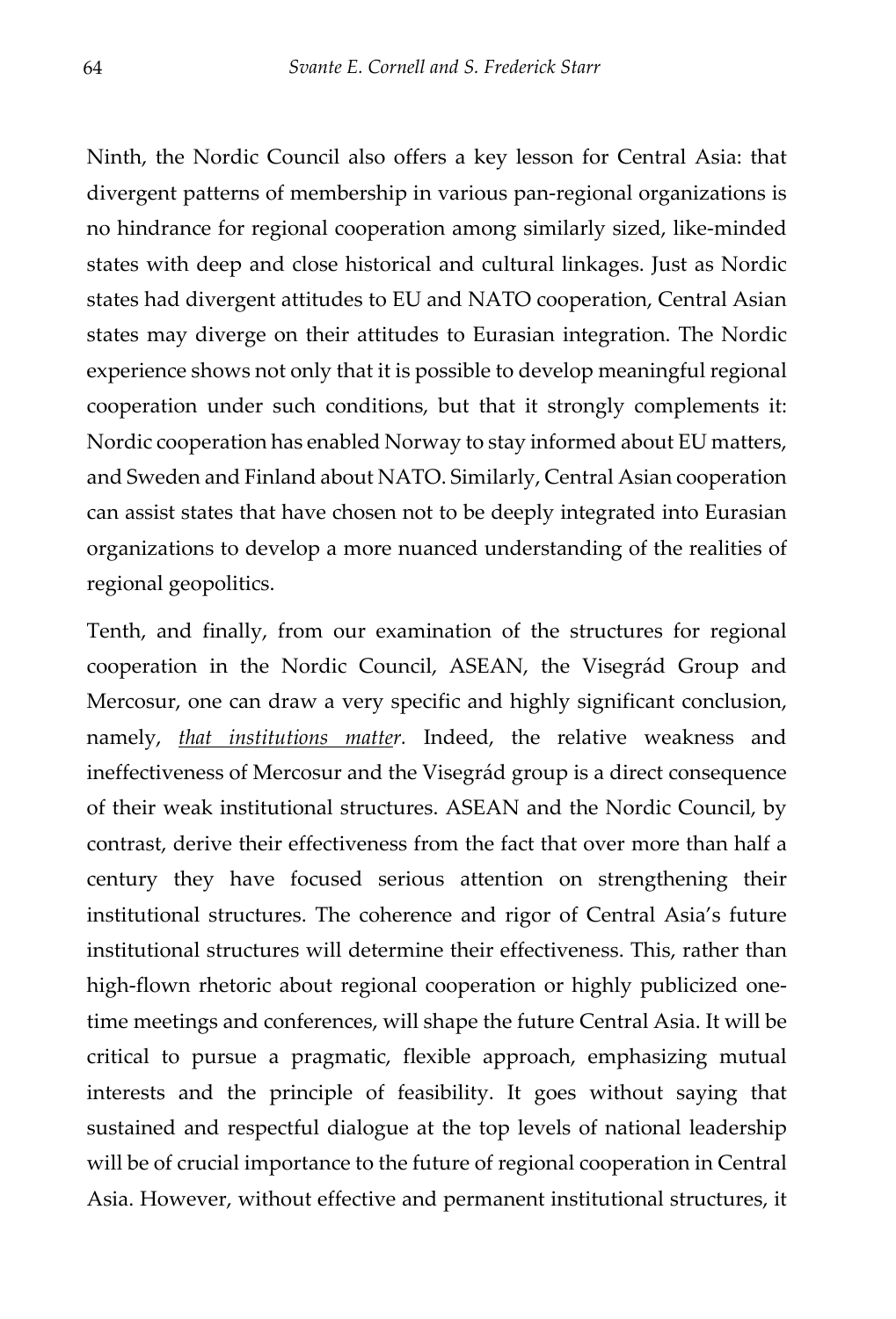Ninth, the Nordic Council also offers a key lesson for Central Asia: that divergent patterns of membership in various pan-regional organizations is no hindrance for regional cooperation among similarly sized, like-minded states with deep and close historical and cultural linkages. Just as Nordic states had divergent attitudes to EU and NATO cooperation, Central Asian states may diverge on their attitudes to Eurasian integration. The Nordic experience shows not only that it is possible to develop meaningful regional cooperation under such conditions, but that it strongly complements it: Nordic cooperation has enabled Norway to stay informed about EU matters, and Sweden and Finland about NATO. Similarly, Central Asian cooperation can assist states that have chosen not to be deeply integrated into Eurasian organizations to develop a more nuanced understanding of the realities of regional geopolitics.

Tenth, and finally, from our examination of the structures for regional cooperation in the Nordic Council, ASEAN, the Visegrád Group and Mercosur, one can draw a very specific and highly significant conclusion, namely, *<u>that institutions matter</u>*. Indeed, the relative weakness and ineffectiveness of Mercosur and the Visegrád group is a direct consequence of their weak institutional structures. ASEAN and the Nordic Council, by contrast, derive their effectiveness from the fact that over more than half a century they have focused serious attention on strengthening their institutional structures. The coherence and rigor of Central Asia's future institutional structures will determine their effectiveness. This, rather than high-flown rhetoric about regional cooperation or highly publicized one-time meetings and conferences, will shape the future Central Asia. It will be critical to pursue a pragmatic, flexible approach, emphasizing mutual interests and the principle of feasibility. It goes without saying that sustained and respectful dialogue at the top levels of national leadership will be of crucial importance to the future of regional cooperation in Central Asia. However, without effective and permanent institutional structures, it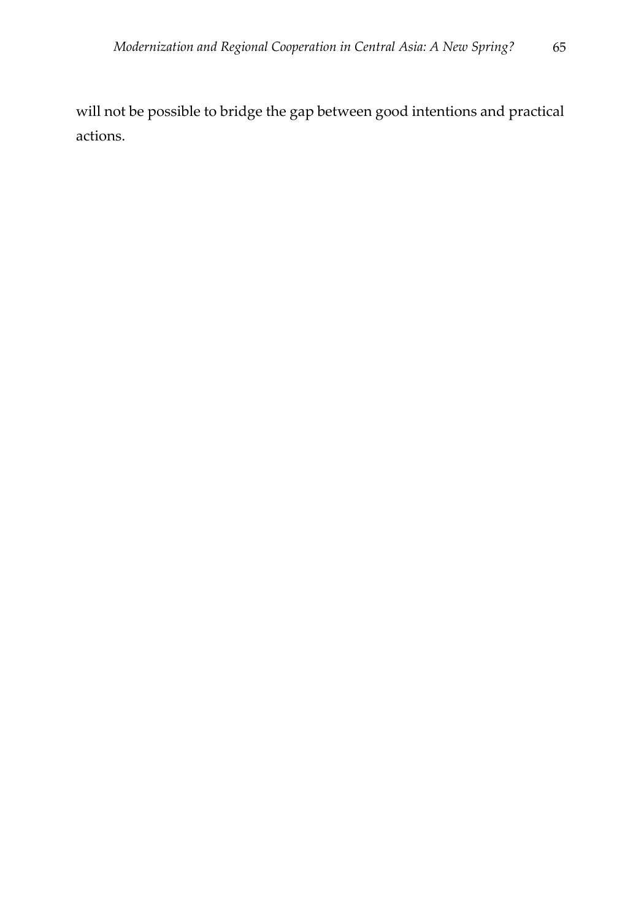will not be possible to bridge the gap between good intentions and practical actions.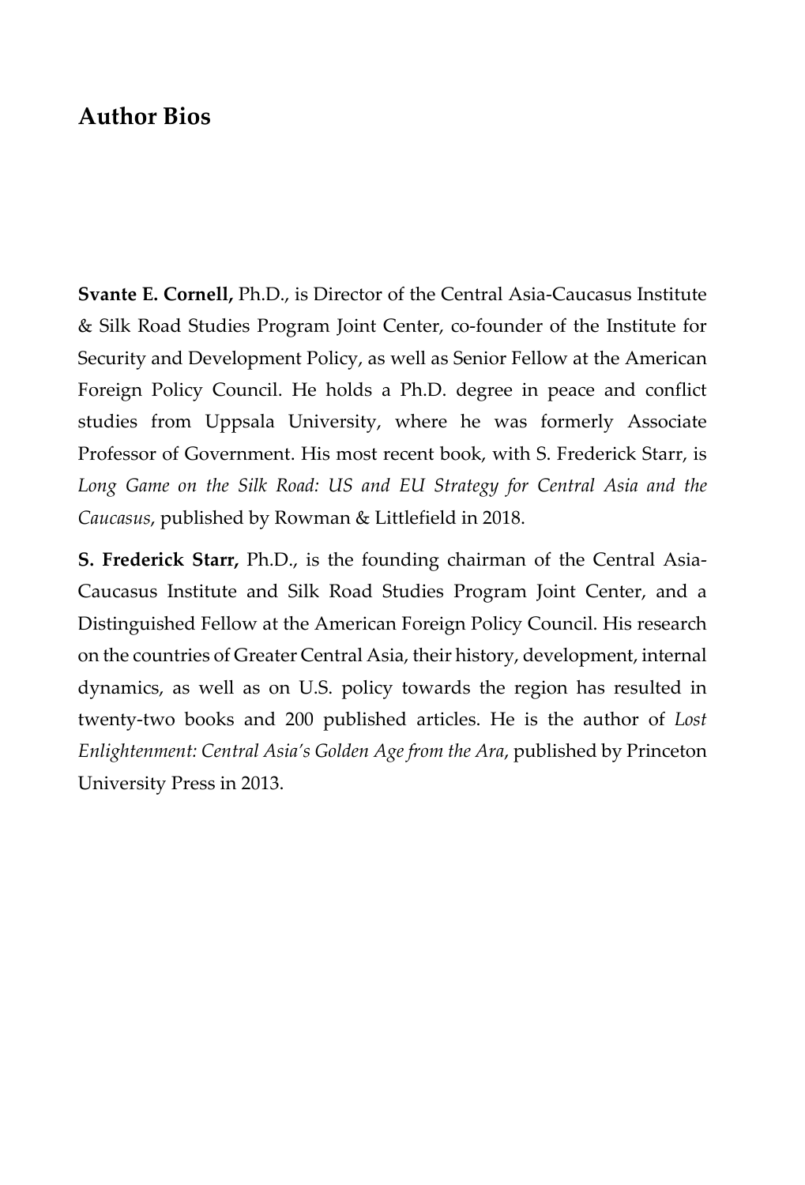## Author Bios

**Svante E. Cornell,** Ph.D., is Director of the Central Asia-Caucasus Institute & Silk Road Studies Program Joint Center, co-founder of the Institute for Security and Development Policy, as well as Senior Fellow at the American Foreign Policy Council. He holds a Ph.D. degree in peace and conflict studies from Uppsala University, where he was formerly Associate Professor of Government. His most recent book, with S. Frederick Starr, is *Long Game on the Silk Road: US and EU Strategy for Central Asia and the Caucasus*, published by Rowman & Littlefield in 2018.

**S. Frederick Starr,** Ph.D., is the founding chairman of the Central Asia-Caucasus Institute and Silk Road Studies Program Joint Center, and a Distinguished Fellow at the American Foreign Policy Council. His research on the countries of Greater Central Asia, their history, development, internal dynamics, as well as on U.S. policy towards the region has resulted in twenty-two books and 200 published articles. He is the author of *Lost Enlightenment: Central Asia's Golden Age from the Ara*, published by Princeton University Press in 2013.